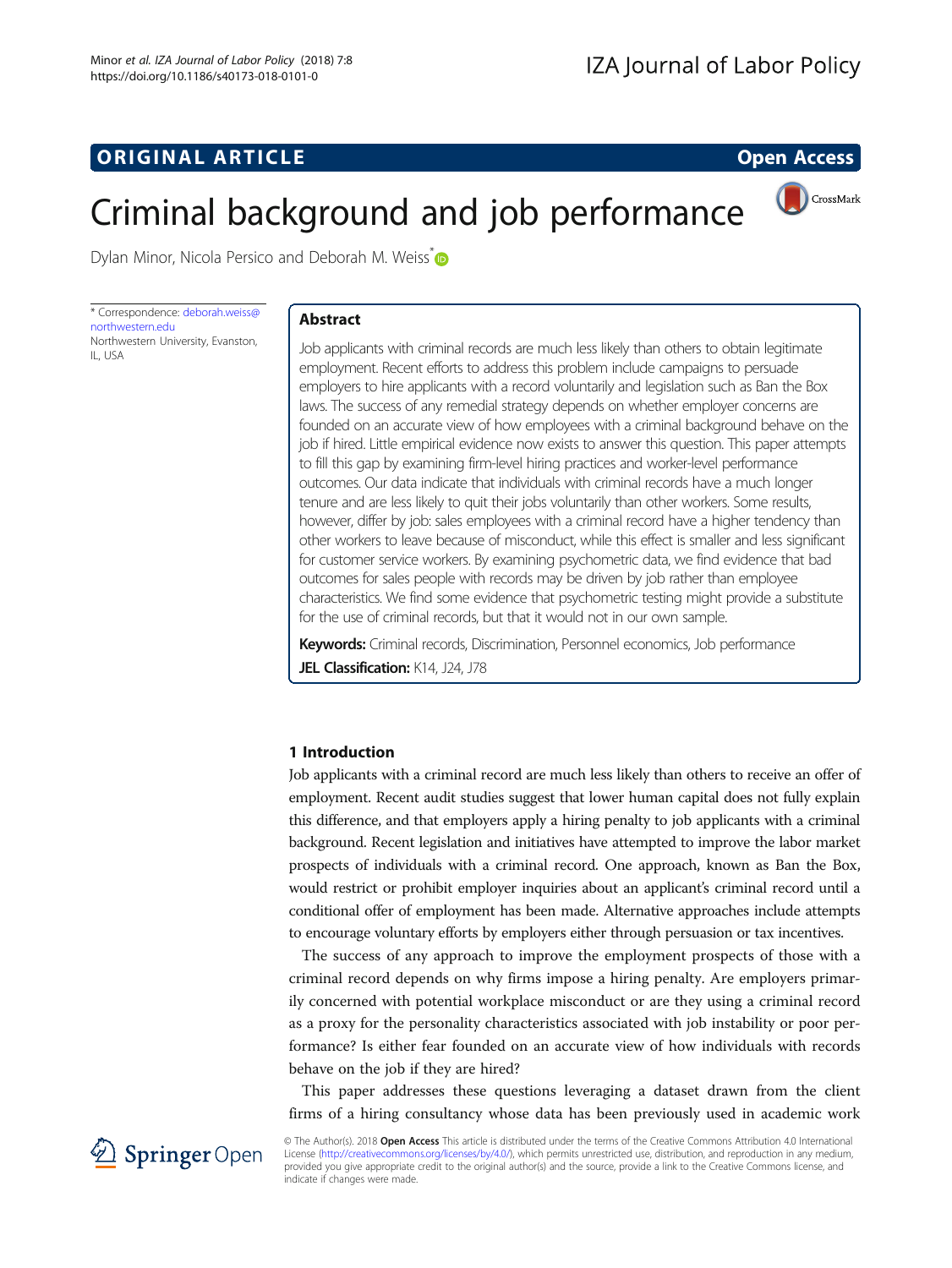## ORIGINAL ARTICLE

Open Access

# Criminal background and job performance

Dylan Minor, Nicola Persico and Deborah M. Weiss*

\* Correspondence: deborah.weiss@northwestern.edu
Northwestern University, Evanston, IL, USA

### Abstract

Job applicants with criminal records are much less likely than others to obtain legitimate employment. Recent efforts to address this problem include campaigns to persuade employers to hire applicants with a record voluntarily and legislation such as Ban the Box laws. The success of any remedial strategy depends on whether employer concerns are founded on an accurate view of how employees with a criminal background behave on the job if hired. Little empirical evidence now exists to answer this question. This paper attempts to fill this gap by examining firm-level hiring practices and worker-level performance outcomes. Our data indicate that individuals with criminal records have a much longer tenure and are less likely to quit their jobs voluntarily than other workers. Some results, however, differ by job: sales employees with a criminal record have a higher tendency than other workers to leave because of misconduct, while this effect is smaller and less significant for customer service workers. By examining psychometric data, we find evidence that bad outcomes for sales people with records may be driven by job rather than employee characteristics. We find some evidence that psychometric testing might provide a substitute for the use of criminal records, but that it would not in our own sample.

**Keywords:** Criminal records, Discrimination, Personnel economics, Job performance

**JEL Classification:** K14, J24, J78

## 1 Introduction

Job applicants with a criminal record are much less likely than others to receive an offer of employment. Recent audit studies suggest that lower human capital does not fully explain this difference, and that employers apply a hiring penalty to job applicants with a criminal background. Recent legislation and initiatives have attempted to improve the labor market prospects of individuals with a criminal record. One approach, known as Ban the Box, would restrict or prohibit employer inquiries about an applicant's criminal record until a conditional offer of employment has been made. Alternative approaches include attempts to encourage voluntary efforts by employers either through persuasion or tax incentives.

The success of any approach to improve the employment prospects of those with a criminal record depends on why firms impose a hiring penalty. Are employers primarily concerned with potential workplace misconduct or are they using a criminal record as a proxy for the personality characteristics associated with job instability or poor performance? Is either fear founded on an accurate view of how individuals with records behave on the job if they are hired?

This paper addresses these questions leveraging a dataset drawn from the client firms of a hiring consultancy whose data has been previously used in academic work

© The Author(s). 2018 **Open Access** This article is distributed under the terms of the Creative Commons Attribution 4.0 International License (http://creativecommons.org/licenses/by/4.0/), which permits unrestricted use, distribution, and reproduction in any medium, provided you give appropriate credit to the original author(s) and the source, provide a link to the Creative Commons license, and indicate if changes were made.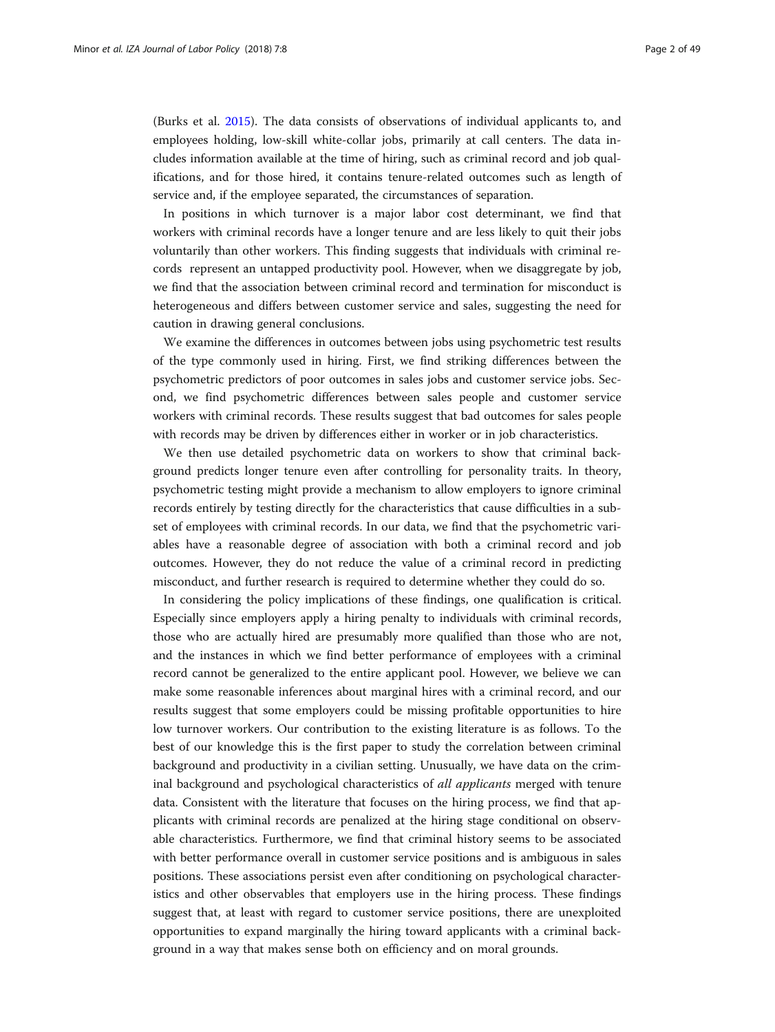(Burks et al. 2015). The data consists of observations of individual applicants to, and employees holding, low-skill white-collar jobs, primarily at call centers. The data includes information available at the time of hiring, such as criminal record and job qualifications, and for those hired, it contains tenure-related outcomes such as length of service and, if the employee separated, the circumstances of separation.

In positions in which turnover is a major labor cost determinant, we find that workers with criminal records have a longer tenure and are less likely to quit their jobs voluntarily than other workers. This finding suggests that individuals with criminal records represent an untapped productivity pool. However, when we disaggregate by job, we find that the association between criminal record and termination for misconduct is heterogeneous and differs between customer service and sales, suggesting the need for caution in drawing general conclusions.

We examine the differences in outcomes between jobs using psychometric test results of the type commonly used in hiring. First, we find striking differences between the psychometric predictors of poor outcomes in sales jobs and customer service jobs. Second, we find psychometric differences between sales people and customer service workers with criminal records. These results suggest that bad outcomes for sales people with records may be driven by differences either in worker or in job characteristics.

We then use detailed psychometric data on workers to show that criminal background predicts longer tenure even after controlling for personality traits. In theory, psychometric testing might provide a mechanism to allow employers to ignore criminal records entirely by testing directly for the characteristics that cause difficulties in a subset of employees with criminal records. In our data, we find that the psychometric variables have a reasonable degree of association with both a criminal record and job outcomes. However, they do not reduce the value of a criminal record in predicting misconduct, and further research is required to determine whether they could do so.

In considering the policy implications of these findings, one qualification is critical. Especially since employers apply a hiring penalty to individuals with criminal records, those who are actually hired are presumably more qualified than those who are not, and the instances in which we find better performance of employees with a criminal record cannot be generalized to the entire applicant pool. However, we believe we can make some reasonable inferences about marginal hires with a criminal record, and our results suggest that some employers could be missing profitable opportunities to hire low turnover workers. Our contribution to the existing literature is as follows. To the best of our knowledge this is the first paper to study the correlation between criminal background and productivity in a civilian setting. Unusually, we have data on the criminal background and psychological characteristics of *all applicants* merged with tenure data. Consistent with the literature that focuses on the hiring process, we find that applicants with criminal records are penalized at the hiring stage conditional on observable characteristics. Furthermore, we find that criminal history seems to be associated with better performance overall in customer service positions and is ambiguous in sales positions. These associations persist even after conditioning on psychological characteristics and other observables that employers use in the hiring process. These findings suggest that, at least with regard to customer service positions, there are unexploited opportunities to expand marginally the hiring toward applicants with a criminal background in a way that makes sense both on efficiency and on moral grounds.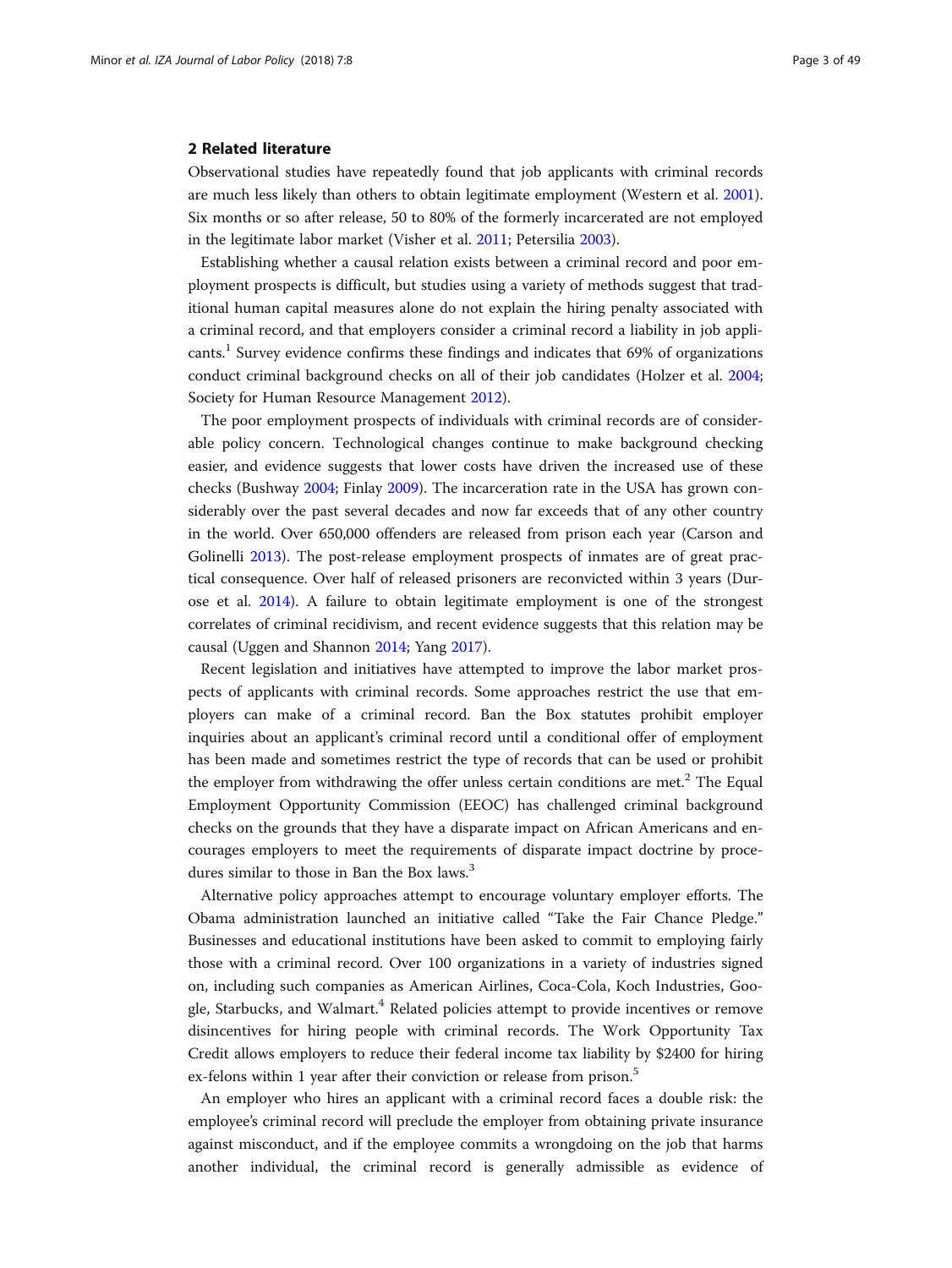## 2 Related literature

Observational studies have repeatedly found that job applicants with criminal records are much less likely than others to obtain legitimate employment (Western et al. 2001). Six months or so after release, 50 to 80% of the formerly incarcerated are not employed in the legitimate labor market (Visher et al. 2011; Petersilia 2003).

Establishing whether a causal relation exists between a criminal record and poor employment prospects is difficult, but studies using a variety of methods suggest that traditional human capital measures alone do not explain the hiring penalty associated with a criminal record, and that employers consider a criminal record a liability in job applicants.[1] Survey evidence confirms these findings and indicates that 69% of organizations conduct criminal background checks on all of their job candidates (Holzer et al. 2004; Society for Human Resource Management 2012).

The poor employment prospects of individuals with criminal records are of considerable policy concern. Technological changes continue to make background checking easier, and evidence suggests that lower costs have driven the increased use of these checks (Bushway 2004; Finlay 2009). The incarceration rate in the USA has grown considerably over the past several decades and now far exceeds that of any other country in the world. Over 650,000 offenders are released from prison each year (Carson and Golinelli 2013). The post-release employment prospects of inmates are of great practical consequence. Over half of released prisoners are reconvicted within 3 years (Durose et al. 2014). A failure to obtain legitimate employment is one of the strongest correlates of criminal recidivism, and recent evidence suggests that this relation may be causal (Uggen and Shannon 2014; Yang 2017).

Recent legislation and initiatives have attempted to improve the labor market prospects of applicants with criminal records. Some approaches restrict the use that employers can make of a criminal record. Ban the Box statutes prohibit employer inquiries about an applicant's criminal record until a conditional offer of employment has been made and sometimes restrict the type of records that can be used or prohibit the employer from withdrawing the offer unless certain conditions are met.[2] The Equal Employment Opportunity Commission (EEOC) has challenged criminal background checks on the grounds that they have a disparate impact on African Americans and encourages employers to meet the requirements of disparate impact doctrine by procedures similar to those in Ban the Box laws.[3]

Alternative policy approaches attempt to encourage voluntary employer efforts. The Obama administration launched an initiative called "Take the Fair Chance Pledge." Businesses and educational institutions have been asked to commit to employing fairly those with a criminal record. Over 100 organizations in a variety of industries signed on, including such companies as American Airlines, Coca-Cola, Koch Industries, Google, Starbucks, and Walmart.[4] Related policies attempt to provide incentives or remove disincentives for hiring people with criminal records. The Work Opportunity Tax Credit allows employers to reduce their federal income tax liability by $2400 for hiring ex-felons within 1 year after their conviction or release from prison.[5]

An employer who hires an applicant with a criminal record faces a double risk: the employee's criminal record will preclude the employer from obtaining private insurance against misconduct, and if the employee commits a wrongdoing on the job that harms another individual, the criminal record is generally admissible as evidence of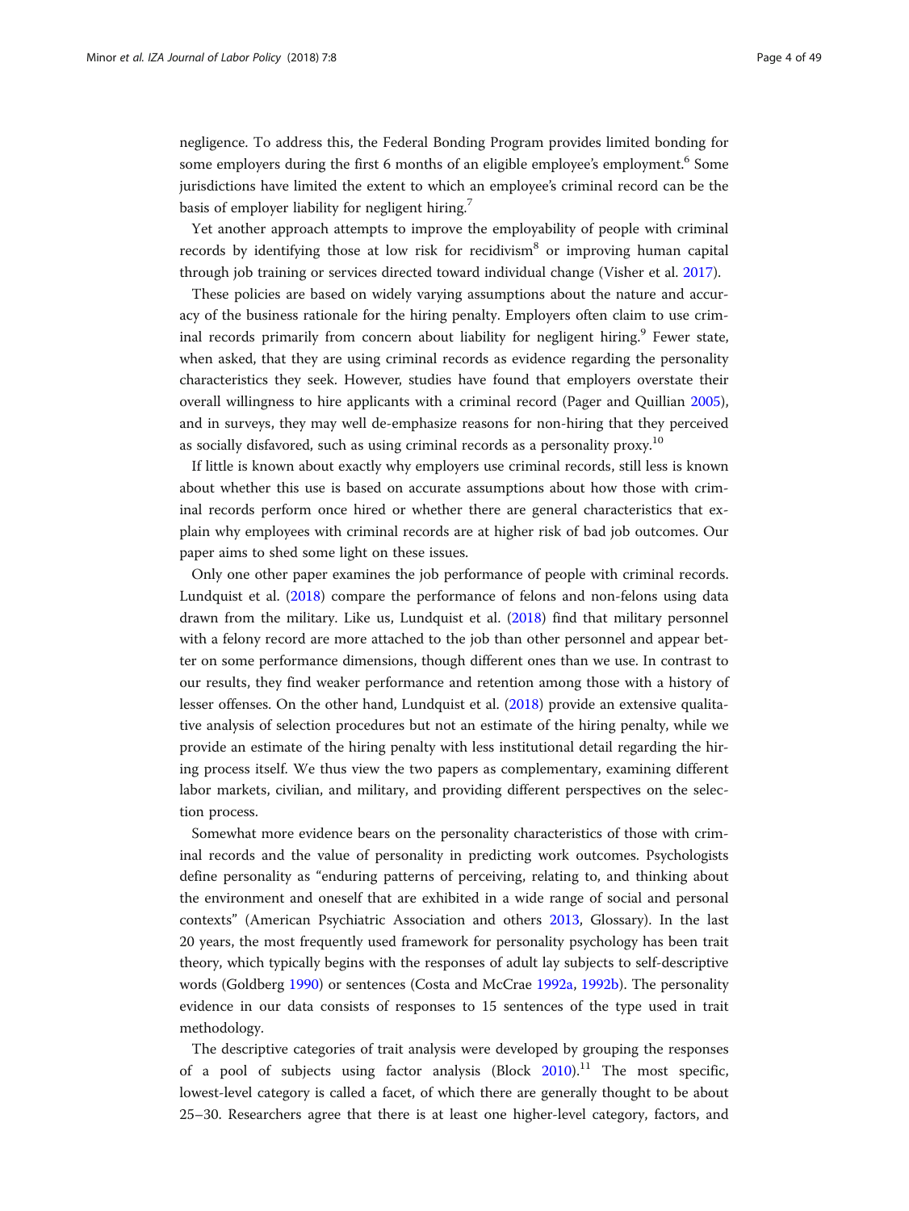negligence. To address this, the Federal Bonding Program provides limited bonding for some employers during the first 6 months of an eligible employee's employment.[6] Some jurisdictions have limited the extent to which an employee's criminal record can be the basis of employer liability for negligent hiring.[7]

Yet another approach attempts to improve the employability of people with criminal records by identifying those at low risk for recidivism[8] or improving human capital through job training or services directed toward individual change (Visher et al. 2017).

These policies are based on widely varying assumptions about the nature and accuracy of the business rationale for the hiring penalty. Employers often claim to use criminal records primarily from concern about liability for negligent hiring.[9] Fewer state, when asked, that they are using criminal records as evidence regarding the personality characteristics they seek. However, studies have found that employers overstate their overall willingness to hire applicants with a criminal record (Pager and Quillian 2005), and in surveys, they may well de-emphasize reasons for non-hiring that they perceived as socially disfavored, such as using criminal records as a personality proxy.[10]

If little is known about exactly why employers use criminal records, still less is known about whether this use is based on accurate assumptions about how those with criminal records perform once hired or whether there are general characteristics that explain why employees with criminal records are at higher risk of bad job outcomes. Our paper aims to shed some light on these issues.

Only one other paper examines the job performance of people with criminal records. Lundquist et al. (2018) compare the performance of felons and non-felons using data drawn from the military. Like us, Lundquist et al. (2018) find that military personnel with a felony record are more attached to the job than other personnel and appear better on some performance dimensions, though different ones than we use. In contrast to our results, they find weaker performance and retention among those with a history of lesser offenses. On the other hand, Lundquist et al. (2018) provide an extensive qualitative analysis of selection procedures but not an estimate of the hiring penalty, while we provide an estimate of the hiring penalty with less institutional detail regarding the hiring process itself. We thus view the two papers as complementary, examining different labor markets, civilian, and military, and providing different perspectives on the selection process.

Somewhat more evidence bears on the personality characteristics of those with criminal records and the value of personality in predicting work outcomes. Psychologists define personality as "enduring patterns of perceiving, relating to, and thinking about the environment and oneself that are exhibited in a wide range of social and personal contexts" (American Psychiatric Association and others 2013, Glossary). In the last 20 years, the most frequently used framework for personality psychology has been trait theory, which typically begins with the responses of adult lay subjects to self-descriptive words (Goldberg 1990) or sentences (Costa and McCrae 1992a, 1992b). The personality evidence in our data consists of responses to 15 sentences of the type used in trait methodology.

The descriptive categories of trait analysis were developed by grouping the responses of a pool of subjects using factor analysis (Block 2010).[11] The most specific, lowest-level category is called a facet, of which there are generally thought to be about 25–30. Researchers agree that there is at least one higher-level category, factors, and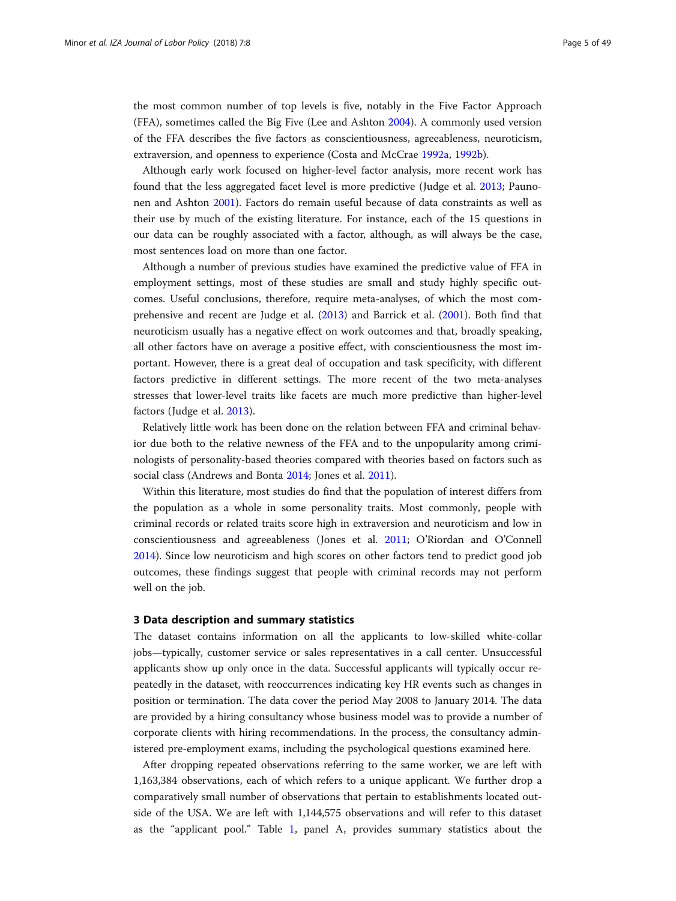the most common number of top levels is five, notably in the Five Factor Approach (FFA), sometimes called the Big Five (Lee and Ashton 2004). A commonly used version of the FFA describes the five factors as conscientiousness, agreeableness, neuroticism, extraversion, and openness to experience (Costa and McCrae 1992a, 1992b).

Although early work focused on higher-level factor analysis, more recent work has found that the less aggregated facet level is more predictive (Judge et al. 2013; Paunonen and Ashton 2001). Factors do remain useful because of data constraints as well as their use by much of the existing literature. For instance, each of the 15 questions in our data can be roughly associated with a factor, although, as will always be the case, most sentences load on more than one factor.

Although a number of previous studies have examined the predictive value of FFA in employment settings, most of these studies are small and study highly specific outcomes. Useful conclusions, therefore, require meta-analyses, of which the most comprehensive and recent are Judge et al. (2013) and Barrick et al. (2001). Both find that neuroticism usually has a negative effect on work outcomes and that, broadly speaking, all other factors have on average a positive effect, with conscientiousness the most important. However, there is a great deal of occupation and task specificity, with different factors predictive in different settings. The more recent of the two meta-analyses stresses that lower-level traits like facets are much more predictive than higher-level factors (Judge et al. 2013).

Relatively little work has been done on the relation between FFA and criminal behavior due both to the relative newness of the FFA and to the unpopularity among criminologists of personality-based theories compared with theories based on factors such as social class (Andrews and Bonta 2014; Jones et al. 2011).

Within this literature, most studies do find that the population of interest differs from the population as a whole in some personality traits. Most commonly, people with criminal records or related traits score high in extraversion and neuroticism and low in conscientiousness and agreeableness (Jones et al. 2011; O'Riordan and O'Connell 2014). Since low neuroticism and high scores on other factors tend to predict good job outcomes, these findings suggest that people with criminal records may not perform well on the job.

## 3 Data description and summary statistics

The dataset contains information on all the applicants to low-skilled white-collar jobs—typically, customer service or sales representatives in a call center. Unsuccessful applicants show up only once in the data. Successful applicants will typically occur repeatedly in the dataset, with reoccurrences indicating key HR events such as changes in position or termination. The data cover the period May 2008 to January 2014. The data are provided by a hiring consultancy whose business model was to provide a number of corporate clients with hiring recommendations. In the process, the consultancy administered pre-employment exams, including the psychological questions examined here.

After dropping repeated observations referring to the same worker, we are left with 1,163,384 observations, each of which refers to a unique applicant. We further drop a comparatively small number of observations that pertain to establishments located outside of the USA. We are left with 1,144,575 observations and will refer to this dataset as the "applicant pool." Table 1, panel A, provides summary statistics about the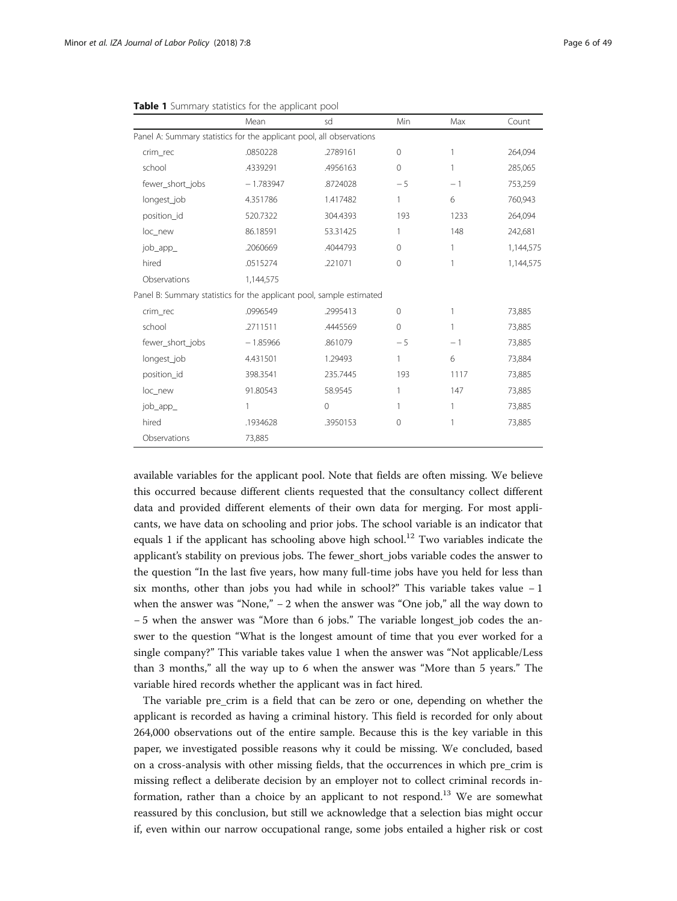**Table 1** Summary statistics for the applicant pool

| | Mean | sd | Min | Max | Count |
|---|---|---|---|---|---|
| Panel A: Summary statistics for the applicant pool, all observations | | | | | |
| crim_rec | .0850228 | .2789161 | 0 | 1 | 264,094 |
| school | .4339291 | .4956163 | 0 | 1 | 285,065 |
| fewer_short_jobs | − 1.783947 | .8724028 | − 5 | − 1 | 753,259 |
| longest_job | 4.351786 | 1.417482 | 1 | 6 | 760,943 |
| position_id | 520.7322 | 304.4393 | 193 | 1233 | 264,094 |
| loc_new | 86.18591 | 53.31425 | 1 | 148 | 242,681 |
| job_app_ | .2060669 | .4044793 | 0 | 1 | 1,144,575 |
| hired | .0515274 | .221071 | 0 | 1 | 1,144,575 |
| Observations | 1,144,575 | | | | |
| Panel B: Summary statistics for the applicant pool, sample estimated | | | | | |
| crim_rec | .0996549 | .2995413 | 0 | 1 | 73,885 |
| school | .2711511 | .4445569 | 0 | 1 | 73,885 |
| fewer_short_jobs | − 1.85966 | .861079 | − 5 | − 1 | 73,885 |
| longest_job | 4.431501 | 1.29493 | 1 | 6 | 73,884 |
| position_id | 398.3541 | 235.7445 | 193 | 1117 | 73,885 |
| loc_new | 91.80543 | 58.9545 | 1 | 147 | 73,885 |
| job_app_ | 1 | 0 | 1 | 1 | 73,885 |
| hired | .1934628 | .3950153 | 0 | 1 | 73,885 |
| Observations | 73,885 | | | | |

available variables for the applicant pool. Note that fields are often missing. We believe this occurred because different clients requested that the consultancy collect different data and provided different elements of their own data for merging. For most applicants, we have data on schooling and prior jobs. The school variable is an indicator that equals 1 if the applicant has schooling above high school.[12] Two variables indicate the applicant's stability on previous jobs. The fewer_short_jobs variable codes the answer to the question "In the last five years, how many full-time jobs have you held for less than six months, other than jobs you had while in school?" This variable takes value − 1 when the answer was "None," − 2 when the answer was "One job," all the way down to − 5 when the answer was "More than 6 jobs." The variable longest_job codes the answer to the question "What is the longest amount of time that you ever worked for a single company?" This variable takes value 1 when the answer was "Not applicable/Less than 3 months," all the way up to 6 when the answer was "More than 5 years." The variable hired records whether the applicant was in fact hired.

The variable pre_crim is a field that can be zero or one, depending on whether the applicant is recorded as having a criminal history. This field is recorded for only about 264,000 observations out of the entire sample. Because this is the key variable in this paper, we investigated possible reasons why it could be missing. We concluded, based on a cross-analysis with other missing fields, that the occurrences in which pre_crim is missing reflect a deliberate decision by an employer not to collect criminal records information, rather than a choice by an applicant to not respond.[13] We are somewhat reassured by this conclusion, but still we acknowledge that a selection bias might occur if, even within our narrow occupational range, some jobs entailed a higher risk or cost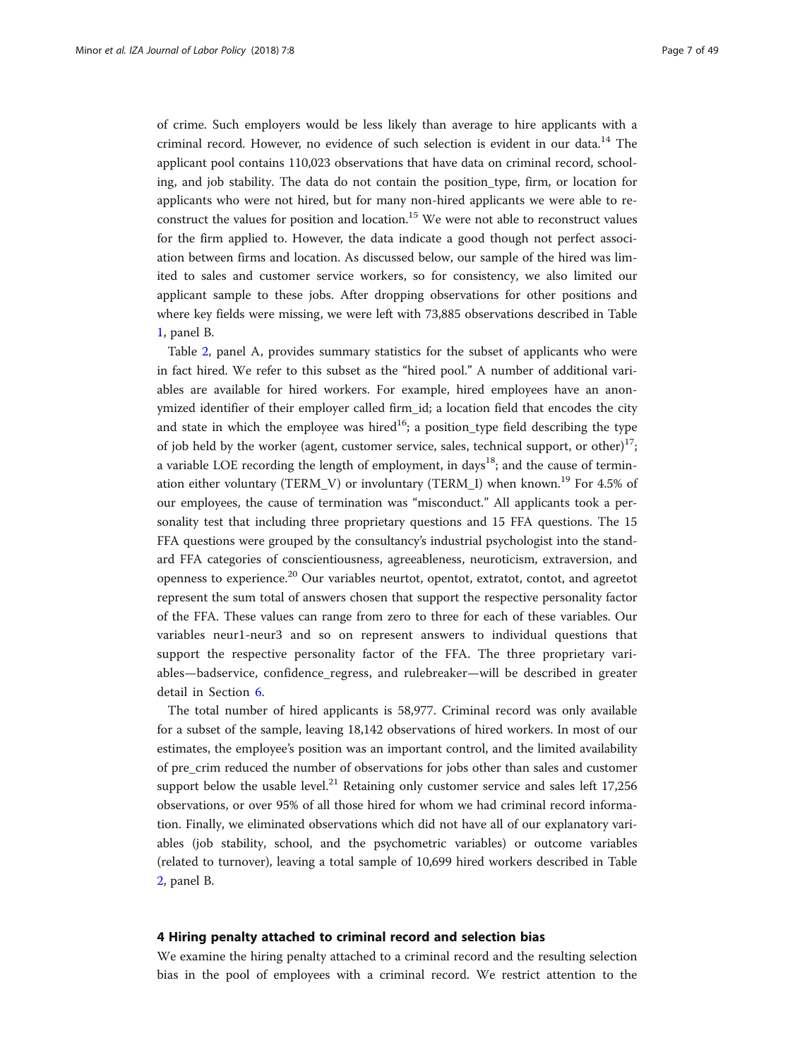of crime. Such employers would be less likely than average to hire applicants with a criminal record. However, no evidence of such selection is evident in our data.[14] The applicant pool contains 110,023 observations that have data on criminal record, schooling, and job stability. The data do not contain the position_type, firm, or location for applicants who were not hired, but for many non-hired applicants we were able to reconstruct the values for position and location.[15] We were not able to reconstruct values for the firm applied to. However, the data indicate a good though not perfect association between firms and location. As discussed below, our sample of the hired was limited to sales and customer service workers, so for consistency, we also limited our applicant sample to these jobs. After dropping observations for other positions and where key fields were missing, we were left with 73,885 observations described in Table 1, panel B.

Table 2, panel A, provides summary statistics for the subset of applicants who were in fact hired. We refer to this subset as the "hired pool." A number of additional variables are available for hired workers. For example, hired employees have an anonymized identifier of their employer called firm_id; a location field that encodes the city and state in which the employee was hired[16]; a position_type field describing the type of job held by the worker (agent, customer service, sales, technical support, or other)[17]; a variable LOE recording the length of employment, in days[18]; and the cause of termination either voluntary (TERM_V) or involuntary (TERM_I) when known.[19] For 4.5% of our employees, the cause of termination was "misconduct." All applicants took a personality test that including three proprietary questions and 15 FFA questions. The 15 FFA questions were grouped by the consultancy's industrial psychologist into the standard FFA categories of conscientiousness, agreeableness, neuroticism, extraversion, and openness to experience.[20] Our variables neurtot, opentot, extratot, contot, and agreetot represent the sum total of answers chosen that support the respective personality factor of the FFA. These values can range from zero to three for each of these variables. Our variables neur1-neur3 and so on represent answers to individual questions that support the respective personality factor of the FFA. The three proprietary variables—badservice, confidence_regress, and rulebreaker—will be described in greater detail in Section 6.

The total number of hired applicants is 58,977. Criminal record was only available for a subset of the sample, leaving 18,142 observations of hired workers. In most of our estimates, the employee's position was an important control, and the limited availability of pre_crim reduced the number of observations for jobs other than sales and customer support below the usable level.[21] Retaining only customer service and sales left 17,256 observations, or over 95% of all those hired for whom we had criminal record information. Finally, we eliminated observations which did not have all of our explanatory variables (job stability, school, and the psychometric variables) or outcome variables (related to turnover), leaving a total sample of 10,699 hired workers described in Table 2, panel B.

## 4 Hiring penalty attached to criminal record and selection bias

We examine the hiring penalty attached to a criminal record and the resulting selection bias in the pool of employees with a criminal record. We restrict attention to the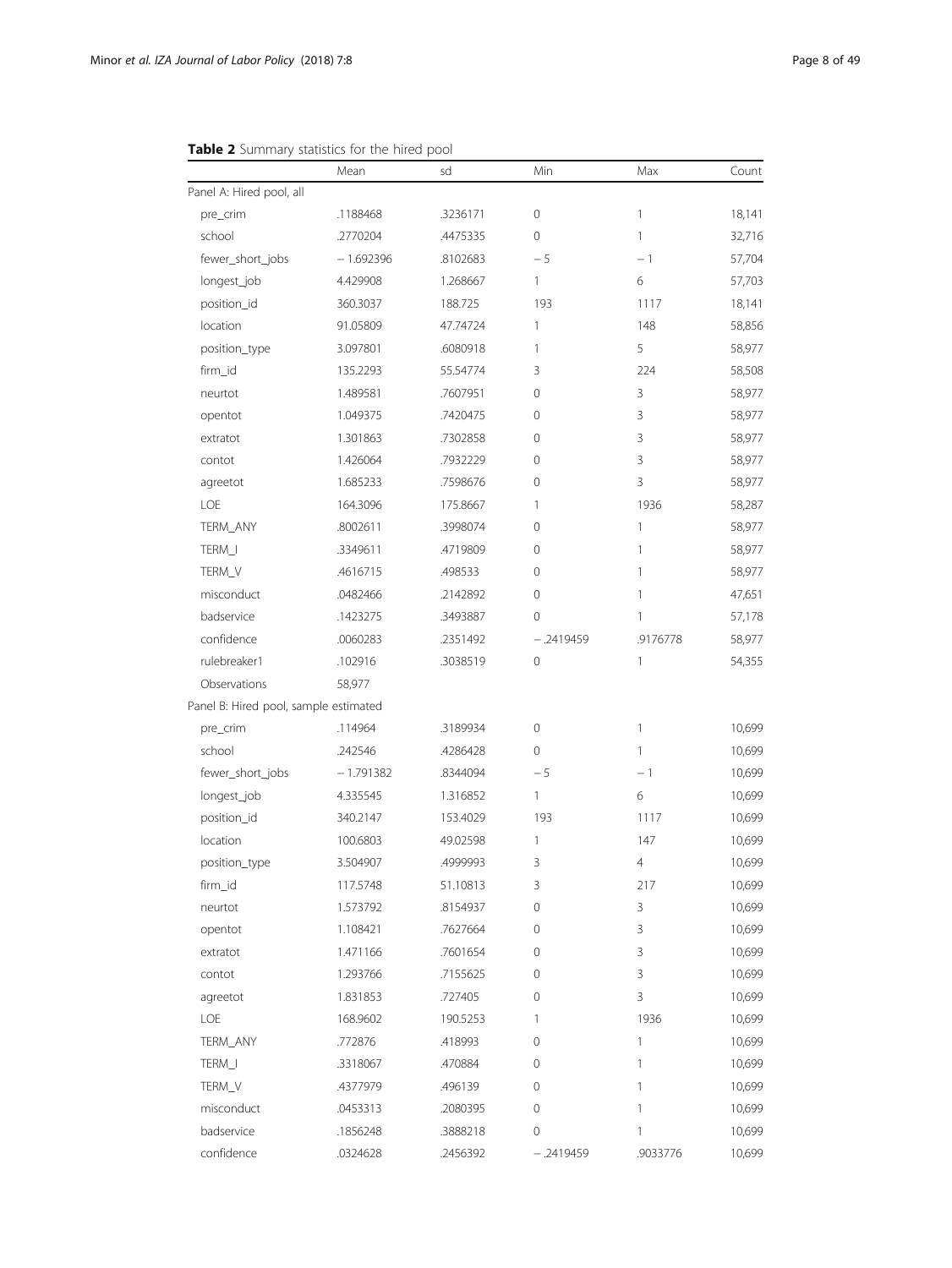**Table 2** Summary statistics for the hired pool

| | Mean | sd | Min | Max | Count |
|---|---|---|---|---|---|
| Panel A: Hired pool, all | | | | | |
| pre_crim | .1188468 | .3236171 | 0 | 1 | 18,141 |
| school | .2770204 | .4475335 | 0 | 1 | 32,716 |
| fewer_short_jobs | − 1.692396 | .8102683 | − 5 | − 1 | 57,704 |
| longest_job | 4.429908 | 1.268667 | 1 | 6 | 57,703 |
| position_id | 360.3037 | 188.725 | 193 | 1117 | 18,141 |
| location | 91.05809 | 47.74724 | 1 | 148 | 58,856 |
| position_type | 3.097801 | .6080918 | 1 | 5 | 58,977 |
| firm_id | 135.2293 | 55.54774 | 3 | 224 | 58,508 |
| neurtot | 1.489581 | .7607951 | 0 | 3 | 58,977 |
| opentot | 1.049375 | .7420475 | 0 | 3 | 58,977 |
| extratot | 1.301863 | .7302858 | 0 | 3 | 58,977 |
| contot | 1.426064 | .7932229 | 0 | 3 | 58,977 |
| agreetot | 1.685233 | .7598676 | 0 | 3 | 58,977 |
| LOE | 164.3096 | 175.8667 | 1 | 1936 | 58,287 |
| TERM_ANY | .8002611 | .3998074 | 0 | 1 | 58,977 |
| TERM_I | .3349611 | .4719809 | 0 | 1 | 58,977 |
| TERM_V | .4616715 | .498533 | 0 | 1 | 58,977 |
| misconduct | .0482466 | .2142892 | 0 | 1 | 47,651 |
| badservice | .1423275 | .3493887 | 0 | 1 | 57,178 |
| confidence | .0060283 | .2351492 | − .2419459 | .9176778 | 58,977 |
| rulebreaker1 | .102916 | .3038519 | 0 | 1 | 54,355 |
| Observations | 58,977 | | | | |
| Panel B: Hired pool, sample estimated | | | | | |
| pre_crim | .114964 | .3189934 | 0 | 1 | 10,699 |
| school | .242546 | .4286428 | 0 | 1 | 10,699 |
| fewer_short_jobs | − 1.791382 | .8344094 | − 5 | − 1 | 10,699 |
| longest_job | 4.335545 | 1.316852 | 1 | 6 | 10,699 |
| position_id | 340.2147 | 153.4029 | 193 | 1117 | 10,699 |
| location | 100.6803 | 49.02598 | 1 | 147 | 10,699 |
| position_type | 3.504907 | .4999993 | 3 | 4 | 10,699 |
| firm_id | 117.5748 | 51.10813 | 3 | 217 | 10,699 |
| neurtot | 1.573792 | .8154937 | 0 | 3 | 10,699 |
| opentot | 1.108421 | .7627664 | 0 | 3 | 10,699 |
| extratot | 1.471166 | .7601654 | 0 | 3 | 10,699 |
| contot | 1.293766 | .7155625 | 0 | 3 | 10,699 |
| agreetot | 1.831853 | .727405 | 0 | 3 | 10,699 |
| LOE | 168.9602 | 190.5253 | 1 | 1936 | 10,699 |
| TERM_ANY | .772876 | .418993 | 0 | 1 | 10,699 |
| TERM_I | .3318067 | .470884 | 0 | 1 | 10,699 |
| TERM_V | .4377979 | .496139 | 0 | 1 | 10,699 |
| misconduct | .0453313 | .2080395 | 0 | 1 | 10,699 |
| badservice | .1856248 | .3888218 | 0 | 1 | 10,699 |
| confidence | .0324628 | .2456392 | − .2419459 | .9033776 | 10,699 |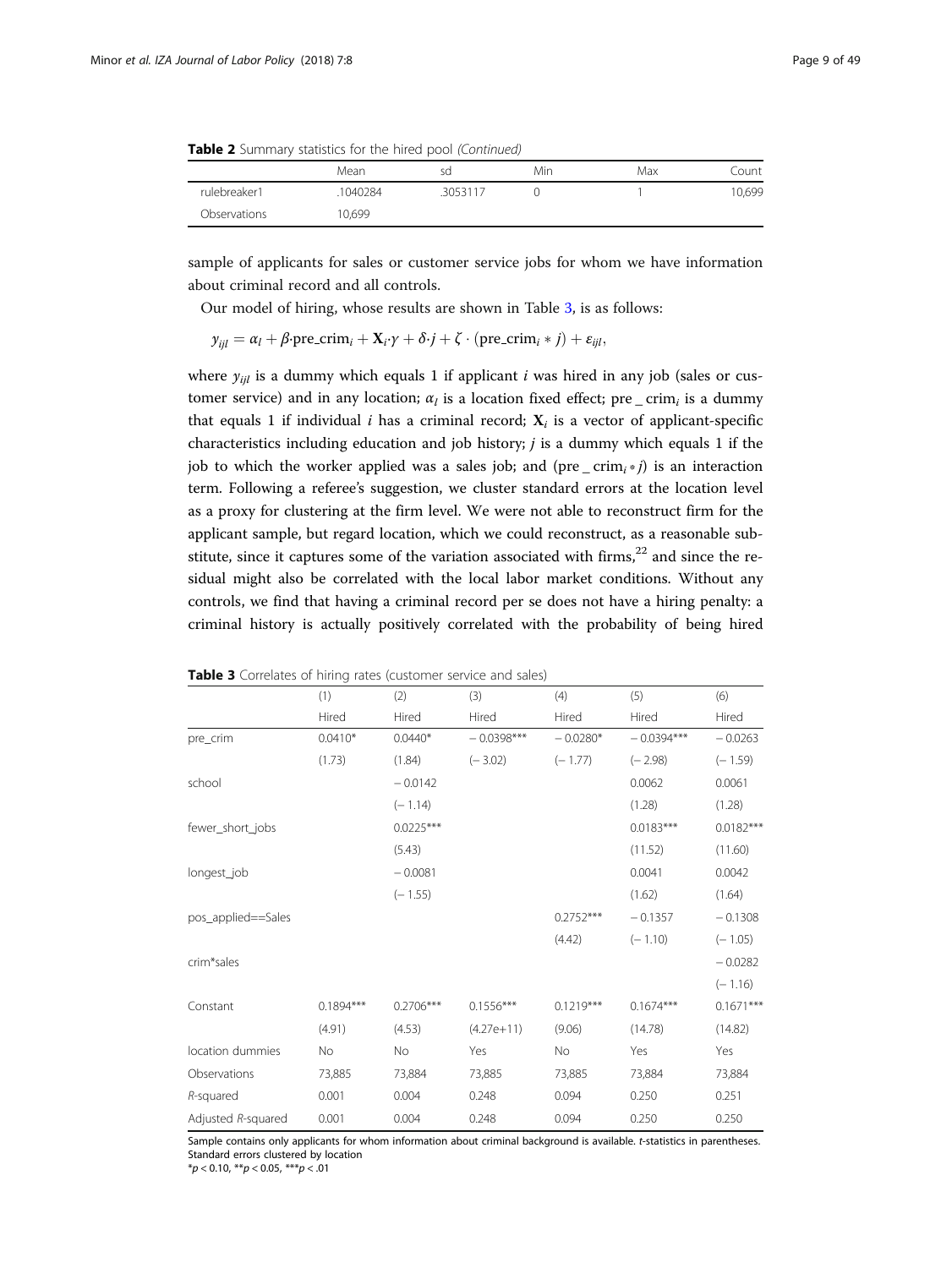**Table 2** Summary statistics for the hired pool *(Continued)*

| | Mean | sd | Min | Max | Count |
|---|---|---|---|---|---|
| rulebreaker1 | .1040284 | .3053117 | 0 | 1 | 10,699 |
| Observations | 10,699 | | | | |

sample of applicants for sales or customer service jobs for whom we have information about criminal record and all controls.

Our model of hiring, whose results are shown in Table 3, is as follows:

$$y_{ijl} = \alpha_l + \beta \cdot \text{pre\_crim}_i + \mathbf{X}_i \cdot \gamma + \delta \cdot j + \zeta \cdot (\text{pre\_crim}_i * j) + \varepsilon_{ijl},$$

where $y_{ijl}$ is a dummy which equals 1 if applicant $i$ was hired in any job (sales or customer service) and in any location; $\alpha_l$ is a location fixed effect; $\text{pre\_crim}_i$ is a dummy that equals 1 if individual $i$ has a criminal record; $\mathbf{X}_i$ is a vector of applicant-specific characteristics including education and job history; $j$ is a dummy which equals 1 if the job to which the worker applied was a sales job; and $(\text{pre\_crim}_i * j)$ is an interaction term. Following a referee's suggestion, we cluster standard errors at the location level as a proxy for clustering at the firm level. We were not able to reconstruct firm for the applicant sample, but regard location, which we could reconstruct, as a reasonable substitute, since it captures some of the variation associated with firms,[22] and since the residual might also be correlated with the local labor market conditions. Without any controls, we find that having a criminal record per se does not have a hiring penalty: a criminal history is actually positively correlated with the probability of being hired

**Table 3** Correlates of hiring rates (customer service and sales)

| | (1) | (2) | (3) | (4) | (5) | (6) |
|---|---|---|---|---|---|---|
| | Hired | Hired | Hired | Hired | Hired | Hired |
| pre_crim | 0.0410* | 0.0440* | − 0.0398*** | − 0.0280* | − 0.0394*** | − 0.0263 |
| | (1.73) | (1.84) | (− 3.02) | (− 1.77) | (− 2.98) | (− 1.59) |
| school | | − 0.0142 | | | 0.0062 | 0.0061 |
| | | (− 1.14) | | | (1.28) | (1.28) |
| fewer_short_jobs | | 0.0225*** | | | 0.0183*** | 0.0182*** |
| | | (5.43) | | | (11.52) | (11.60) |
| longest_job | | − 0.0081 | | | 0.0041 | 0.0042 |
| | | (− 1.55) | | | (1.62) | (1.64) |
| pos_applied==Sales | | | | 0.2752*** | − 0.1357 | − 0.1308 |
| | | | | (4.42) | (− 1.10) | (− 1.05) |
| crim*sales | | | | | | − 0.0282 |
| | | | | | | (− 1.16) |
| Constant | 0.1894*** | 0.2706*** | 0.1556*** | 0.1219*** | 0.1674*** | 0.1671*** |
| | (4.91) | (4.53) | (4.27e+11) | (9.06) | (14.78) | (14.82) |
| location dummies | No | No | Yes | No | Yes | Yes |
| Observations | 73,885 | 73,884 | 73,885 | 73,885 | 73,884 | 73,884 |
| *R*-squared | 0.001 | 0.004 | 0.248 | 0.094 | 0.250 | 0.251 |
| Adjusted *R*-squared | 0.001 | 0.004 | 0.248 | 0.094 | 0.250 | 0.250 |

Sample contains only applicants for whom information about criminal background is available. *t*-statistics in parentheses. Standard errors clustered by location

\*$p < 0.10$, \*\*$p < 0.05$, \*\*\*$p < .01$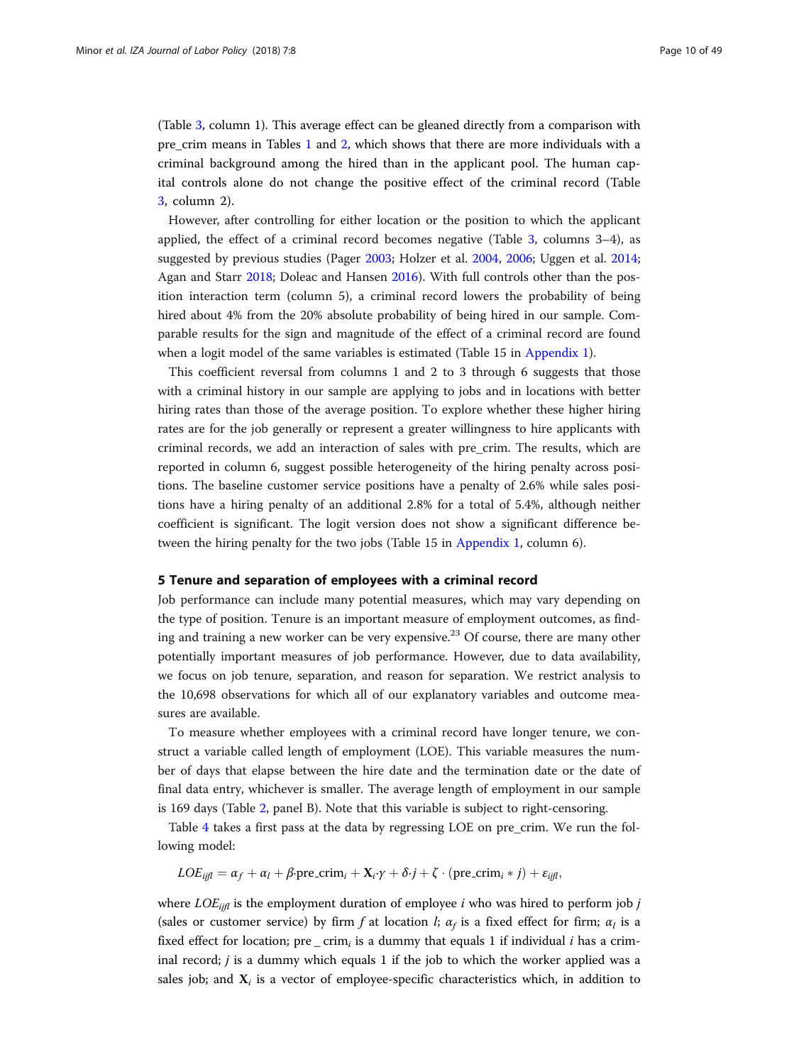(Table 3, column 1). This average effect can be gleaned directly from a comparison with pre_crim means in Tables 1 and 2, which shows that there are more individuals with a criminal background among the hired than in the applicant pool. The human capital controls alone do not change the positive effect of the criminal record (Table 3, column 2).

However, after controlling for either location or the position to which the applicant applied, the effect of a criminal record becomes negative (Table 3, columns 3–4), as suggested by previous studies (Pager 2003; Holzer et al. 2004, 2006; Uggen et al. 2014; Agan and Starr 2018; Doleac and Hansen 2016). With full controls other than the position interaction term (column 5), a criminal record lowers the probability of being hired about 4% from the 20% absolute probability of being hired in our sample. Comparable results for the sign and magnitude of the effect of a criminal record are found when a logit model of the same variables is estimated (Table 15 in Appendix 1).

This coefficient reversal from columns 1 and 2 to 3 through 6 suggests that those with a criminal history in our sample are applying to jobs and in locations with better hiring rates than those of the average position. To explore whether these higher hiring rates are for the job generally or represent a greater willingness to hire applicants with criminal records, we add an interaction of sales with pre_crim. The results, which are reported in column 6, suggest possible heterogeneity of the hiring penalty across positions. The baseline customer service positions have a penalty of 2.6% while sales positions have a hiring penalty of an additional 2.8% for a total of 5.4%, although neither coefficient is significant. The logit version does not show a significant difference between the hiring penalty for the two jobs (Table 15 in Appendix 1, column 6).

## 5 Tenure and separation of employees with a criminal record

Job performance can include many potential measures, which may vary depending on the type of position. Tenure is an important measure of employment outcomes, as finding and training a new worker can be very expensive.[23] Of course, there are many other potentially important measures of job performance. However, due to data availability, we focus on job tenure, separation, and reason for separation. We restrict analysis to the 10,698 observations for which all of our explanatory variables and outcome measures are available.

To measure whether employees with a criminal record have longer tenure, we construct a variable called length of employment (LOE). This variable measures the number of days that elapse between the hire date and the termination date or the date of final data entry, whichever is smaller. The average length of employment in our sample is 169 days (Table 2, panel B). Note that this variable is subject to right-censoring.

Table 4 takes a first pass at the data by regressing LOE on pre_crim. We run the following model:

$$LOE_{ijfl} = \alpha_f + \alpha_l + \beta \cdot \text{pre\_crim}_i + \mathbf{X}_i \cdot \gamma + \delta \cdot j + \zeta \cdot (\text{pre\_crim}_i * j) + \varepsilon_{ijfl},$$

where $LOE_{ijfl}$ is the employment duration of employee $i$ who was hired to perform job $j$ (sales or customer service) by firm $f$ at location $l$; $\alpha_f$ is a fixed effect for firm; $\alpha_l$ is a fixed effect for location; $\text{pre\_crim}_i$ is a dummy that equals 1 if individual $i$ has a criminal record; $j$ is a dummy which equals 1 if the job to which the worker applied was a sales job; and $\mathbf{X}_i$ is a vector of employee-specific characteristics which, in addition to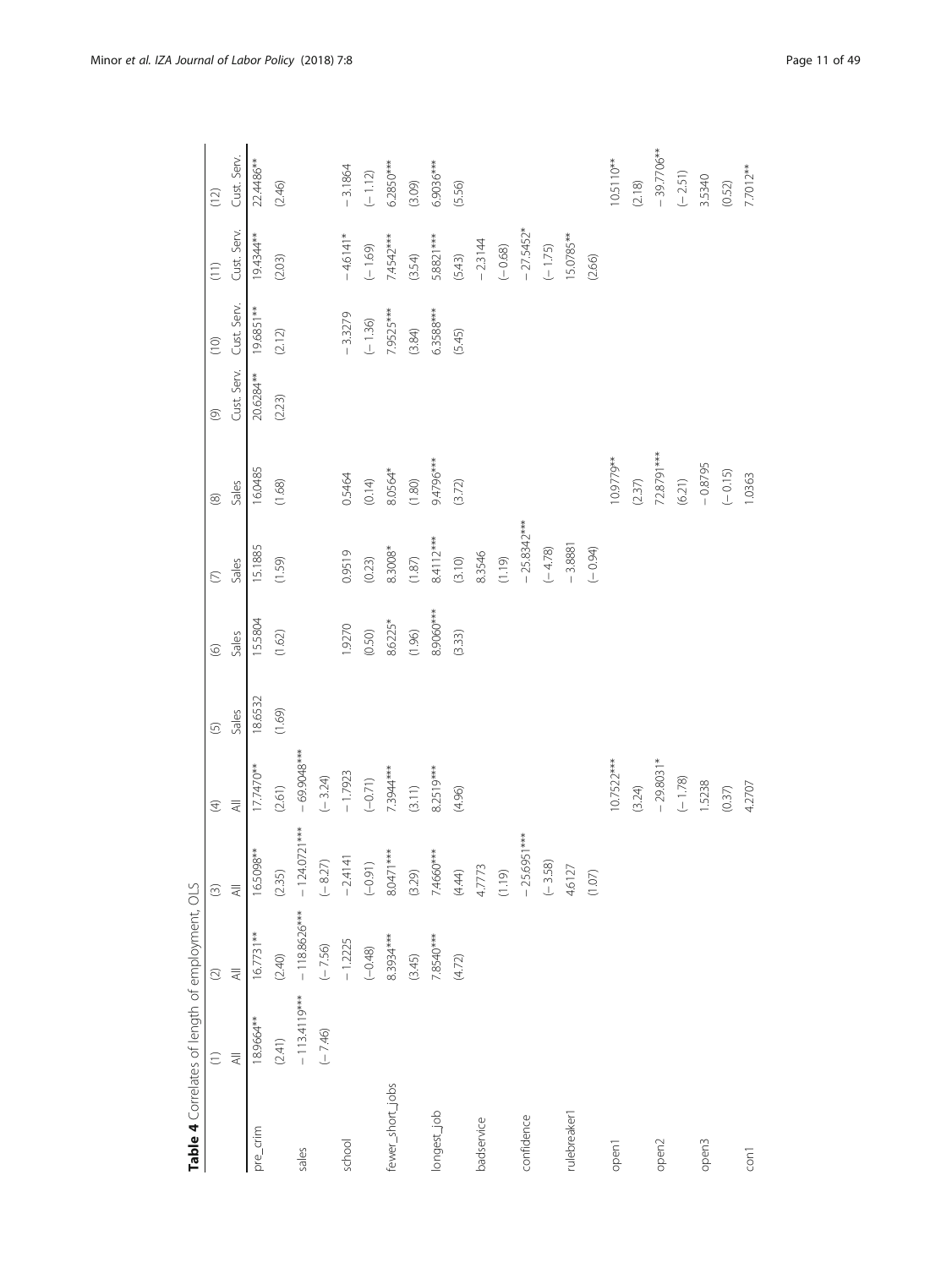**Table 4** Correlates of length of employment, OLS

| | (1) | (2) | (3) | (4) | (5) | (6) | (7) | (8) | (9) | (10) | (11) | (12) |
|---|---|---|---|---|---|---|---|---|---|---|---|---|
| | All | All | All | All | Sales | Sales | Sales | Sales | Cust. Serv. | Cust. Serv. | Cust. Serv. | Cust. Serv. |
| pre_crim | 18.9664** | 16.7731** | 16.5098** | 17.7470** | 18.6532 | 15.5804 | 15.1885 | 16.0485 | 20.6284** | 19.6851** | 19.4344** | 22.4486** |
| | (2.41) | (2.40) | (2.35) | (2.61) | (1.69) | (1.62) | (1.59) | (1.68) | (2.23) | (2.12) | (2.03) | (2.46) |
| sales | −113.4119*** | −118.8626*** | −124.0721*** | −69.9048*** | | | | | | | | |
| | (−7.46) | (−7.56) | (−8.27) | (−3.24) | | | | | | | | |
| school | | −1.2225 | −2.4141 | −1.7923 | | 1.9270 | 0.9519 | 0.5464 | | −3.3279 | −4.6141* | −3.1864 |
| | | (−0.48) | (−0.91) | (−0.71) | | (0.50) | (0.23) | (0.14) | | (−1.36) | (−1.69) | (−1.12) |
| fewer_short_jobs | | 8.3934*** | 8.0471*** | 7.3944*** | | 8.6225* | 8.3008* | 8.0564* | | 7.9525*** | 7.4542*** | 6.2850*** |
| | | (3.45) | (3.29) | (3.11) | | (1.96) | (1.87) | (1.80) | | (3.84) | (3.54) | (3.09) |
| longest_job | | 7.8540*** | 7.4660*** | 8.2519*** | | 8.9060*** | 8.4112*** | 9.4796*** | | 6.3588*** | 5.8821*** | 6.9036*** |
| | | (4.72) | (4.44) | (4.96) | | (3.33) | (3.10) | (3.72) | | (5.45) | (5.43) | (5.56) |
| badservice | | | 4.7773 | | | | 8.3546 | | | | −2.3144 | |
| | | | (1.19) | | | | (1.19) | | | | (−0.68) | |
| confidence | | | −25.6951*** | | | | −25.8342*** | | | | −27.5452* | |
| | | | (−3.58) | | | | (−4.78) | | | | (−1.75) | |
| rulebreaker1 | | | 4.6127 | | | | −3.8881 | | | | 15.0785** | |
| | | | (1.07) | | | | (−0.94) | | | | (2.66) | |
| open1 | | | | 10.7522*** | | | | 10.9779** | | | | 10.5110** |
| | | | | (3.24) | | | | (2.37) | | | | (2.18) |
| open2 | | | | −29.8031* | | | | 72.8791*** | | | | −39.7706** |
| | | | | (−1.78) | | | | (6.21) | | | | (−2.51) |
| open3 | | | | 1.5238 | | | | −0.8795 | | | | 3.5340 |
| | | | | (0.37) | | | | (−0.15) | | | | (0.52) |
| con1 | | | | 4.2707 | | | | 1.0363 | | | | 7.7012** |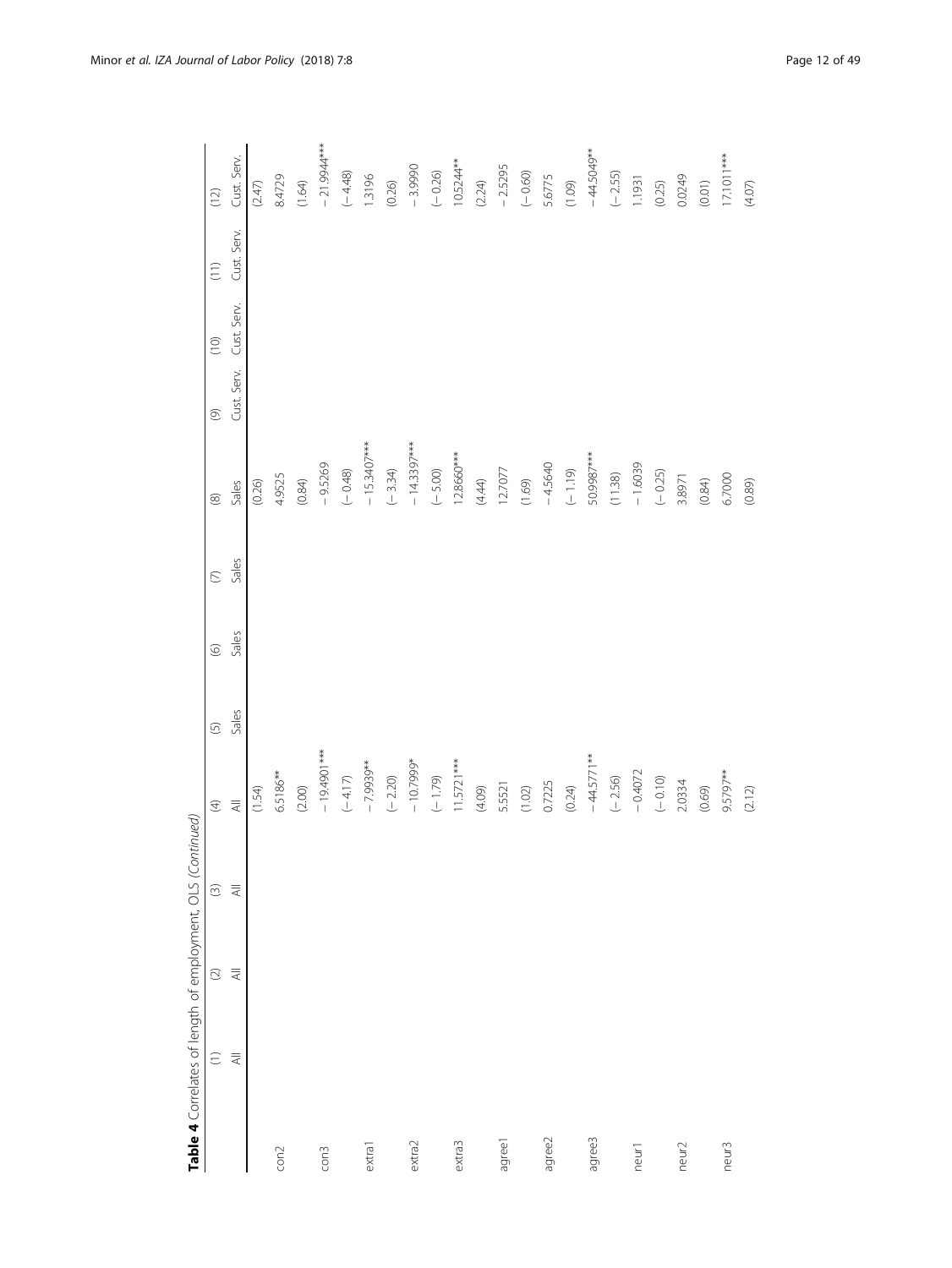**Table 4** Correlates of length of employment, OLS *(Continued)*

| | (1) | (2) | (3) | (4) | (5) | (6) | (7) | (8) | (9) | (10) | (11) | (12) |
|---|---|---|---|---|---|---|---|---|---|---|---|---|
| | All | All | All | All | Sales | Sales | Sales | Sales | Cust. Serv. | Cust. Serv. | Cust. Serv. | Cust. Serv. |
| | | | | (1.54) | | | | (0.26) | | | | (2.47) |
| con2 | | | | 6.5186** | | | | 4.9525 | | | | 8.4729 |
| | | | | (2.00) | | | | (0.84) | | | | (1.64) |
| con3 | | | | − 19.4901*** | | | | − 9.5269 | | | | − 21.9944*** |
| | | | | (− 4.17) | | | | (− 0.48) | | | | (− 4.48) |
| extra1 | | | | − 7.9939** | | | | − 15.3407*** | | | | 1.3196 |
| | | | | (− 2.20) | | | | (− 3.34) | | | | (0.26) |
| extra2 | | | | − 10.7999* | | | | − 14.3397*** | | | | − 3.9990 |
| | | | | (− 1.79) | | | | (− 5.00) | | | | (− 0.26) |
| extra3 | | | | 11.5721*** | | | | 12.8660*** | | | | 10.5244** |
| | | | | (4.09) | | | | (4.44) | | | | (2.24) |
| agree1 | | | | 5.5521 | | | | 12.7077 | | | | − 2.5295 |
| | | | | (1.02) | | | | (1.69) | | | | (− 0.60) |
| agree2 | | | | 0.7225 | | | | − 4.5640 | | | | 5.6775 |
| | | | | (0.24) | | | | (− 1.19) | | | | (1.09) |
| agree3 | | | | − 44.5771** | | | | 50.9987*** | | | | − 44.5049** |
| | | | | (− 2.56) | | | | (11.38) | | | | (− 2.55) |
| neur1 | | | | − 0.4072 | | | | − 1.6039 | | | | 1.1931 |
| | | | | (− 0.10) | | | | (− 0.25) | | | | (0.25) |
| neur2 | | | | 2.0334 | | | | 3.8971 | | | | 0.0249 |
| | | | | (0.69) | | | | (0.84) | | | | (0.01) |
| neur3 | | | | 9.5797** | | | | 6.7000 | | | | 17.1011*** |
| | | | | (2.12) | | | | (0.89) | | | | (4.07) |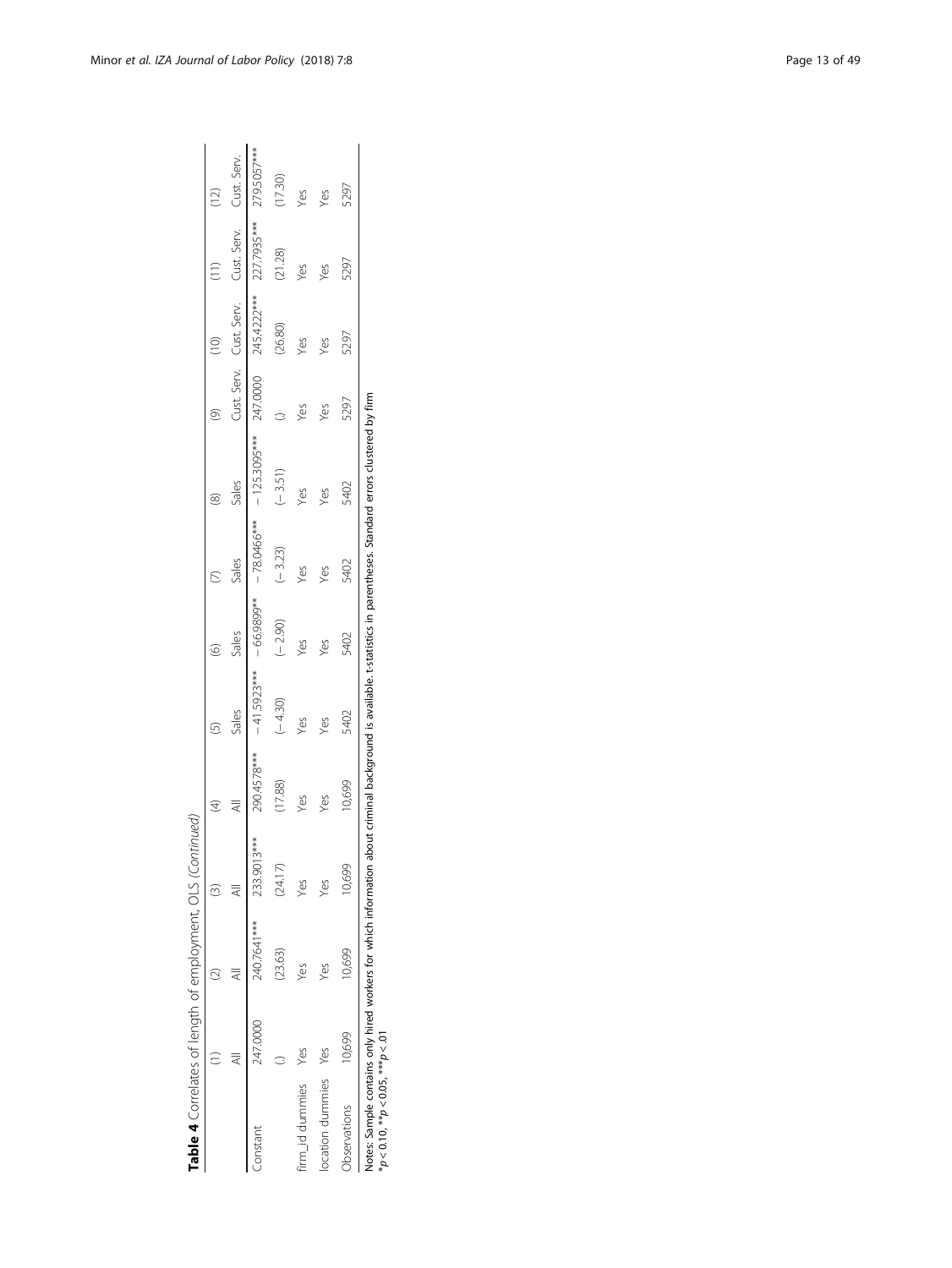**Table 4** Correlates of length of employment, OLS (*Continued*)

| | (1) | (2) | (3) | (4) | (5) | (6) | (7) | (8) | (9) | (10) | (11) | (12) |
|---|---|---|---|---|---|---|---|---|---|---|---|---|
| | All | All | All | All | Sales | Sales | Sales | Sales | Cust. Serv. | Cust. Serv. | Cust. Serv. | Cust. Serv. |
| Constant | 247.0000 | 240.7641*** | 233.9013*** | 290.4578*** | − 41.5923*** | − 66.9899** | − 78.0466*** | − 125.3095*** | 247.0000 | 245.4222*** | 227.7935*** | 279.5057*** |
| | () | (23.63) | (24.17) | (17.88) | (− 4.30) | (− 2.90) | (− 3.23) | (− 3.51) | () | (26.80) | (21.28) | (17.30) |
| firm_id dummies | Yes | Yes | Yes | Yes | Yes | Yes | Yes | Yes | Yes | Yes | Yes | Yes |
| location dummies | Yes | Yes | Yes | Yes | Yes | Yes | Yes | Yes | Yes | Yes | Yes | Yes |
| Observations | 10,699 | 10,699 | 10,699 | 10,699 | 5402 | 5402 | 5402 | 5402 | 5297 | 5297 | 5297 | 5297 |

Notes: Sample contains only hired workers for which information about criminal background is available. t-statistics in parentheses. Standard errors clustered by firm
*$p < 0.10$, **$p < 0.05$, ***$p < .01$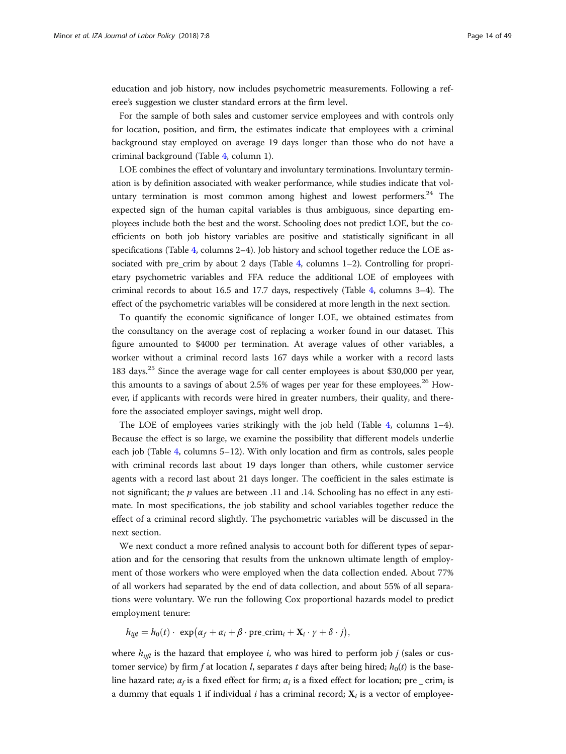education and job history, now includes psychometric measurements. Following a referee's suggestion we cluster standard errors at the firm level.

For the sample of both sales and customer service employees and with controls only for location, position, and firm, the estimates indicate that employees with a criminal background stay employed on average 19 days longer than those who do not have a criminal background (Table 4, column 1).

LOE combines the effect of voluntary and involuntary terminations. Involuntary termination is by definition associated with weaker performance, while studies indicate that voluntary termination is most common among highest and lowest performers.[24] The expected sign of the human capital variables is thus ambiguous, since departing employees include both the best and the worst. Schooling does not predict LOE, but the coefficients on both job history variables are positive and statistically significant in all specifications (Table 4, columns 2–4). Job history and school together reduce the LOE associated with pre_crim by about 2 days (Table 4, columns 1–2). Controlling for proprietary psychometric variables and FFA reduce the additional LOE of employees with criminal records to about 16.5 and 17.7 days, respectively (Table 4, columns 3–4). The effect of the psychometric variables will be considered at more length in the next section.

To quantify the economic significance of longer LOE, we obtained estimates from the consultancy on the average cost of replacing a worker found in our dataset. This figure amounted to $4000 per termination. At average values of other variables, a worker without a criminal record lasts 167 days while a worker with a record lasts 183 days.[25] Since the average wage for call center employees is about $30,000 per year, this amounts to a savings of about 2.5% of wages per year for these employees.[26] However, if applicants with records were hired in greater numbers, their quality, and therefore the associated employer savings, might well drop.

The LOE of employees varies strikingly with the job held (Table 4, columns 1–4). Because the effect is so large, we examine the possibility that different models underlie each job (Table 4, columns 5–12). With only location and firm as controls, sales people with criminal records last about 19 days longer than others, while customer service agents with a record last about 21 days longer. The coefficient in the sales estimate is not significant; the $p$ values are between .11 and .14. Schooling has no effect in any estimate. In most specifications, the job stability and school variables together reduce the effect of a criminal record slightly. The psychometric variables will be discussed in the next section.

We next conduct a more refined analysis to account both for different types of separation and for the censoring that results from the unknown ultimate length of employment of those workers who were employed when the data collection ended. About 77% of all workers had separated by the end of data collection, and about 55% of all separations were voluntary. We run the following Cox proportional hazards model to predict employment tenure:

$$h_{ijfl} = h_0(t) \cdot \exp\left(\alpha_f + \alpha_l + \beta \cdot \text{pre\_crim}_i + \mathbf{X}_i \cdot \gamma + \delta \cdot j\right),$$

where $h_{ijfl}$ is the hazard that employee $i$, who was hired to perform job $j$ (sales or customer service) by firm $f$ at location $l$, separates $t$ days after being hired; $h_0(t)$ is the baseline hazard rate; $\alpha_f$ is a fixed effect for firm; $\alpha_l$ is a fixed effect for location; $\text{pre\_crim}_i$ is a dummy that equals 1 if individual $i$ has a criminal record; $\mathbf{X}_i$ is a vector of employee-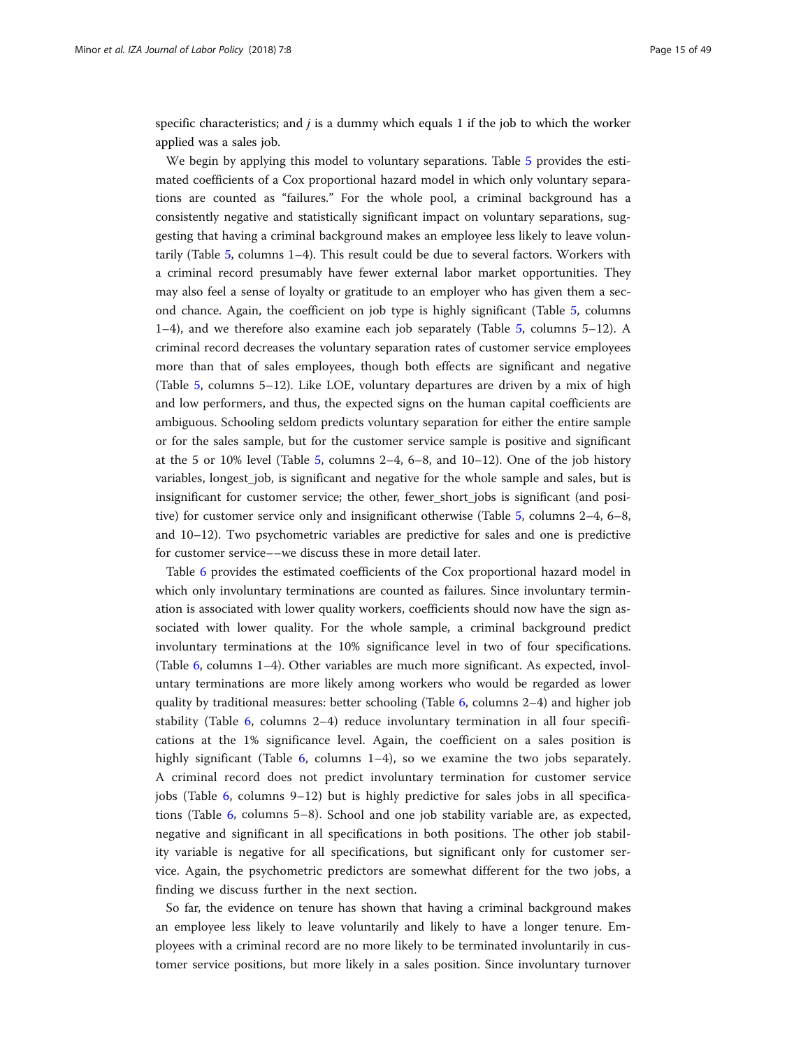specific characteristics; and $j$ is a dummy which equals 1 if the job to which the worker applied was a sales job.

We begin by applying this model to voluntary separations. Table 5 provides the estimated coefficients of a Cox proportional hazard model in which only voluntary separations are counted as "failures." For the whole pool, a criminal background has a consistently negative and statistically significant impact on voluntary separations, suggesting that having a criminal background makes an employee less likely to leave voluntarily (Table 5, columns 1–4). This result could be due to several factors. Workers with a criminal record presumably have fewer external labor market opportunities. They may also feel a sense of loyalty or gratitude to an employer who has given them a second chance. Again, the coefficient on job type is highly significant (Table 5, columns 1–4), and we therefore also examine each job separately (Table 5, columns 5–12). A criminal record decreases the voluntary separation rates of customer service employees more than that of sales employees, though both effects are significant and negative (Table 5, columns 5–12). Like LOE, voluntary departures are driven by a mix of high and low performers, and thus, the expected signs on the human capital coefficients are ambiguous. Schooling seldom predicts voluntary separation for either the entire sample or for the sales sample, but for the customer service sample is positive and significant at the 5 or 10% level (Table 5, columns 2–4, 6–8, and 10–12). One of the job history variables, longest_job, is significant and negative for the whole sample and sales, but is insignificant for customer service; the other, fewer_short_jobs is significant (and positive) for customer service only and insignificant otherwise (Table 5, columns 2–4, 6–8, and 10–12). Two psychometric variables are predictive for sales and one is predictive for customer service––we discuss these in more detail later.

Table 6 provides the estimated coefficients of the Cox proportional hazard model in which only involuntary terminations are counted as failures. Since involuntary termination is associated with lower quality workers, coefficients should now have the sign associated with lower quality. For the whole sample, a criminal background predict involuntary terminations at the 10% significance level in two of four specifications. (Table 6, columns 1–4). Other variables are much more significant. As expected, involuntary terminations are more likely among workers who would be regarded as lower quality by traditional measures: better schooling (Table 6, columns 2–4) and higher job stability (Table 6, columns 2–4) reduce involuntary termination in all four specifications at the 1% significance level. Again, the coefficient on a sales position is highly significant (Table 6, columns 1–4), so we examine the two jobs separately. A criminal record does not predict involuntary termination for customer service jobs (Table 6, columns 9–12) but is highly predictive for sales jobs in all specifications (Table 6, columns 5–8). School and one job stability variable are, as expected, negative and significant in all specifications in both positions. The other job stability variable is negative for all specifications, but significant only for customer service. Again, the psychometric predictors are somewhat different for the two jobs, a finding we discuss further in the next section.

So far, the evidence on tenure has shown that having a criminal background makes an employee less likely to leave voluntarily and likely to have a longer tenure. Employees with a criminal record are no more likely to be terminated involuntarily in customer service positions, but more likely in a sales position. Since involuntary turnover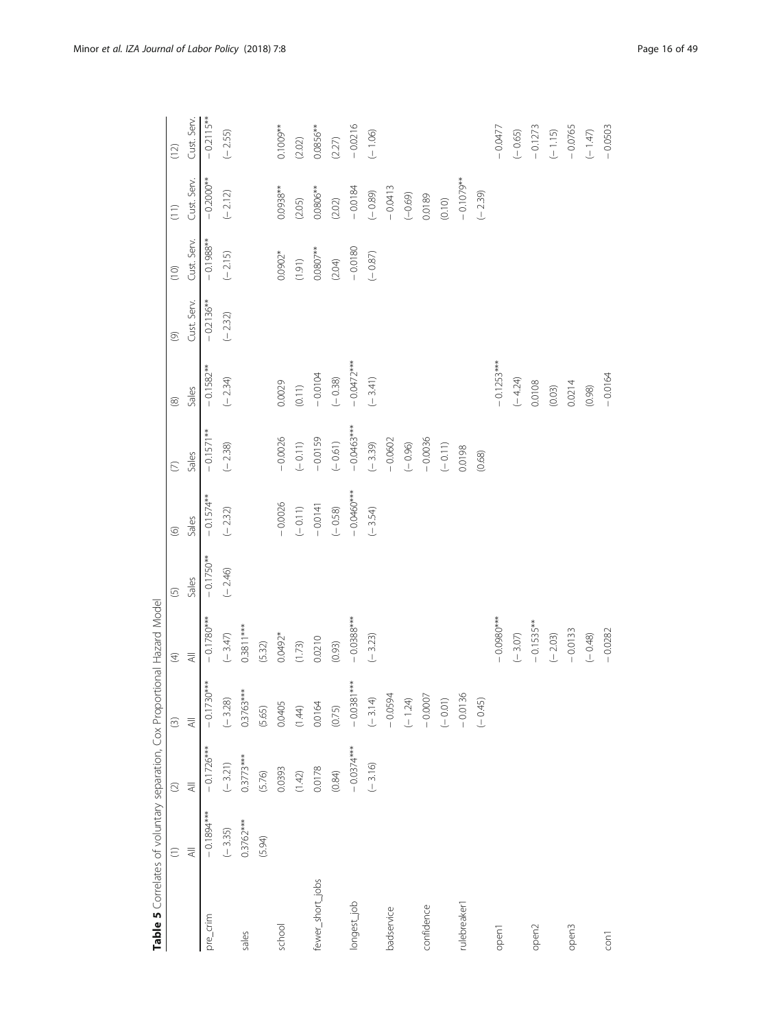**Table 5** Correlates of voluntary separation, Cox Proportional Hazard Model

| | (1) | (2) | (3) | (4) | (5) | (6) | (7) | (8) | (9) | (10) | (11) | (12) |
|---|---|---|---|---|---|---|---|---|---|---|---|---|
| | All | All | All | All | Sales | Sales | Sales | Sales | Cust. Serv. | Cust. Serv. | Cust. Serv. | Cust. Serv. |
| pre_crim | −0.1894*** | −0.1726*** | −0.1730*** | −0.1780*** | −0.1750** | −0.1574** | −0.1571** | −0.1582** | −0.2136** | −0.1988** | −0.2000** | −0.2115** |
| | (−3.35) | (−3.21) | (−3.28) | (−3.47) | (−2.46) | (−2.32) | (−2.38) | (−2.34) | (−2.32) | (−2.15) | (−2.12) | (−2.55) |
| sales | 0.3762*** | 0.3773*** | 0.3763*** | 0.3811*** | | | | | | | | |
| | (5.94) | (5.76) | (5.65) | (5.32) | | | | | | | | |
| school | | 0.0393 | 0.0405 | 0.0492* | | −0.0026 | −0.0026 | 0.0029 | | 0.0902* | 0.0938** | 0.1009** |
| | | (1.42) | (1.44) | (1.73) | | (−0.11) | (−0.11) | (0.11) | | (1.91) | (2.05) | (2.02) |
| fewer_short_jobs | | 0.0178 | 0.0164 | 0.0210 | | −0.0141 | −0.0159 | −0.0104 | | 0.0807** | 0.0806** | 0.0856** |
| | | (0.84) | (0.75) | (0.93) | | (−0.58) | (−0.61) | (−0.38) | | (2.04) | (2.02) | (2.27) |
| longest_job | | −0.0374*** | −0.0381*** | −0.0388*** | | −0.0460*** | −0.0463*** | −0.0472*** | | −0.0180 | −0.0184 | −0.0216 |
| | | (−3.16) | (−3.14) | (−3.23) | | (−3.54) | (−3.39) | (−3.41) | | (−0.87) | (−0.89) | (−1.06) |
| badservice | | | −0.0594 | | | | −0.0602 | | | | −0.0413 | |
| | | | (−1.24) | | | | (−0.96) | | | | (−0.69) | |
| confidence | | | −0.0007 | | | | −0.0036 | | | | 0.0189 | |
| | | | (−0.01) | | | | (−0.11) | | | | (0.10) | |
| rulebreaker1 | | | −0.0136 | | | | 0.0198 | | | | −0.1079** | |
| | | | (−0.45) | | | | (0.68) | | | | (−2.39) | |
| open1 | | | | −0.0980*** | | | | −0.1253*** | | | | −0.0477 |
| | | | | (−3.07) | | | | (−4.24) | | | | (−0.65) |
| open2 | | | | −0.1535** | | | | 0.0108 | | | | −0.1273 |
| | | | | (−2.03) | | | | (0.03) | | | | (−1.15) |
| open3 | | | | −0.0133 | | | | 0.0214 | | | | −0.0765 |
| | | | | (−0.48) | | | | (0.98) | | | | (−1.47) |
| con1 | | | | −0.0282 | | | | −0.0164 | | | | −0.0503 |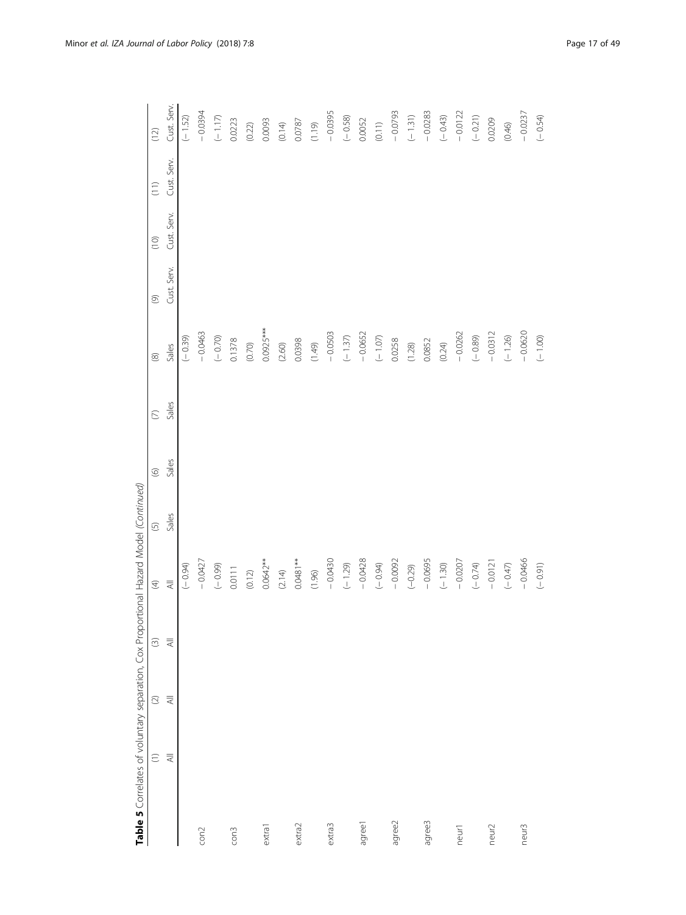**Table 5** Correlates of voluntary separation, Cox Proportional Hazard Model *(Continued)*

| | (1) | (2) | (3) | (4) | (5) | (6) | (7) | (8) | (9) | (10) | (11) | (12) |
|---|---|---|---|---|---|---|---|---|---|---|---|---|
| | All | All | All | All | Sales | Sales | Sales | Sales | Cust. Serv. | Cust. Serv. | Cust. Serv. | Cust. Serv. |
| | | | | (− 0.94) | | | | (− 0.39) | | | | (− 1.52) |
| con2 | | | | − 0.0427 | | | | − 0.0463 | | | | − 0.0394 |
| | | | | (− 0.99) | | | | (− 0.70) | | | | (− 1.17) |
| con3 | | | | 0.0111 | | | | 0.1378 | | | | 0.0223 |
| | | | | (0.12) | | | | (0.70) | | | | (0.22) |
| extra1 | | | | 0.0642** | | | | 0.0925*** | | | | 0.0093 |
| | | | | (2.14) | | | | (2.60) | | | | (0.14) |
| extra2 | | | | 0.0481** | | | | 0.0398 | | | | 0.0787 |
| | | | | (1.96) | | | | (1.49) | | | | (1.19) |
| extra3 | | | | − 0.0430 | | | | − 0.0503 | | | | − 0.0395 |
| | | | | (− 1.29) | | | | (− 1.37) | | | | (− 0.58) |
| agree1 | | | | − 0.0428 | | | | − 0.0652 | | | | 0.0052 |
| | | | | (− 0.94) | | | | (− 1.07) | | | | (0.11) |
| agree2 | | | | − 0.0092 | | | | 0.0258 | | | | − 0.0793 |
| | | | | (−0.29) | | | | (1.28) | | | | (− 1.31) |
| agree3 | | | | − 0.0695 | | | | 0.0852 | | | | − 0.0283 |
| | | | | (− 1.30) | | | | (0.24) | | | | (− 0.43) |
| neur1 | | | | − 0.0207 | | | | − 0.0262 | | | | − 0.0122 |
| | | | | (− 0.74) | | | | (− 0.89) | | | | (− 0.21) |
| neur2 | | | | − 0.0121 | | | | − 0.0312 | | | | 0.0209 |
| | | | | (− 0.47) | | | | (− 1.26) | | | | (0.46) |
| neur3 | | | | − 0.0466 | | | | − 0.0620 | | | | − 0.0237 |
| | | | | (− 0.91) | | | | (− 1.00) | | | | (− 0.54) |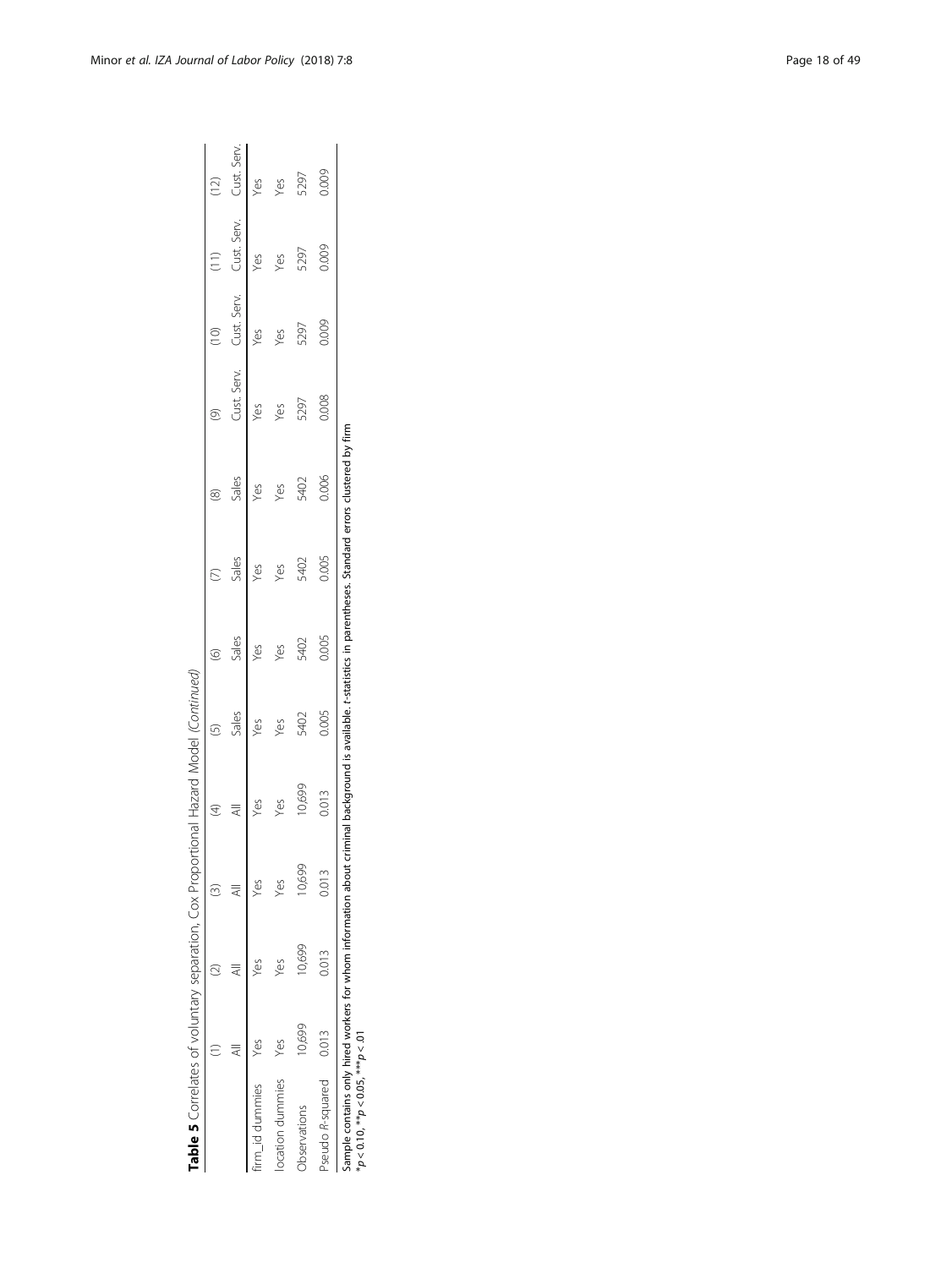**Table 5** Correlates of voluntary separation, Cox Proportional Hazard Model *(Continued)*

| | (1) | (2) | (3) | (4) | (5) | (6) | (7) | (8) | (9) | (10) | (11) | (12) |
|---|---|---|---|---|---|---|---|---|---|---|---|---|
| | All | All | All | All | Sales | Sales | Sales | Sales | Cust. Serv. | Cust. Serv. | Cust. Serv. | Cust. Serv. |
| firm_id dummies | Yes | Yes | Yes | Yes | Yes | Yes | Yes | Yes | Yes | Yes | Yes | Yes |
| location dummies | Yes | Yes | Yes | Yes | Yes | Yes | Yes | Yes | Yes | Yes | Yes | Yes |
| Observations | 10,699 | 10,699 | 10,699 | 10,699 | 5402 | 5402 | 5402 | 5402 | 5297 | 5297 | 5297 | 5297 |
| Pseudo $R$-squared | 0.013 | 0.013 | 0.013 | 0.013 | 0.005 | 0.005 | 0.005 | 0.006 | 0.008 | 0.009 | 0.009 | 0.009 |

Sample contains only hired workers for whom information about criminal background is available. *t*-statistics in parentheses. Standard errors clustered by firm
$^{*}p < 0.10$, $^{**}p < 0.05$, $^{***}p < .01$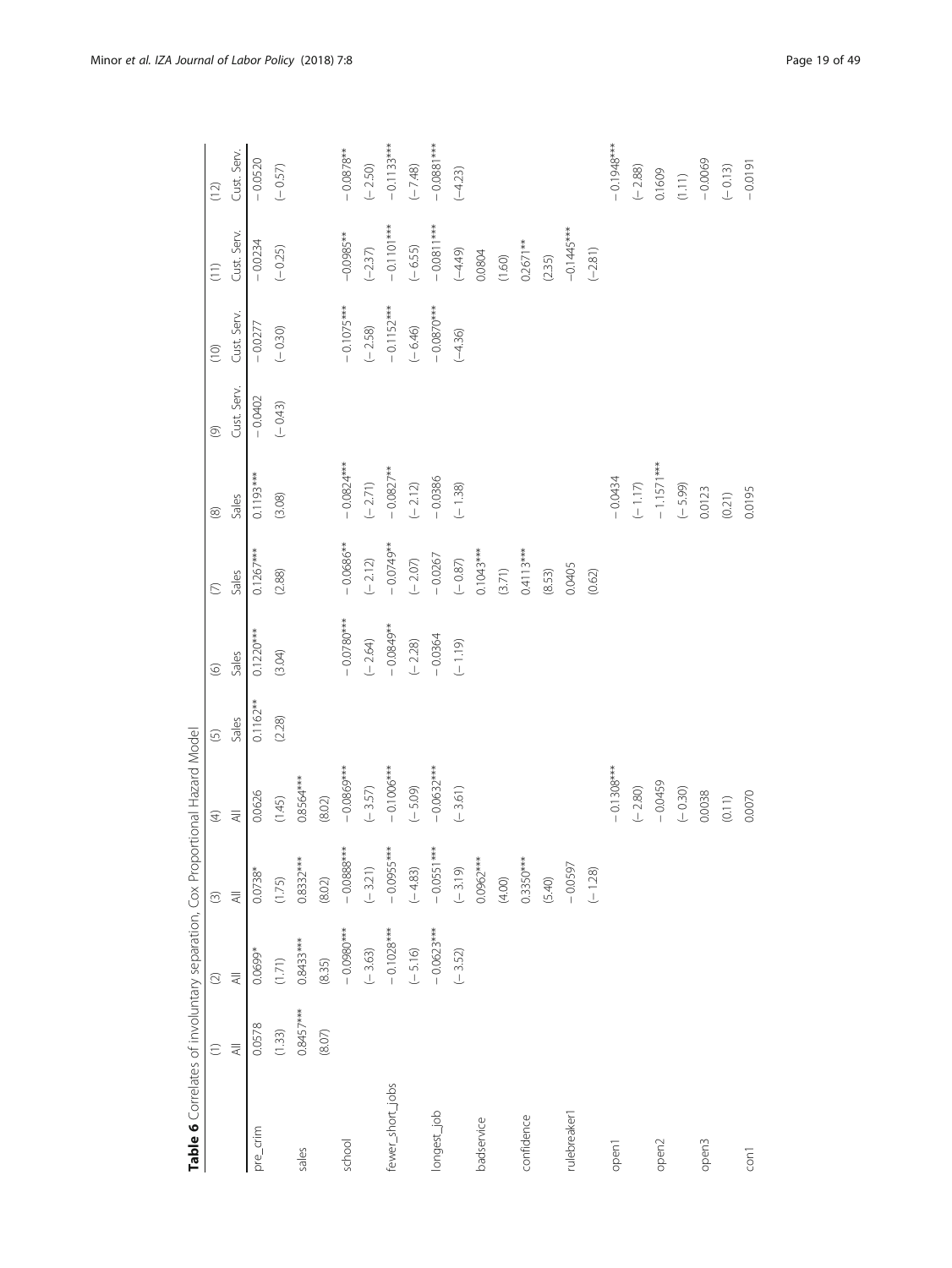**Table 6** Correlates of involuntary separation, Cox Proportional Hazard Model

| | (1) | (2) | (3) | (4) | (5) | (6) | (7) | (8) | (9) | (10) | (11) | (12) |
|---|---|---|---|---|---|---|---|---|---|---|---|---|
| | All | All | All | All | Sales | Sales | Sales | Sales | Cust. Serv. | Cust. Serv. | Cust. Serv. | Cust. Serv. |
| pre_crim | 0.0578 | 0.0699* | 0.0738* | 0.0626 | 0.1162** | 0.1220*** | 0.1267*** | 0.1193*** | −0.0402 | −0.0277 | −0.0234 | −0.0520 |
| | (1.33) | (1.71) | (1.75) | (1.45) | (2.28) | (3.04) | (2.88) | (3.08) | (−0.43) | (−0.30) | (−0.25) | (−0.57) |
| sales | 0.8457*** | 0.8433*** | 0.8332*** | 0.8564*** | | | | | | | | |
| | (8.07) | (8.35) | (8.02) | (8.02) | | | | | | | | |
| school | | −0.0980*** | −0.0888*** | −0.0869*** | | −0.0780*** | −0.0686** | −0.0824*** | | −0.1075*** | −0.0985** | −0.0878** |
| | | (−3.63) | (−3.21) | (−3.57) | | (−2.64) | (−2.12) | (−2.71) | | (−2.58) | (−2.37) | (−2.50) |
| fewer_short_jobs | | −0.1028*** | −0.0955*** | −0.1006*** | | −0.0849** | −0.0749** | −0.0827** | | −0.1152*** | −0.1101*** | −0.1133*** |
| | | (−5.16) | (−4.83) | (−5.09) | | (−2.28) | (−2.07) | (−2.12) | | (−6.46) | (−6.55) | (−7.48) |
| longest_job | | −0.0623*** | −0.0551*** | −0.0632*** | | −0.0364 | −0.0267 | −0.0386 | | −0.0870*** | −0.0811*** | −0.0881*** |
| | | (−3.52) | (−3.19) | (−3.61) | | (−1.19) | (−0.87) | (−1.38) | | (−4.36) | (−4.49) | (−4.23) |
| badservice | | | 0.0962*** | | | | 0.1043*** | | | | 0.0804 | |
| | | | (4.00) | | | | (3.71) | | | | (1.60) | |
| confidence | | | 0.3350*** | | | | 0.4113*** | | | | 0.2671** | |
| | | | (5.40) | | | | (8.53) | | | | (2.35) | |
| rulebreaker1 | | | −0.0597 | | | | 0.0405 | | | | −0.1445*** | |
| | | | (−1.28) | | | | (0.62) | | | | (−2.81) | |
| open1 | | | | −0.1308*** | | | | −0.0434 | | | | −0.1948*** |
| | | | | (−2.80) | | | | (−1.17) | | | | (−2.88) |
| open2 | | | | −0.0459 | | | | −1.1571*** | | | | 0.1609 |
| | | | | (−0.30) | | | | (−5.99) | | | | (1.11) |
| open3 | | | | 0.0038 | | | | 0.0123 | | | | −0.0069 |
| | | | | (0.11) | | | | (0.21) | | | | (−0.13) |
| con1 | | | | 0.0070 | | | | 0.0195 | | | | −0.0191 |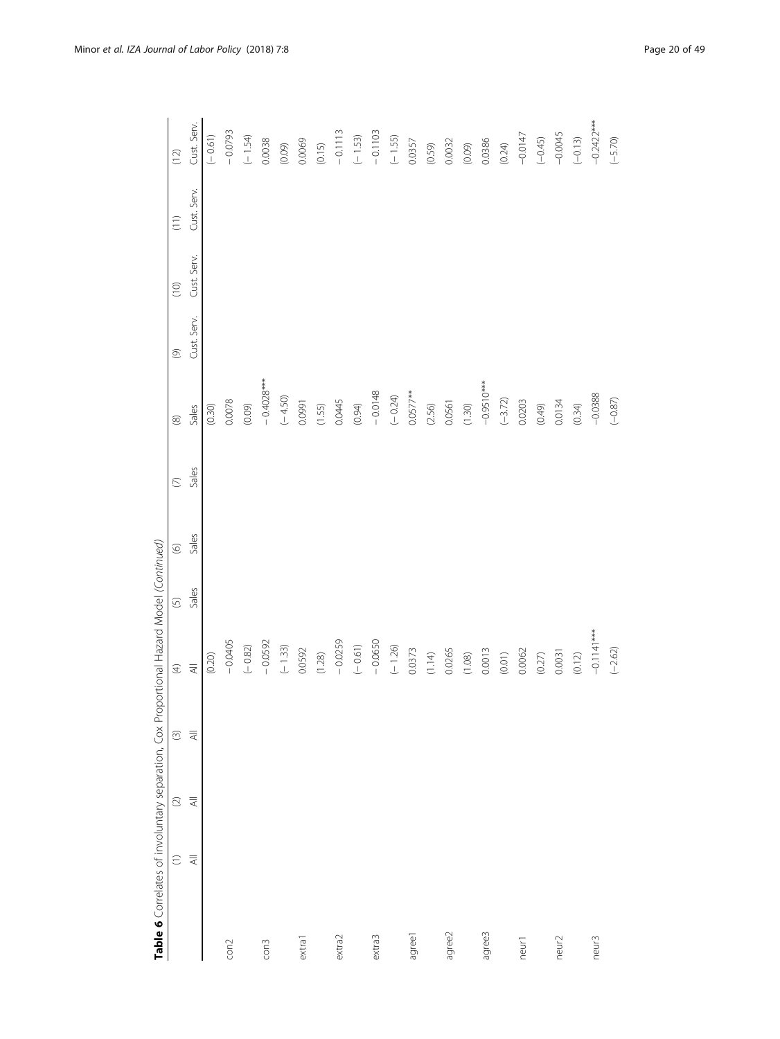**Table 6** Correlates of involuntary separation, Cox Proportional Hazard Model *(Continued)*

| | (1) | (2) | (3) | (4) | (5) | (6) | (7) | (8) | (9) | (10) | (11) | (12) |
|---|---|---|---|---|---|---|---|---|---|---|---|---|
| | All | All | All | All | Sales | Sales | Sales | Sales | Cust. Serv. | Cust. Serv. | Cust. Serv. | Cust. Serv. |
| | | | | (0.20) | | | | (0.30) | | | | (− 0.61) |
| con2 | | | | − 0.0405 | | | | 0.0078 | | | | − 0.0793 |
| | | | | (− 0.82) | | | | (0.09) | | | | (− 1.54) |
| con3 | | | | − 0.0592 | | | | − 0.4028*** | | | | 0.0038 |
| | | | | (− 1.33) | | | | (− 4.50) | | | | (0.09) |
| extra1 | | | | 0.0592 | | | | 0.0991 | | | | 0.0069 |
| | | | | (1.28) | | | | (1.55) | | | | (0.15) |
| extra2 | | | | − 0.0259 | | | | 0.0445 | | | | − 0.1113 |
| | | | | (− 0.61) | | | | (0.94) | | | | (− 1.53) |
| extra3 | | | | − 0.0650 | | | | − 0.0148 | | | | − 0.1103 |
| | | | | (− 1.26) | | | | (− 0.24) | | | | (− 1.55) |
| agree1 | | | | 0.0373 | | | | 0.0577** | | | | 0.0357 |
| | | | | (1.14) | | | | (2.56) | | | | (0.59) |
| agree2 | | | | 0.0265 | | | | 0.0561 | | | | 0.0032 |
| | | | | (1.08) | | | | (1.30) | | | | (0.09) |
| agree3 | | | | 0.0013 | | | | −0.9510*** | | | | 0.0386 |
| | | | | (0.01) | | | | (−3.72) | | | | (0.24) |
| neur1 | | | | 0.0062 | | | | 0.0203 | | | | −0.0147 |
| | | | | (0.27) | | | | (0.49) | | | | (−0.45) |
| neur2 | | | | 0.0031 | | | | 0.0134 | | | | −0.0045 |
| | | | | (0.12) | | | | (0.34) | | | | (−0.13) |
| neur3 | | | | −0.1141*** | | | | −0.0388 | | | | −0.2422*** |
| | | | | (−2.62) | | | | (−0.87) | | | | (−5.70) |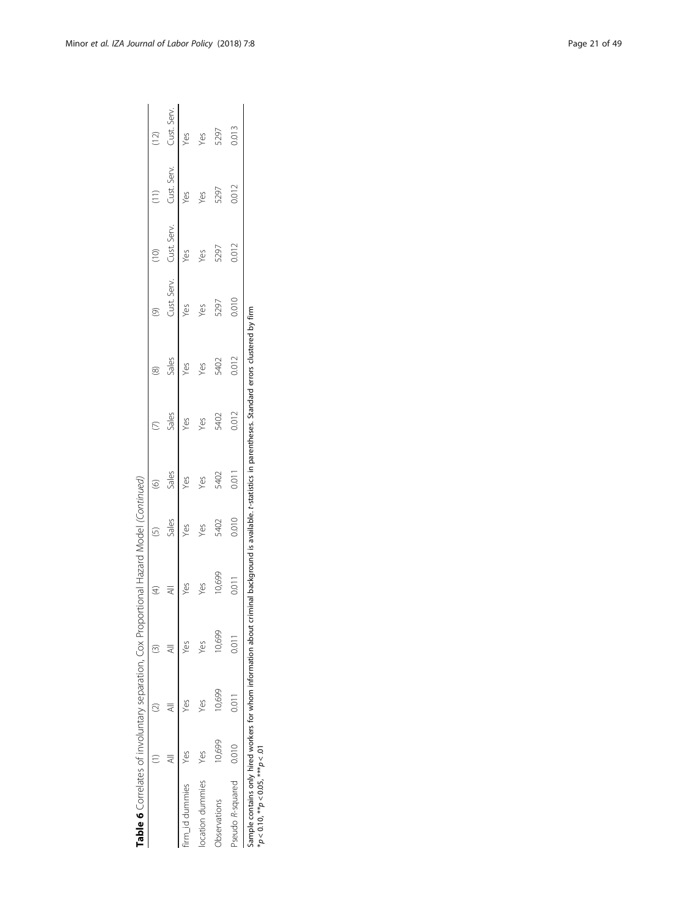**Table 6** Correlates of involuntary separation, Cox Proportional Hazard Model *(Continued)*

| | (1) | (2) | (3) | (4) | (5) | (6) | (7) | (8) | (9) | (10) | (11) | (12) |
|---|---|---|---|---|---|---|---|---|---|---|---|---|
| | All | All | All | All | Sales | Sales | Sales | Sales | Cust. Serv. | Cust. Serv. | Cust. Serv. | Cust. Serv. |
| firm_id dummies | Yes | Yes | Yes | Yes | Yes | Yes | Yes | Yes | Yes | Yes | Yes | Yes |
| location dummies | Yes | Yes | Yes | Yes | Yes | Yes | Yes | Yes | Yes | Yes | Yes | Yes |
| Observations | 10,699 | 10,699 | 10,699 | 10,699 | 5402 | 5402 | 5402 | 5402 | 5297 | 5297 | 5297 | 5297 |
| Pseudo $R$-squared | 0.010 | 0.011 | 0.011 | 0.011 | 0.010 | 0.011 | 0.012 | 0.012 | 0.010 | 0.012 | 0.012 | 0.013 |

Sample contains only hired workers for whom information about criminal background is available. $t$-statistics in parentheses. Standard errors clustered by firm
$^{*}p < 0.10$, $^{**}p < 0.05$, $^{***}p < .01$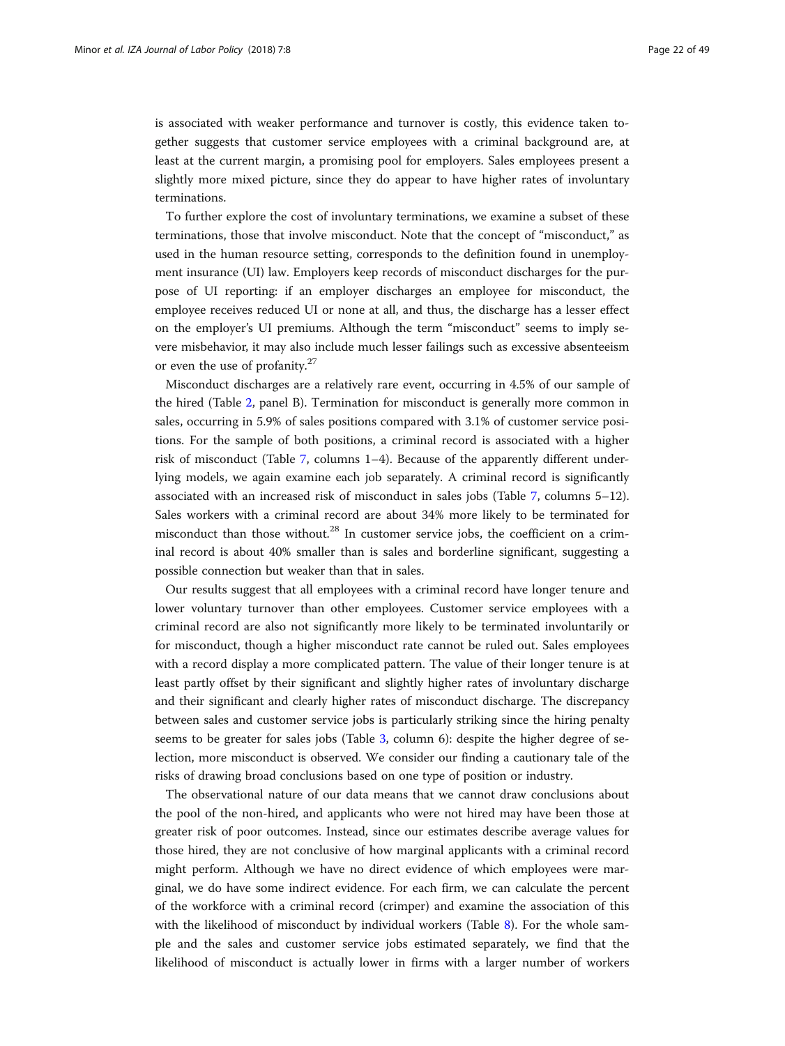is associated with weaker performance and turnover is costly, this evidence taken together suggests that customer service employees with a criminal background are, at least at the current margin, a promising pool for employers. Sales employees present a slightly more mixed picture, since they do appear to have higher rates of involuntary terminations.

To further explore the cost of involuntary terminations, we examine a subset of these terminations, those that involve misconduct. Note that the concept of "misconduct," as used in the human resource setting, corresponds to the definition found in unemployment insurance (UI) law. Employers keep records of misconduct discharges for the purpose of UI reporting: if an employer discharges an employee for misconduct, the employee receives reduced UI or none at all, and thus, the discharge has a lesser effect on the employer's UI premiums. Although the term "misconduct" seems to imply severe misbehavior, it may also include much lesser failings such as excessive absenteeism or even the use of profanity.[27]

Misconduct discharges are a relatively rare event, occurring in 4.5% of our sample of the hired (Table 2, panel B). Termination for misconduct is generally more common in sales, occurring in 5.9% of sales positions compared with 3.1% of customer service positions. For the sample of both positions, a criminal record is associated with a higher risk of misconduct (Table 7, columns 1–4). Because of the apparently different underlying models, we again examine each job separately. A criminal record is significantly associated with an increased risk of misconduct in sales jobs (Table 7, columns 5–12). Sales workers with a criminal record are about 34% more likely to be terminated for misconduct than those without.[28] In customer service jobs, the coefficient on a criminal record is about 40% smaller than is sales and borderline significant, suggesting a possible connection but weaker than that in sales.

Our results suggest that all employees with a criminal record have longer tenure and lower voluntary turnover than other employees. Customer service employees with a criminal record are also not significantly more likely to be terminated involuntarily or for misconduct, though a higher misconduct rate cannot be ruled out. Sales employees with a record display a more complicated pattern. The value of their longer tenure is at least partly offset by their significant and slightly higher rates of involuntary discharge and their significant and clearly higher rates of misconduct discharge. The discrepancy between sales and customer service jobs is particularly striking since the hiring penalty seems to be greater for sales jobs (Table 3, column 6): despite the higher degree of selection, more misconduct is observed. We consider our finding a cautionary tale of the risks of drawing broad conclusions based on one type of position or industry.

The observational nature of our data means that we cannot draw conclusions about the pool of the non-hired, and applicants who were not hired may have been those at greater risk of poor outcomes. Instead, since our estimates describe average values for those hired, they are not conclusive of how marginal applicants with a criminal record might perform. Although we have no direct evidence of which employees were marginal, we do have some indirect evidence. For each firm, we can calculate the percent of the workforce with a criminal record (crimper) and examine the association of this with the likelihood of misconduct by individual workers (Table 8). For the whole sample and the sales and customer service jobs estimated separately, we find that the likelihood of misconduct is actually lower in firms with a larger number of workers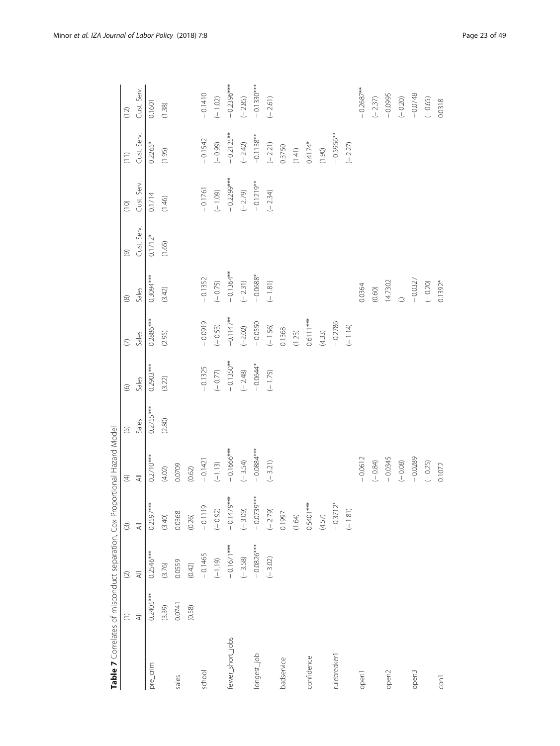**Table 7** Correlates of misconduct separation, Cox Proportional Hazard Model

| | (1) | (2) | (3) | (4) | (5) | (6) | (7) | (8) | (9) | (10) | (11) | (12) |
|---|---|---|---|---|---|---|---|---|---|---|---|---|
| | All | All | All | All | Sales | Sales | Sales | Sales | Cust. Serv. | Cust. Serv. | Cust. Serv. | Cust. Serv. |
| pre_crim | 0.2405*** | 0.2546*** | 0.2597*** | 0.2710*** | 0.2755*** | 0.2903*** | 0.2886*** | 0.3094*** | 0.1712* | 0.1714 | 0.2265* | 0.1601 |
| | (3.39) | (3.76) | (3.40) | (4.02) | (2.80) | (3.22) | (2.95) | (3.42) | (1.65) | (1.46) | (1.95) | (1.38) |
| sales | 0.0741 | 0.0559 | 0.0368 | 0.0709 | | | | | | | | |
| | (0.58) | (0.42) | (0.26) | (0.62) | | | | | | | | |
| school | | −0.1465 | −0.1119 | −0.1421 | | −0.1325 | −0.0919 | −0.1352 | | −0.1761 | −0.1542 | −0.1410 |
| | | (−1.19) | (−0.92) | (−1.13) | | (−0.77) | (−0.53) | (−0.75) | | (−1.09) | (−0.99) | (−1.02) |
| fewer_short_jobs | | −0.1671*** | −0.1479*** | −0.1666*** | | −0.1350** | −0.1147** | −0.1364** | | −0.2299*** | −0.2125** | −0.2396*** |
| | | (−3.58) | (−3.09) | (−3.54) | | (−2.48) | (−2.02) | (−2.31) | | (−2.79) | (−2.42) | (−2.85) |
| longest_job | | −0.0826*** | −0.0739*** | −0.0884*** | | −0.0644* | −0.0550 | −0.0688* | | −0.1219** | −0.1138** | −0.1330*** |
| | | (−3.02) | (−2.79) | (−3.21) | | (−1.75) | (−1.56) | (−1.81) | | (−2.34) | (−2.21) | (−2.61) |
| badservice | | | 0.1997 | | | | 0.1368 | | | | 0.3750 | |
| | | | (1.64) | | | | (1.23) | | | | (1.41) | |
| confidence | | | 0.5401*** | | | | 0.6111*** | | | | 0.4174* | |
| | | | (4.57) | | | | (4.33) | | | | (1.90) | |
| rulebreaker1 | | | −0.3712* | | | | −0.2786 | | | | −0.5956** | |
| | | | (−1.81) | | | | (−1.14) | | | | (−2.27) | |
| open1 | | | | −0.0612 | | | | 0.0364 | | | | −0.2687** |
| | | | | (−0.84) | | | | (0.60) | | | | (−2.37) |
| open2 | | | | −0.0345 | | | | 14.7302 | | | | −0.0995 |
| | | | | (−0.08) | | | | (.) | | | | (−0.20) |
| open3 | | | | −0.0289 | | | | −0.0327 | | | | −0.0748 |
| | | | | (−0.25) | | | | (−0.20) | | | | (−0.65) |
| con1 | | | | 0.1072 | | | | 0.1392* | | | | 0.0318 |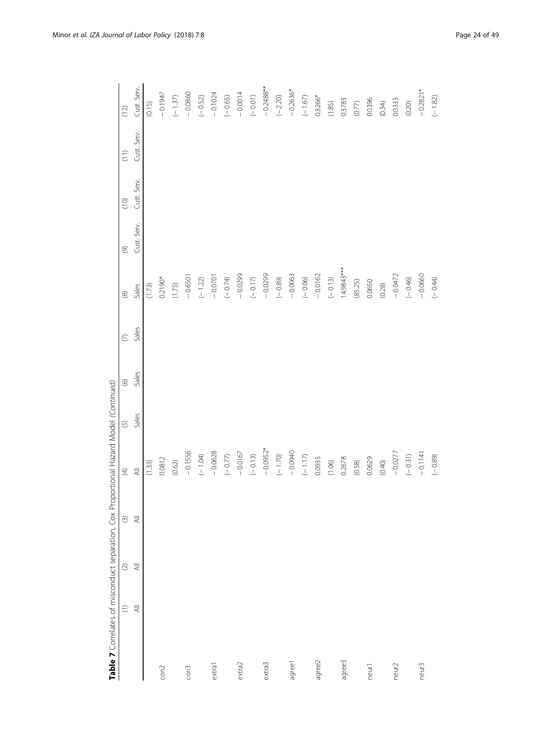**Table 7** Correlates of misconduct separation, Cox Proportional Hazard Model *(Continued)*

| | (1) | (2) | (3) | (4) | (5) | (6) | (7) | (8) | (9) | (10) | (11) | (12) |
|---|---|---|---|---|---|---|---|---|---|---|---|---|
| | All | All | All | All | Sales | Sales | Sales | Sales | Cust. Serv. | Cust. Serv. | Cust. Serv. | Cust. Serv. |
| | | | | (1.33) | | | | (1.73) | | | | (0.15) |
| con2 | | | | 0.0812 | | | | 0.2190* | | | | −0.1947 |
| | | | | (0.62) | | | | (1.75) | | | | (−1.37) |
| con3 | | | | −0.1556 | | | | −0.6501 | | | | −0.0860 |
| | | | | (−1.04) | | | | (−1.22) | | | | (−0.52) |
| extra1 | | | | −0.0628 | | | | −0.0701 | | | | −0.1024 |
| | | | | (−0.77) | | | | (−0.74) | | | | (−0.65) |
| extra2 | | | | −0.0167 | | | | −0.0299 | | | | −0.0014 |
| | | | | (−0.13) | | | | (−0.17) | | | | (−0.01) |
| extra3 | | | | −0.0952* | | | | −0.0299 | | | | −0.2488** |
| | | | | (−1.70) | | | | (−0.89) | | | | (−2.20) |
| agree1 | | | | −0.0940 | | | | −0.0063 | | | | −0.2636* |
| | | | | (−1.17) | | | | (−0.06) | | | | (−1.67) |
| agree2 | | | | 0.0935 | | | | −0.0162 | | | | 0.3266* |
| | | | | (1.06) | | | | (−0.13) | | | | (1.85) |
| agree3 | | | | 0.2678 | | | | 14.9843*** | | | | 0.3783 |
| | | | | (0.58) | | | | (85.25) | | | | (0.77) |
| neur1 | | | | 0.0629 | | | | 0.0650 | | | | 0.0396 |
| | | | | (0.40) | | | | (0.28) | | | | (0.34) |
| neur2 | | | | −0.0277 | | | | −0.0472 | | | | 0.0333 |
| | | | | (−0.31) | | | | (−0.46) | | | | (0.20) |
| neur3 | | | | −0.1141 | | | | −0.0660 | | | | −0.2821* |
| | | | | (−0.89) | | | | (−0.44) | | | | (−1.82) |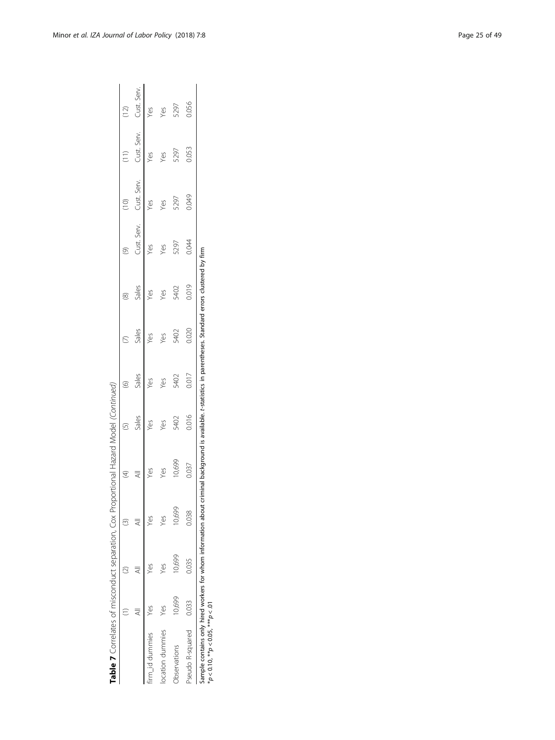**Table 7** Correlates of misconduct separation, Cox Proportional Hazard Model *(Continued)*

| | (1) | (2) | (3) | (4) | (5) | (6) | (7) | (8) | (9) | (10) | (11) | (12) |
|---|---|---|---|---|---|---|---|---|---|---|---|---|
| | All | All | All | All | Sales | Sales | Sales | Sales | Cust. Serv. | Cust. Serv. | Cust. Serv. | Cust. Serv. |
| firm_id dummies | Yes | Yes | Yes | Yes | Yes | Yes | Yes | Yes | Yes | Yes | Yes | Yes |
| location dummies | Yes | Yes | Yes | Yes | Yes | Yes | Yes | Yes | Yes | Yes | Yes | Yes |
| Observations | 10,699 | 10,699 | 10,699 | 10,699 | 5402 | 5402 | 5402 | 5402 | 5297 | 5297 | 5297 | 5297 |
| Pseudo R-squared | 0.033 | 0.035 | 0.038 | 0.037 | 0.016 | 0.017 | 0.020 | 0.019 | 0.044 | 0.049 | 0.053 | 0.056 |

Sample contains only hired workers for whom information about criminal background is available. *t*-statistics in parentheses. Standard errors clustered by firm
*$p < 0.10$, **$p < 0.05$, ***$p < .01$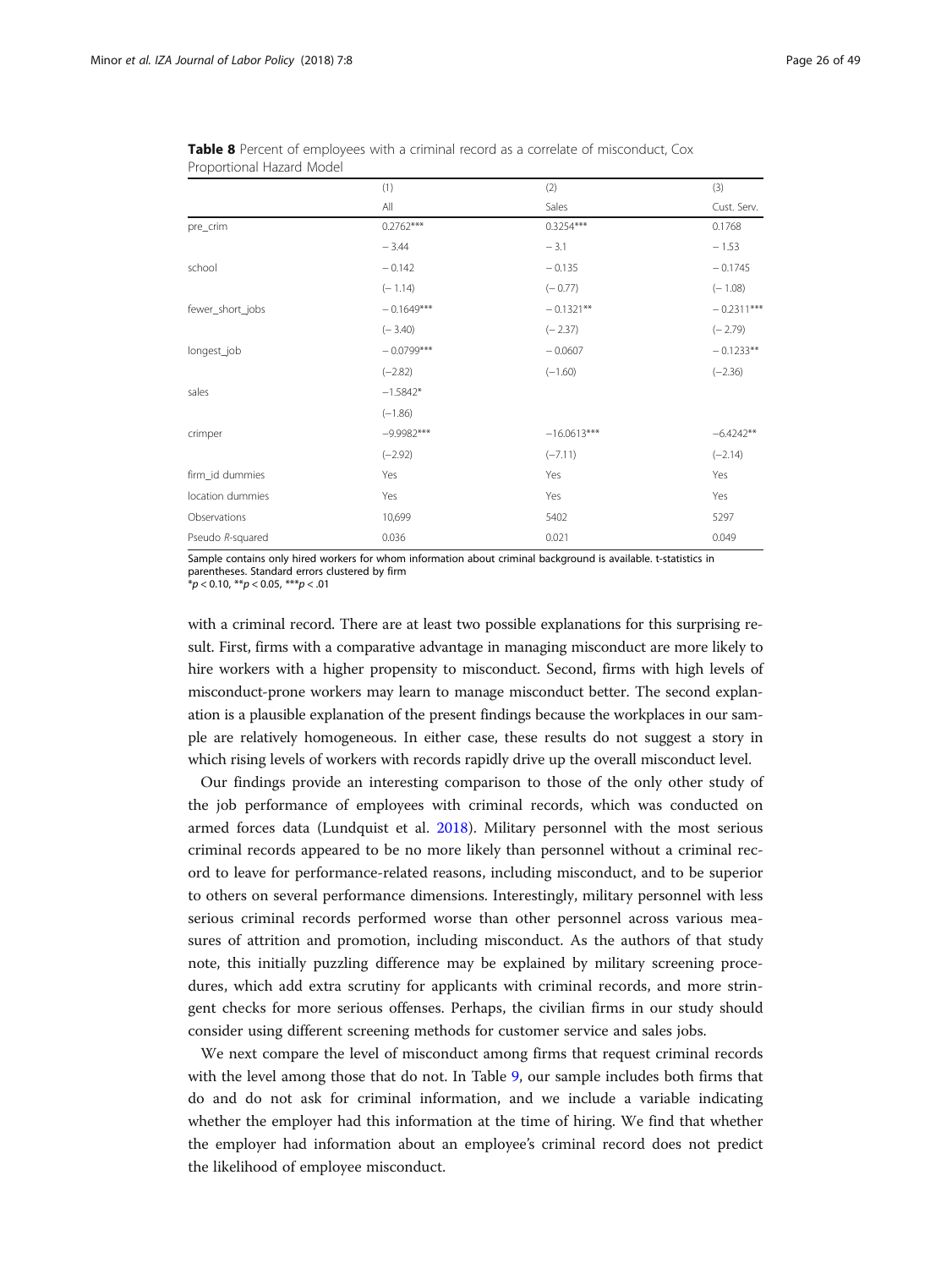**Table 8** Percent of employees with a criminal record as a correlate of misconduct, Cox Proportional Hazard Model

| | (1) | (2) | (3) |
|---|---|---|---|
| | All | Sales | Cust. Serv. |
| pre_crim | 0.2762*** | 0.3254*** | 0.1768 |
| | − 3.44 | − 3.1 | − 1.53 |
| school | − 0.142 | − 0.135 | − 0.1745 |
| | (− 1.14) | (− 0.77) | (− 1.08) |
| fewer_short_jobs | − 0.1649*** | − 0.1321** | − 0.2311*** |
| | (− 3.40) | (− 2.37) | (− 2.79) |
| longest_job | − 0.0799*** | − 0.0607 | − 0.1233** |
| | (−2.82) | (−1.60) | (−2.36) |
| sales | −1.5842* | | |
| | (−1.86) | | |
| crimper | −9.9982*** | −16.0613*** | −6.4242** |
| | (−2.92) | (−7.11) | (−2.14) |
| firm_id dummies | Yes | Yes | Yes |
| location dummies | Yes | Yes | Yes |
| Observations | 10,699 | 5402 | 5297 |
| Pseudo *R*-squared | 0.036 | 0.021 | 0.049 |

Sample contains only hired workers for whom information about criminal background is available. t-statistics in parentheses. Standard errors clustered by firm
*$p < 0.10$, **$p < 0.05$, ***$p < .01$

with a criminal record. There are at least two possible explanations for this surprising result. First, firms with a comparative advantage in managing misconduct are more likely to hire workers with a higher propensity to misconduct. Second, firms with high levels of misconduct-prone workers may learn to manage misconduct better. The second explanation is a plausible explanation of the present findings because the workplaces in our sample are relatively homogeneous. In either case, these results do not suggest a story in which rising levels of workers with records rapidly drive up the overall misconduct level.

Our findings provide an interesting comparison to those of the only other study of the job performance of employees with criminal records, which was conducted on armed forces data (Lundquist et al. 2018). Military personnel with the most serious criminal records appeared to be no more likely than personnel without a criminal record to leave for performance-related reasons, including misconduct, and to be superior to others on several performance dimensions. Interestingly, military personnel with less serious criminal records performed worse than other personnel across various measures of attrition and promotion, including misconduct. As the authors of that study note, this initially puzzling difference may be explained by military screening procedures, which add extra scrutiny for applicants with criminal records, and more stringent checks for more serious offenses. Perhaps, the civilian firms in our study should consider using different screening methods for customer service and sales jobs.

We next compare the level of misconduct among firms that request criminal records with the level among those that do not. In Table 9, our sample includes both firms that do and do not ask for criminal information, and we include a variable indicating whether the employer had this information at the time of hiring. We find that whether the employer had information about an employee's criminal record does not predict the likelihood of employee misconduct.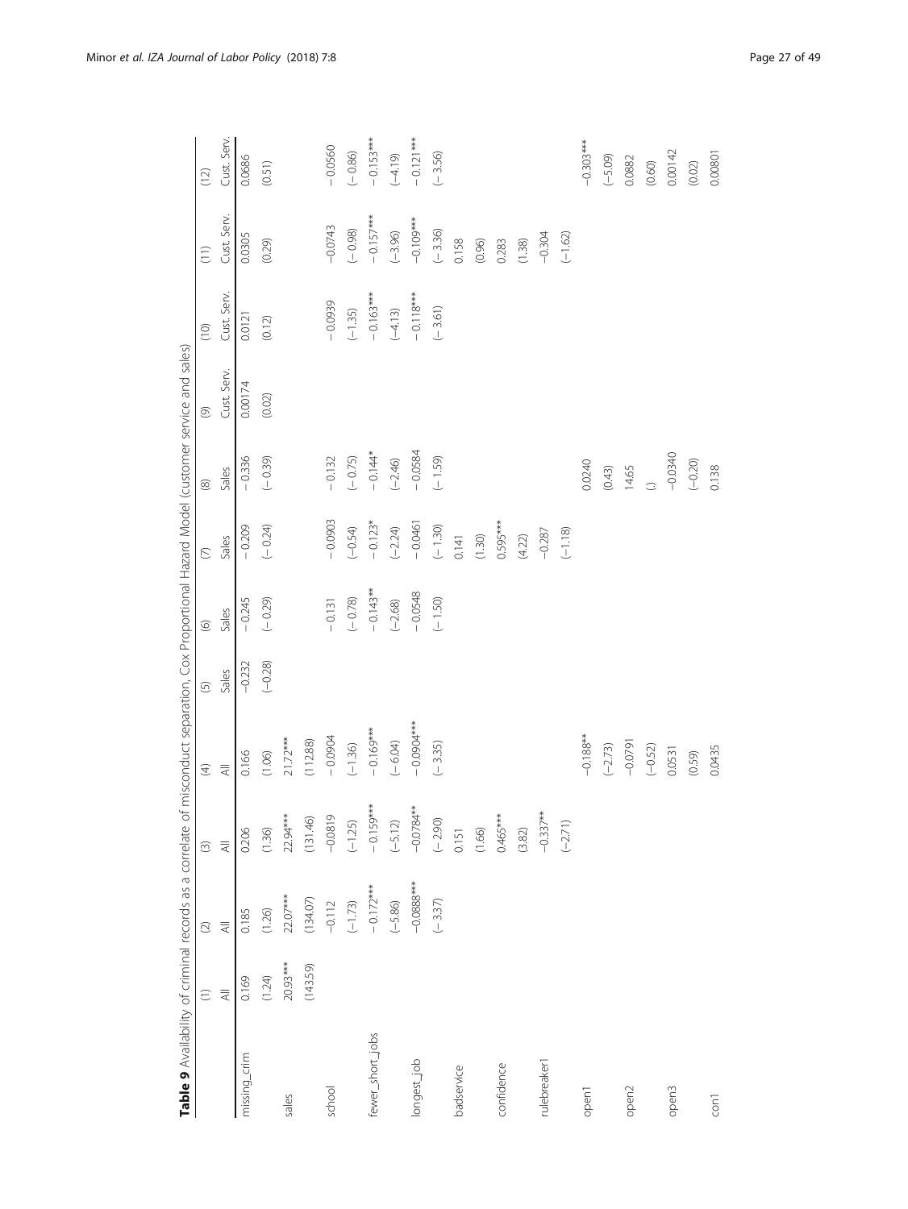**Table 9** Availability of criminal records as a correlate of misconduct separation, Cox Proportional Hazard Model (customer service and sales)

| | (1) | (2) | (3) | (4) | (5) | (6) | (7) | (8) | (9) | (10) | (11) | (12) |
|---|---|---|---|---|---|---|---|---|---|---|---|---|
| | All | All | All | All | Sales | Sales | Sales | Sales | Cust. Serv. | Cust. Serv. | Cust. Serv. | Cust. Serv. |
| missing_crim | 0.169 | 0.185 | 0.206 | 0.166 | −0.232 | −0.245 | −0.209 | −0.336 | 0.00174 | 0.0121 | 0.0305 | 0.0686 |
| | (1.24) | (1.26) | (1.36) | (1.06) | (−0.28) | (−0.29) | (−0.24) | (−0.39) | (0.02) | (0.12) | (0.29) | (0.51) |
| sales | 20.93*** | 22.07*** | 22.94*** | 21.72*** | | | | | | | | |
| | (143.59) | (134.07) | (131.46) | (112.88) | | | | | | | | |
| school | | −0.112 | −0.0819 | −0.0904 | | −0.131 | −0.0903 | −0.132 | | −0.0939 | −0.0743 | −0.0560 |
| | | (−1.73) | (−1.25) | (−1.36) | | (−0.78) | (−0.54) | (−0.75) | | (−1.35) | (−0.98) | (−0.86) |
| fewer_short_jobs | | −0.172*** | −0.159*** | −0.169*** | | −0.143** | −0.123* | −0.144* | | −0.163*** | −0.157*** | −0.153*** |
| | | (−5.86) | (−5.12) | (−6.04) | | (−2.68) | (−2.24) | (−2.46) | | (−4.13) | (−3.96) | (−4.19) |
| longest_job | | −0.0888*** | −0.0784** | −0.0904*** | | −0.0548 | −0.0461 | −0.0584 | | −0.118*** | −0.109*** | −0.121*** |
| | | (−3.37) | (−2.90) | (−3.35) | | (−1.50) | (−1.30) | (−1.59) | | (−3.61) | (−3.36) | (−3.56) |
| badservice | | | 0.151 | | | | 0.141 | | | | 0.158 | |
| | | | (1.66) | | | | (1.30) | | | | (0.96) | |
| confidence | | | 0.465*** | | | | 0.595*** | | | | 0.283 | |
| | | | (3.82) | | | | (4.22) | | | | (1.38) | |
| rulebreaker1 | | | −0.337** | | | | −0.287 | | | | −0.304 | |
| | | | (−2.71) | | | | (−1.18) | | | | (−1.62) | |
| open1 | | | | −0.188** | | | | 0.0240 | | | | −0.303*** |
| | | | | (−2.73) | | | | (0.43) | | | | (−5.09) |
| open2 | | | | −0.0791 | | | | 14.65 | | | | 0.0882 |
| | | | | (−0.52) | | | | (.) | | | | (0.60) |
| open3 | | | | 0.0531 | | | | −0.0340 | | | | 0.00142 |
| | | | | (0.59) | | | | (−0.20) | | | | (0.02) |
| con1 | | | | 0.0435 | | | | 0.138 | | | | 0.00801 |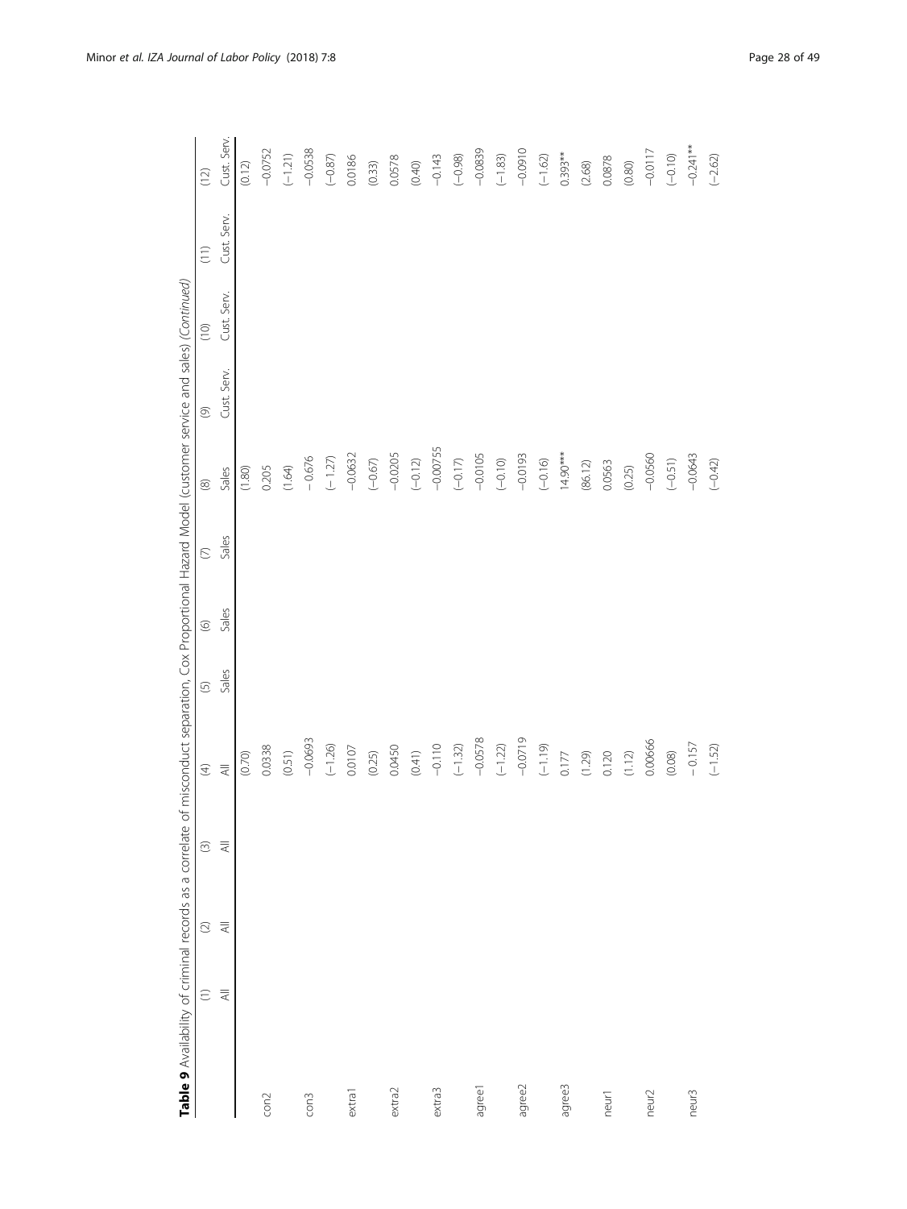**Table 9** Availability of criminal records as a correlate of misconduct separation, Cox Proportional Hazard Model (customer service and sales) *(Continued)*

| | (1) | (2) | (3) | (4) | (5) | (6) | (7) | (8) | (9) | (10) | (11) | (12) |
|---|---|---|---|---|---|---|---|---|---|---|---|---|
| | All | All | All | All | Sales | Sales | Sales | Sales | Cust. Serv. | Cust. Serv. | Cust. Serv. | Cust. Serv. |
| | | | | (0.70) | | | | (1.80) | | | | (0.12) |
| con2 | | | | 0.0338 | | | | 0.205 | | | | −0.0752 |
| | | | | (0.51) | | | | (1.64) | | | | (−1.21) |
| con3 | | | | −0.0693 | | | | −0.676 | | | | −0.0538 |
| | | | | (−1.26) | | | | (−1.27) | | | | (−0.87) |
| extra1 | | | | 0.0107 | | | | −0.0632 | | | | 0.0186 |
| | | | | (0.25) | | | | (−0.67) | | | | (0.33) |
| extra2 | | | | 0.0450 | | | | −0.0205 | | | | 0.0578 |
| | | | | (0.41) | | | | (−0.12) | | | | (0.40) |
| extra3 | | | | −0.110 | | | | −0.00755 | | | | −0.143 |
| | | | | (−1.32) | | | | (−0.17) | | | | (−0.98) |
| agree1 | | | | −0.0578 | | | | −0.0105 | | | | −0.0839 |
| | | | | (−1.22) | | | | (−0.10) | | | | (−1.83) |
| agree2 | | | | −0.0719 | | | | −0.0193 | | | | −0.0910 |
| | | | | (−1.19) | | | | (−0.16) | | | | (−1.62) |
| agree3 | | | | 0.177 | | | | 14.90*** | | | | 0.393** |
| | | | | (1.29) | | | | (86.12) | | | | (2.68) |
| neur1 | | | | 0.120 | | | | 0.0563 | | | | 0.0878 |
| | | | | (1.12) | | | | (0.25) | | | | (0.80) |
| neur2 | | | | 0.00666 | | | | −0.0560 | | | | −0.0117 |
| | | | | (0.08) | | | | (−0.51) | | | | (−0.10) |
| neur3 | | | | −0.157 | | | | −0.0643 | | | | −0.241** |
| | | | | (−1.52) | | | | (−0.42) | | | | (−2.62) |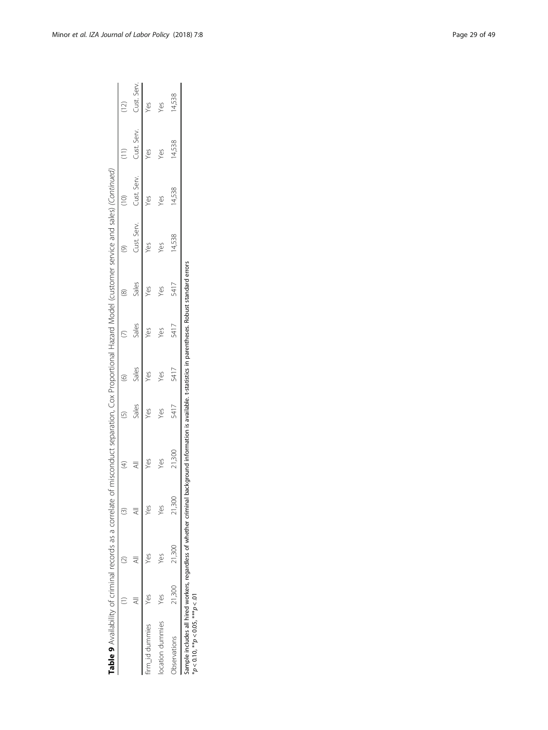**Table 9** Availability of criminal records as a correlate of misconduct separation, Cox Proportional Hazard Model (customer service and sales) *(Continued)*

| | (1) | (2) | (3) | (4) | (5) | (6) | (7) | (8) | (9) | (10) | (11) | (12) |
|---|---|---|---|---|---|---|---|---|---|---|---|---|
| | All | All | All | All | Sales | Sales | Sales | Sales | Cust. Serv. | Cust. Serv. | Cust. Serv. | Cust. Serv. |
| firm_id dummies | Yes | Yes | Yes | Yes | Yes | Yes | Yes | Yes | Yes | Yes | Yes | Yes |
| location dummies | Yes | Yes | Yes | Yes | Yes | Yes | Yes | Yes | Yes | Yes | Yes | Yes |
| Observations | 21,300 | 21,300 | 21,300 | 21,300 | 5417 | 5417 | 5417 | 5417 | 14,538 | 14,538 | 14,538 | 14,538 |

Sample includes all hired workers, regardless of whether criminal background information is available. t-statistics in parentheses. Robust standard errors
$*p < 0.10$, $**p < 0.05$, $***p < .01$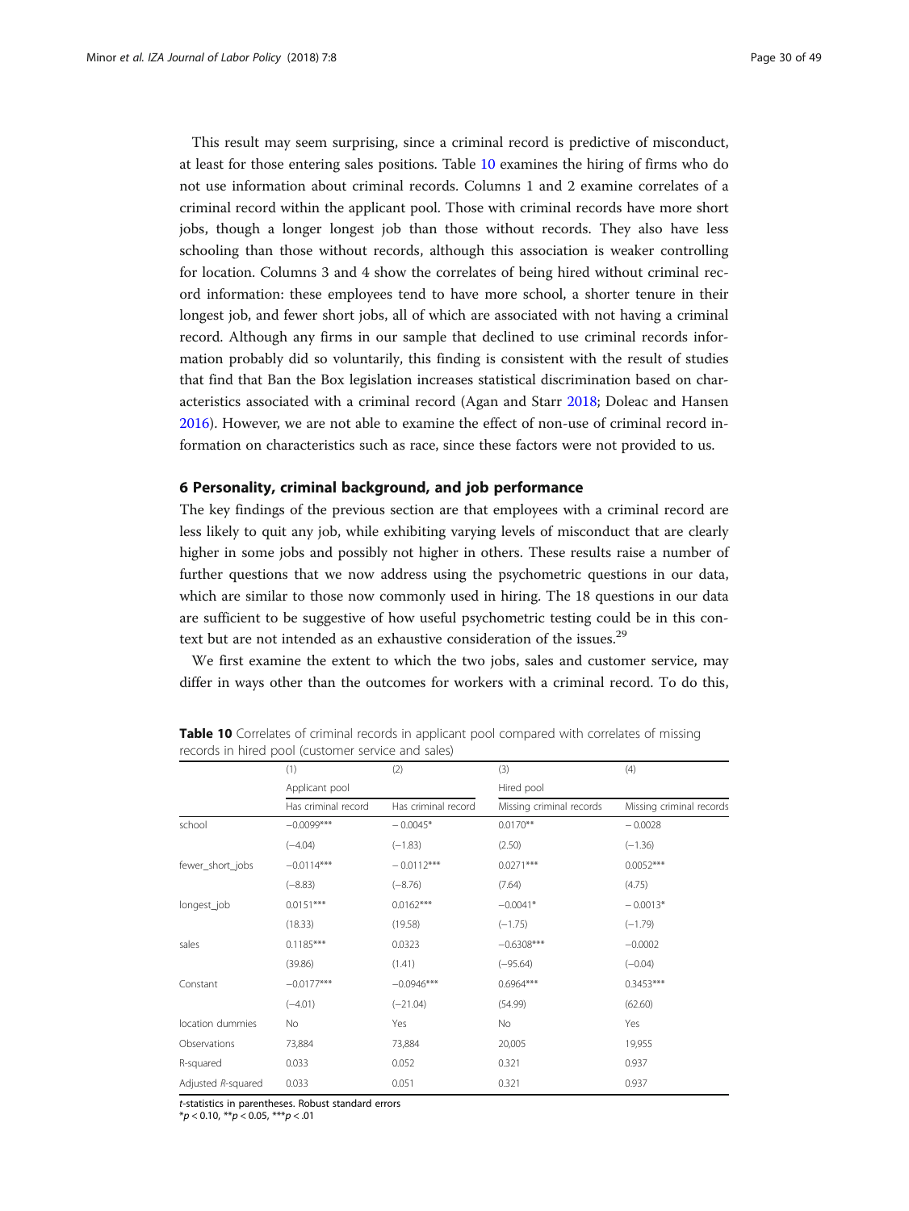This result may seem surprising, since a criminal record is predictive of misconduct, at least for those entering sales positions. Table 10 examines the hiring of firms who do not use information about criminal records. Columns 1 and 2 examine correlates of a criminal record within the applicant pool. Those with criminal records have more short jobs, though a longer longest job than those without records. They also have less schooling than those without records, although this association is weaker controlling for location. Columns 3 and 4 show the correlates of being hired without criminal record information: these employees tend to have more school, a shorter tenure in their longest job, and fewer short jobs, all of which are associated with not having a criminal record. Although any firms in our sample that declined to use criminal records information probably did so voluntarily, this finding is consistent with the result of studies that find that Ban the Box legislation increases statistical discrimination based on characteristics associated with a criminal record (Agan and Starr 2018; Doleac and Hansen 2016). However, we are not able to examine the effect of non-use of criminal record information on characteristics such as race, since these factors were not provided to us.

## 6 Personality, criminal background, and job performance

The key findings of the previous section are that employees with a criminal record are less likely to quit any job, while exhibiting varying levels of misconduct that are clearly higher in some jobs and possibly not higher in others. These results raise a number of further questions that we now address using the psychometric questions in our data, which are similar to those now commonly used in hiring. The 18 questions in our data are sufficient to be suggestive of how useful psychometric testing could be in this context but are not intended as an exhaustive consideration of the issues.[29]

We first examine the extent to which the two jobs, sales and customer service, may differ in ways other than the outcomes for workers with a criminal record. To do this,

**Table 10** Correlates of criminal records in applicant pool compared with correlates of missing records in hired pool (customer service and sales)

| | (1) | (2) | (3) | (4) |
|---|---|---|---|---|
| | Applicant pool | | Hired pool | |
| | Has criminal record | Has criminal record | Missing criminal records | Missing criminal records |
| school | −0.0099*** | −0.0045* | 0.0170** | −0.0028 |
| | (−4.04) | (−1.83) | (2.50) | (−1.36) |
| fewer_short_jobs | −0.0114*** | −0.0112*** | 0.0271*** | 0.0052*** |
| | (−8.83) | (−8.76) | (7.64) | (4.75) |
| longest_job | 0.0151*** | 0.0162*** | −0.0041* | −0.0013* |
| | (18.33) | (19.58) | (−1.75) | (−1.79) |
| sales | 0.1185*** | 0.0323 | −0.6308*** | −0.0002 |
| | (39.86) | (1.41) | (−95.64) | (−0.04) |
| Constant | −0.0177*** | −0.0946*** | 0.6964*** | 0.3453*** |
| | (−4.01) | (−21.04) | (54.99) | (62.60) |
| location dummies | No | Yes | No | Yes |
| Observations | 73,884 | 73,884 | 20,005 | 19,955 |
| R-squared | 0.033 | 0.052 | 0.321 | 0.937 |
| Adjusted *R*-squared | 0.033 | 0.051 | 0.321 | 0.937 |

*t*-statistics in parentheses. Robust standard errors
*$p < 0.10$, **$p < 0.05$, ***$p < .01$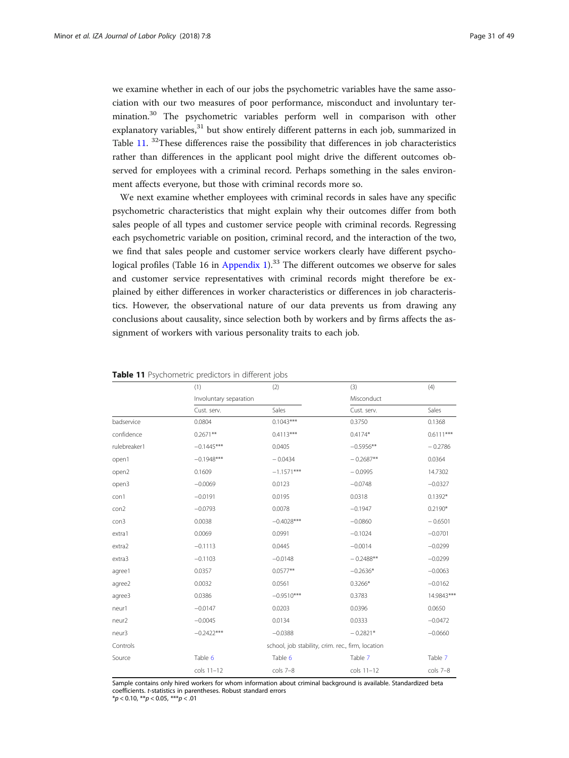we examine whether in each of our jobs the psychometric variables have the same association with our two measures of poor performance, misconduct and involuntary termination.[30] The psychometric variables perform well in comparison with other explanatory variables,[31] but show entirely different patterns in each job, summarized in Table 11. [32]These differences raise the possibility that differences in job characteristics rather than differences in the applicant pool might drive the different outcomes observed for employees with a criminal record. Perhaps something in the sales environment affects everyone, but those with criminal records more so.

We next examine whether employees with criminal records in sales have any specific psychometric characteristics that might explain why their outcomes differ from both sales people of all types and customer service people with criminal records. Regressing each psychometric variable on position, criminal record, and the interaction of the two, we find that sales people and customer service workers clearly have different psychological profiles (Table 16 in Appendix 1).[33] The different outcomes we observe for sales and customer service representatives with criminal records might therefore be explained by either differences in worker characteristics or differences in job characteristics. However, the observational nature of our data prevents us from drawing any conclusions about causality, since selection both by workers and by firms affects the assignment of workers with various personality traits to each job.

**Table 11** Psychometric predictors in different jobs

| | (1) | (2) | (3) | (4) |
|---|---|---|---|---|
| | Involuntary separation | | Misconduct | |
| | Cust. serv. | Sales | Cust. serv. | Sales |
| badservice | 0.0804 | 0.1043*** | 0.3750 | 0.1368 |
| confidence | 0.2671** | 0.4113*** | 0.4174* | 0.6111*** |
| rulebreaker1 | −0.1445*** | 0.0405 | −0.5956** | − 0.2786 |
| open1 | −0.1948*** | − 0.0434 | − 0.2687** | 0.0364 |
| open2 | 0.1609 | −1.1571*** | − 0.0995 | 14.7302 |
| open3 | −0.0069 | 0.0123 | −0.0748 | −0.0327 |
| con1 | −0.0191 | 0.0195 | 0.0318 | 0.1392* |
| con2 | −0.0793 | 0.0078 | −0.1947 | 0.2190* |
| con3 | 0.0038 | −0.4028*** | −0.0860 | − 0.6501 |
| extra1 | 0.0069 | 0.0991 | −0.1024 | −0.0701 |
| extra2 | −0.1113 | 0.0445 | −0.0014 | −0.0299 |
| extra3 | −0.1103 | −0.0148 | − 0.2488** | −0.0299 |
| agree1 | 0.0357 | 0.0577** | −0.2636* | −0.0063 |
| agree2 | 0.0032 | 0.0561 | 0.3266* | −0.0162 |
| agree3 | 0.0386 | −0.9510*** | 0.3783 | 14.9843*** |
| neur1 | −0.0147 | 0.0203 | 0.0396 | 0.0650 |
| neur2 | −0.0045 | 0.0134 | 0.0333 | −0.0472 |
| neur3 | −0.2422*** | −0.0388 | − 0.2821* | −0.0660 |
| Controls | school, job stability, crim. rec., firm, location | | | |
| Source | Table 6 | Table 6 | Table 7 | Table 7 |
| | cols 11–12 | cols 7–8 | cols 11–12 | cols 7–8 |

Sample contains only hired workers for whom information about criminal background is available. Standardized beta coefficients. *t*-statistics in parentheses. Robust standard errors

*$p < 0.10$, **$p < 0.05$, ***$p < .01$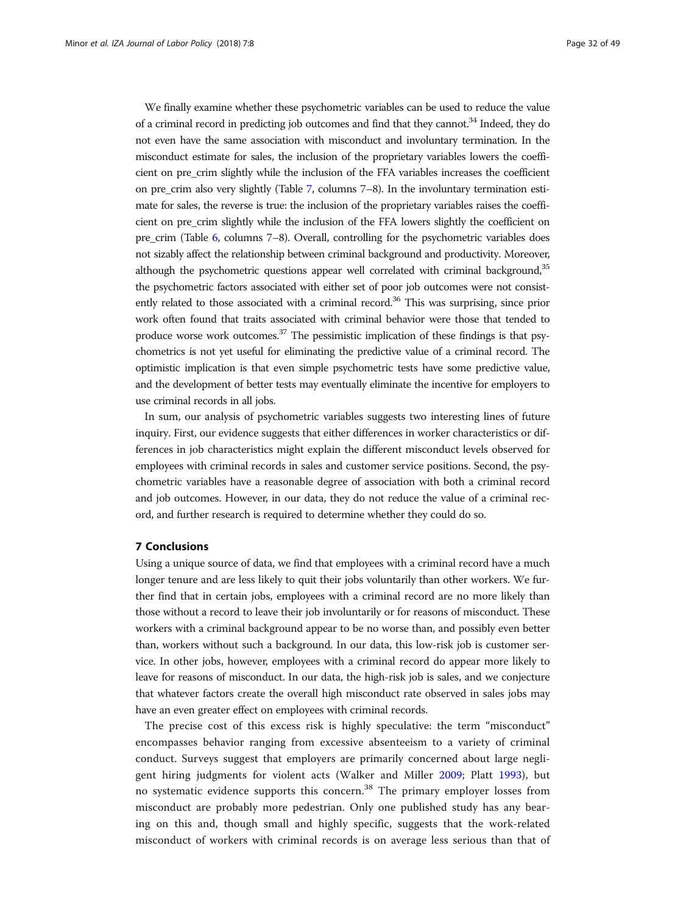We finally examine whether these psychometric variables can be used to reduce the value of a criminal record in predicting job outcomes and find that they cannot.[34] Indeed, they do not even have the same association with misconduct and involuntary termination. In the misconduct estimate for sales, the inclusion of the proprietary variables lowers the coefficient on pre_crim slightly while the inclusion of the FFA variables increases the coefficient on pre_crim also very slightly (Table 7, columns 7–8). In the involuntary termination estimate for sales, the reverse is true: the inclusion of the proprietary variables raises the coefficient on pre_crim slightly while the inclusion of the FFA lowers slightly the coefficient on pre_crim (Table 6, columns 7–8). Overall, controlling for the psychometric variables does not sizably affect the relationship between criminal background and productivity. Moreover, although the psychometric questions appear well correlated with criminal background,[35] the psychometric factors associated with either set of poor job outcomes were not consistently related to those associated with a criminal record.[36] This was surprising, since prior work often found that traits associated with criminal behavior were those that tended to produce worse work outcomes.[37] The pessimistic implication of these findings is that psychometrics is not yet useful for eliminating the predictive value of a criminal record. The optimistic implication is that even simple psychometric tests have some predictive value, and the development of better tests may eventually eliminate the incentive for employers to use criminal records in all jobs.

In sum, our analysis of psychometric variables suggests two interesting lines of future inquiry. First, our evidence suggests that either differences in worker characteristics or differences in job characteristics might explain the different misconduct levels observed for employees with criminal records in sales and customer service positions. Second, the psychometric variables have a reasonable degree of association with both a criminal record and job outcomes. However, in our data, they do not reduce the value of a criminal record, and further research is required to determine whether they could do so.

## 7 Conclusions

Using a unique source of data, we find that employees with a criminal record have a much longer tenure and are less likely to quit their jobs voluntarily than other workers. We further find that in certain jobs, employees with a criminal record are no more likely than those without a record to leave their job involuntarily or for reasons of misconduct. These workers with a criminal background appear to be no worse than, and possibly even better than, workers without such a background. In our data, this low-risk job is customer service. In other jobs, however, employees with a criminal record do appear more likely to leave for reasons of misconduct. In our data, the high-risk job is sales, and we conjecture that whatever factors create the overall high misconduct rate observed in sales jobs may have an even greater effect on employees with criminal records.

The precise cost of this excess risk is highly speculative: the term "misconduct" encompasses behavior ranging from excessive absenteeism to a variety of criminal conduct. Surveys suggest that employers are primarily concerned about large negligent hiring judgments for violent acts (Walker and Miller 2009; Platt 1993), but no systematic evidence supports this concern.[38] The primary employer losses from misconduct are probably more pedestrian. Only one published study has any bearing on this and, though small and highly specific, suggests that the work-related misconduct of workers with criminal records is on average less serious than that of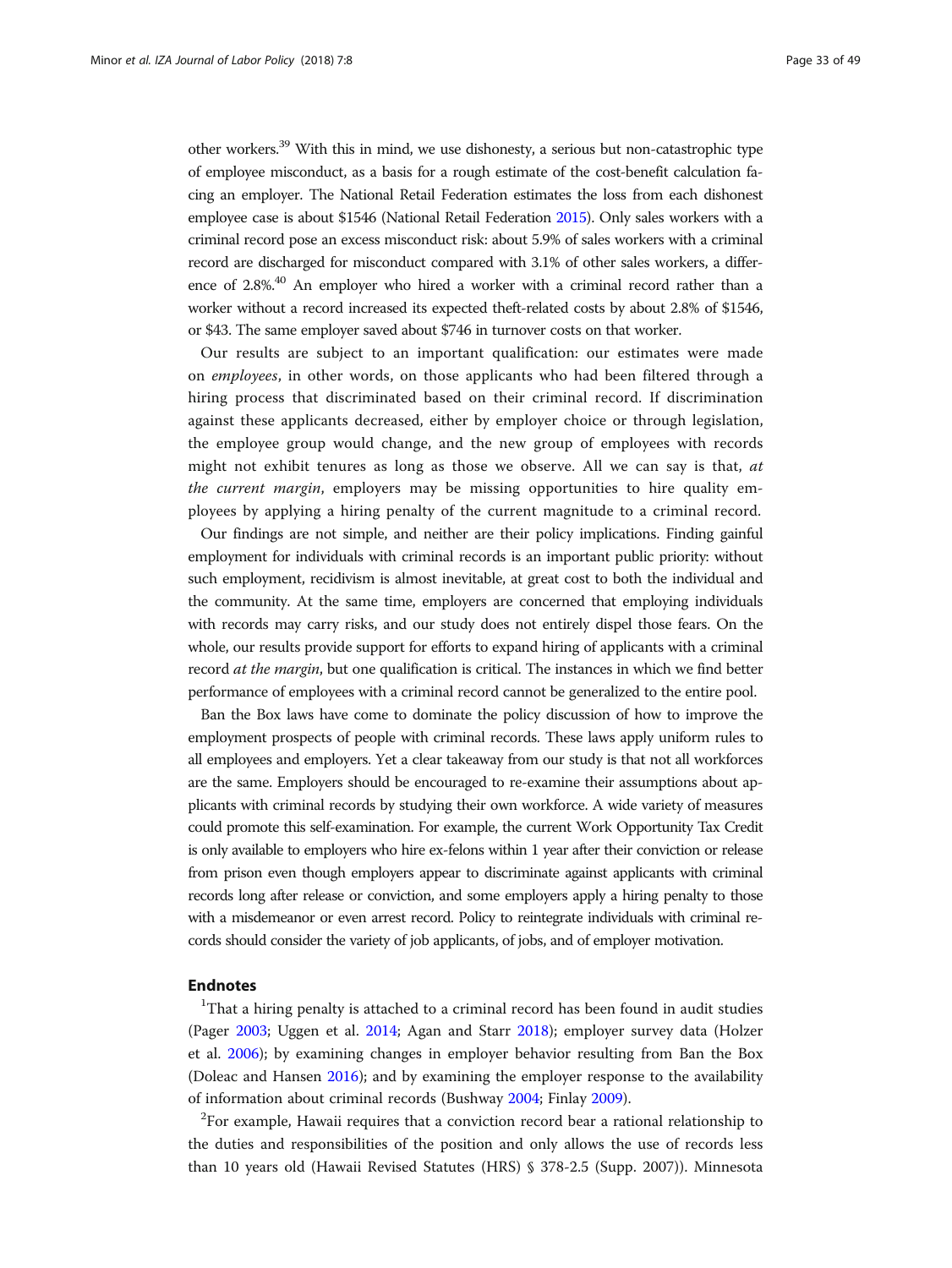other workers.[39] With this in mind, we use dishonesty, a serious but non-catastrophic type of employee misconduct, as a basis for a rough estimate of the cost-benefit calculation facing an employer. The National Retail Federation estimates the loss from each dishonest employee case is about $1546 (National Retail Federation 2015). Only sales workers with a criminal record pose an excess misconduct risk: about 5.9% of sales workers with a criminal record are discharged for misconduct compared with 3.1% of other sales workers, a difference of 2.8%.[40] An employer who hired a worker with a criminal record rather than a worker without a record increased its expected theft-related costs by about 2.8% of $1546, or $43. The same employer saved about $746 in turnover costs on that worker.

Our results are subject to an important qualification: our estimates were made on *employees*, in other words, on those applicants who had been filtered through a hiring process that discriminated based on their criminal record. If discrimination against these applicants decreased, either by employer choice or through legislation, the employee group would change, and the new group of employees with records might not exhibit tenures as long as those we observe. All we can say is that, *at the current margin*, employers may be missing opportunities to hire quality employees by applying a hiring penalty of the current magnitude to a criminal record.

Our findings are not simple, and neither are their policy implications. Finding gainful employment for individuals with criminal records is an important public priority: without such employment, recidivism is almost inevitable, at great cost to both the individual and the community. At the same time, employers are concerned that employing individuals with records may carry risks, and our study does not entirely dispel those fears. On the whole, our results provide support for efforts to expand hiring of applicants with a criminal record *at the margin*, but one qualification is critical. The instances in which we find better performance of employees with a criminal record cannot be generalized to the entire pool.

Ban the Box laws have come to dominate the policy discussion of how to improve the employment prospects of people with criminal records. These laws apply uniform rules to all employees and employers. Yet a clear takeaway from our study is that not all workforces are the same. Employers should be encouraged to re-examine their assumptions about applicants with criminal records by studying their own workforce. A wide variety of measures could promote this self-examination. For example, the current Work Opportunity Tax Credit is only available to employers who hire ex-felons within 1 year after their conviction or release from prison even though employers appear to discriminate against applicants with criminal records long after release or conviction, and some employers apply a hiring penalty to those with a misdemeanor or even arrest record. Policy to reintegrate individuals with criminal records should consider the variety of job applicants, of jobs, and of employer motivation.

## Endnotes

[1]That a hiring penalty is attached to a criminal record has been found in audit studies (Pager 2003; Uggen et al. 2014; Agan and Starr 2018); employer survey data (Holzer et al. 2006); by examining changes in employer behavior resulting from Ban the Box (Doleac and Hansen 2016); and by examining the employer response to the availability of information about criminal records (Bushway 2004; Finlay 2009).

[2]For example, Hawaii requires that a conviction record bear a rational relationship to the duties and responsibilities of the position and only allows the use of records less than 10 years old (Hawaii Revised Statutes (HRS) § 378-2.5 (Supp. 2007)). Minnesota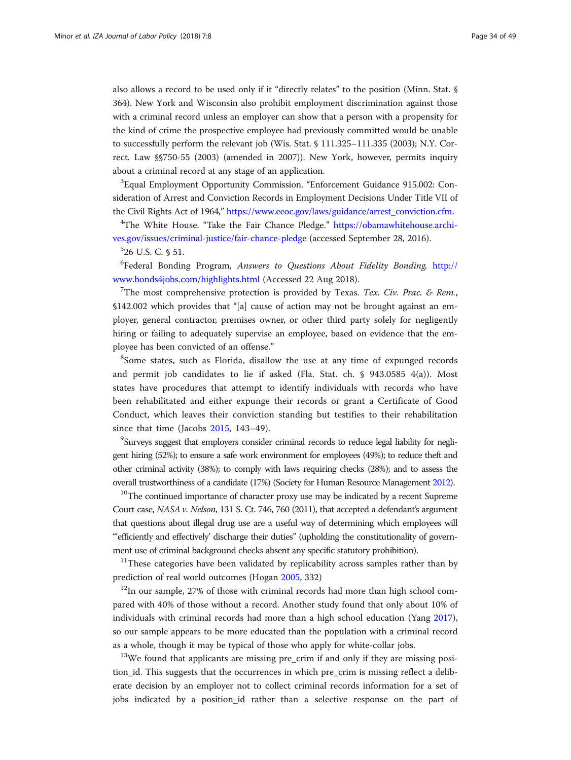also allows a record to be used only if it "directly relates" to the position (Minn. Stat. § 364). New York and Wisconsin also prohibit employment discrimination against those with a criminal record unless an employer can show that a person with a propensity for the kind of crime the prospective employee had previously committed would be unable to successfully perform the relevant job (Wis. Stat. § 111.325–111.335 (2003); N.Y. Correct. Law §§750-55 (2003) (amended in 2007)). New York, however, permits inquiry about a criminal record at any stage of an application.

[3]Equal Employment Opportunity Commission. "Enforcement Guidance 915.002: Consideration of Arrest and Conviction Records in Employment Decisions Under Title VII of the Civil Rights Act of 1964," https://www.eeoc.gov/laws/guidance/arrest_conviction.cfm.

[4]The White House. "Take the Fair Chance Pledge." https://obamawhitehouse.archives.gov/issues/criminal-justice/fair-chance-pledge (accessed September 28, 2016).

[5]26 U.S. C. § 51.

[6]Federal Bonding Program, *Answers to Questions About Fidelity Bonding,* http://www.bonds4jobs.com/highlights.html (Accessed 22 Aug 2018).

[7]The most comprehensive protection is provided by Texas. *Tex. Civ. Prac. & Rem.*, §142.002 which provides that "[a] cause of action may not be brought against an employer, general contractor, premises owner, or other third party solely for negligently hiring or failing to adequately supervise an employee, based on evidence that the employee has been convicted of an offense."

[8]Some states, such as Florida, disallow the use at any time of expunged records and permit job candidates to lie if asked (Fla. Stat. ch. § 943.0585 4(a)). Most states have procedures that attempt to identify individuals with records who have been rehabilitated and either expunge their records or grant a Certificate of Good Conduct, which leaves their conviction standing but testifies to their rehabilitation since that time (Jacobs 2015, 143–49).

[9]Surveys suggest that employers consider criminal records to reduce legal liability for negligent hiring (52%); to ensure a safe work environment for employees (49%); to reduce theft and other criminal activity (38%); to comply with laws requiring checks (28%); and to assess the overall trustworthiness of a candidate (17%) (Society for Human Resource Management 2012).

[10]The continued importance of character proxy use may be indicated by a recent Supreme Court case, *NASA v. Nelson*, 131 S. Ct. 746, 760 (2011), that accepted a defendant's argument that questions about illegal drug use are a useful way of determining which employees will "'efficiently and effectively' discharge their duties" (upholding the constitutionality of government use of criminal background checks absent any specific statutory prohibition).

[11]These categories have been validated by replicability across samples rather than by prediction of real world outcomes (Hogan 2005, 332)

[12]In our sample, 27% of those with criminal records had more than high school compared with 40% of those without a record. Another study found that only about 10% of individuals with criminal records had more than a high school education (Yang 2017), so our sample appears to be more educated than the population with a criminal record as a whole, though it may be typical of those who apply for white-collar jobs.

[13]We found that applicants are missing pre_crim if and only if they are missing position_id. This suggests that the occurrences in which pre_crim is missing reflect a deliberate decision by an employer not to collect criminal records information for a set of jobs indicated by a position_id rather than a selective response on the part of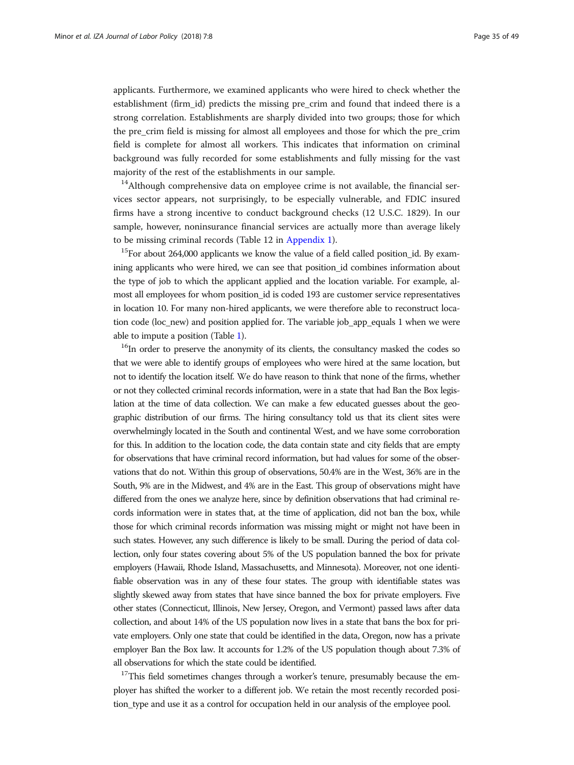applicants. Furthermore, we examined applicants who were hired to check whether the establishment (firm_id) predicts the missing pre_crim and found that indeed there is a strong correlation. Establishments are sharply divided into two groups; those for which the pre_crim field is missing for almost all employees and those for which the pre_crim field is complete for almost all workers. This indicates that information on criminal background was fully recorded for some establishments and fully missing for the vast majority of the rest of the establishments in our sample.

[14]Although comprehensive data on employee crime is not available, the financial services sector appears, not surprisingly, to be especially vulnerable, and FDIC insured firms have a strong incentive to conduct background checks (12 U.S.C. 1829). In our sample, however, noninsurance financial services are actually more than average likely to be missing criminal records (Table 12 in Appendix 1).

[15]For about 264,000 applicants we know the value of a field called position_id. By examining applicants who were hired, we can see that position_id combines information about the type of job to which the applicant applied and the location variable. For example, almost all employees for whom position_id is coded 193 are customer service representatives in location 10. For many non-hired applicants, we were therefore able to reconstruct location code (loc_new) and position applied for. The variable job_app_equals 1 when we were able to impute a position (Table 1).

[16]In order to preserve the anonymity of its clients, the consultancy masked the codes so that we were able to identify groups of employees who were hired at the same location, but not to identify the location itself. We do have reason to think that none of the firms, whether or not they collected criminal records information, were in a state that had Ban the Box legislation at the time of data collection. We can make a few educated guesses about the geographic distribution of our firms. The hiring consultancy told us that its client sites were overwhelmingly located in the South and continental West, and we have some corroboration for this. In addition to the location code, the data contain state and city fields that are empty for observations that have criminal record information, but had values for some of the observations that do not. Within this group of observations, 50.4% are in the West, 36% are in the South, 9% are in the Midwest, and 4% are in the East. This group of observations might have differed from the ones we analyze here, since by definition observations that had criminal records information were in states that, at the time of application, did not ban the box, while those for which criminal records information was missing might or might not have been in such states. However, any such difference is likely to be small. During the period of data collection, only four states covering about 5% of the US population banned the box for private employers (Hawaii, Rhode Island, Massachusetts, and Minnesota). Moreover, not one identifiable observation was in any of these four states. The group with identifiable states was slightly skewed away from states that have since banned the box for private employers. Five other states (Connecticut, Illinois, New Jersey, Oregon, and Vermont) passed laws after data collection, and about 14% of the US population now lives in a state that bans the box for private employers. Only one state that could be identified in the data, Oregon, now has a private employer Ban the Box law. It accounts for 1.2% of the US population though about 7.3% of all observations for which the state could be identified.

[17]This field sometimes changes through a worker's tenure, presumably because the employer has shifted the worker to a different job. We retain the most recently recorded position_type and use it as a control for occupation held in our analysis of the employee pool.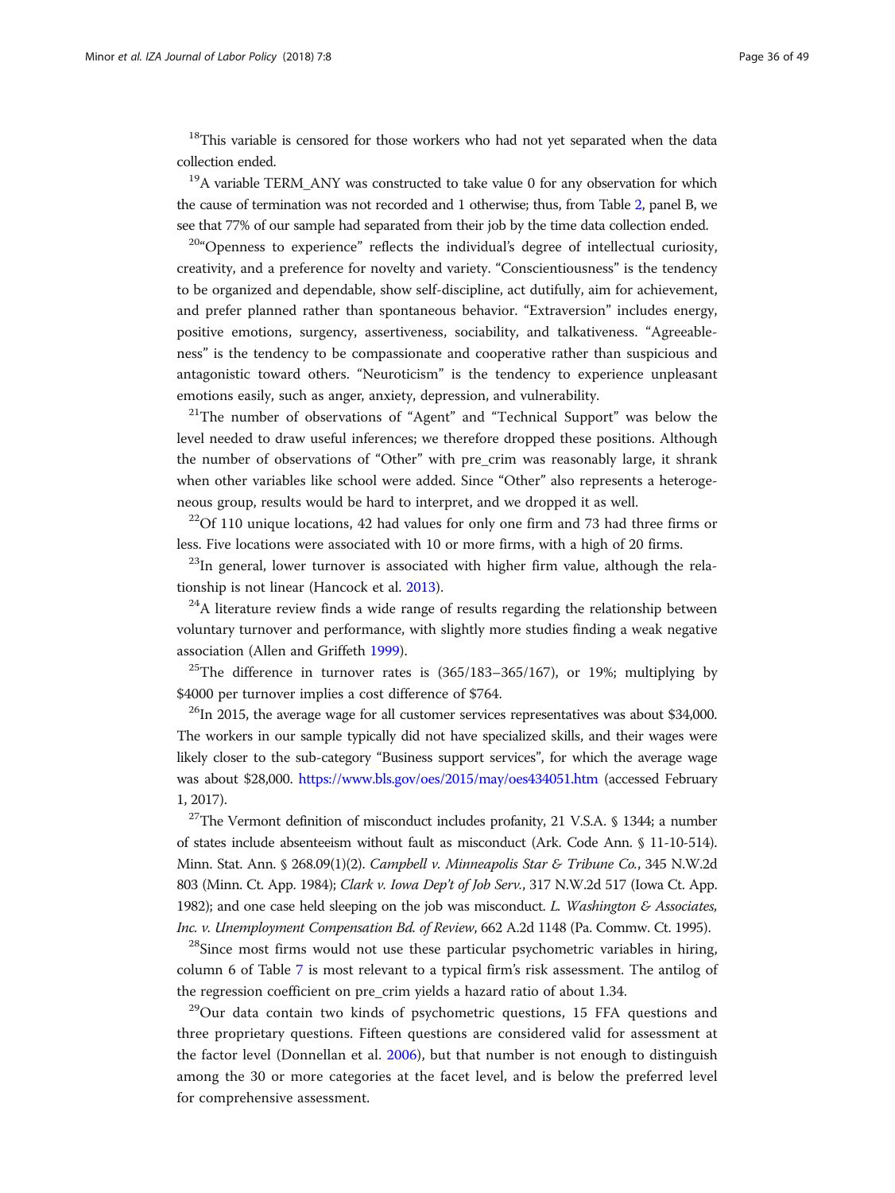[18]This variable is censored for those workers who had not yet separated when the data collection ended.

[19]A variable TERM_ANY was constructed to take value 0 for any observation for which the cause of termination was not recorded and 1 otherwise; thus, from Table 2, panel B, we see that 77% of our sample had separated from their job by the time data collection ended.

[20]"Openness to experience" reflects the individual's degree of intellectual curiosity, creativity, and a preference for novelty and variety. "Conscientiousness" is the tendency to be organized and dependable, show self-discipline, act dutifully, aim for achievement, and prefer planned rather than spontaneous behavior. "Extraversion" includes energy, positive emotions, surgency, assertiveness, sociability, and talkativeness. "Agreeableness" is the tendency to be compassionate and cooperative rather than suspicious and antagonistic toward others. "Neuroticism" is the tendency to experience unpleasant emotions easily, such as anger, anxiety, depression, and vulnerability.

[21]The number of observations of "Agent" and "Technical Support" was below the level needed to draw useful inferences; we therefore dropped these positions. Although the number of observations of "Other" with pre_crim was reasonably large, it shrank when other variables like school were added. Since "Other" also represents a heterogeneous group, results would be hard to interpret, and we dropped it as well.

[22]Of 110 unique locations, 42 had values for only one firm and 73 had three firms or less. Five locations were associated with 10 or more firms, with a high of 20 firms.

[23]In general, lower turnover is associated with higher firm value, although the relationship is not linear (Hancock et al. 2013).

[24]A literature review finds a wide range of results regarding the relationship between voluntary turnover and performance, with slightly more studies finding a weak negative association (Allen and Griffeth 1999).

[25]The difference in turnover rates is (365/183–365/167), or 19%; multiplying by \$4000 per turnover implies a cost difference of \$764.

[26]In 2015, the average wage for all customer services representatives was about \$34,000. The workers in our sample typically did not have specialized skills, and their wages were likely closer to the sub-category "Business support services", for which the average wage was about \$28,000. https://www.bls.gov/oes/2015/may/oes434051.htm (accessed February 1, 2017).

[27]The Vermont definition of misconduct includes profanity, 21 V.S.A. § 1344; a number of states include absenteeism without fault as misconduct (Ark. Code Ann. § 11-10-514). Minn. Stat. Ann. § 268.09(1)(2). *Campbell v. Minneapolis Star & Tribune Co.*, 345 N.W.2d 803 (Minn. Ct. App. 1984); *Clark v. Iowa Dep't of Job Serv.*, 317 N.W.2d 517 (Iowa Ct. App. 1982); and one case held sleeping on the job was misconduct. *L. Washington & Associates, Inc. v. Unemployment Compensation Bd. of Review*, 662 A.2d 1148 (Pa. Commw. Ct. 1995).

[28]Since most firms would not use these particular psychometric variables in hiring, column 6 of Table 7 is most relevant to a typical firm's risk assessment. The antilog of the regression coefficient on pre_crim yields a hazard ratio of about 1.34.

[29]Our data contain two kinds of psychometric questions, 15 FFA questions and three proprietary questions. Fifteen questions are considered valid for assessment at the factor level (Donnellan et al. 2006), but that number is not enough to distinguish among the 30 or more categories at the facet level, and is below the preferred level for comprehensive assessment.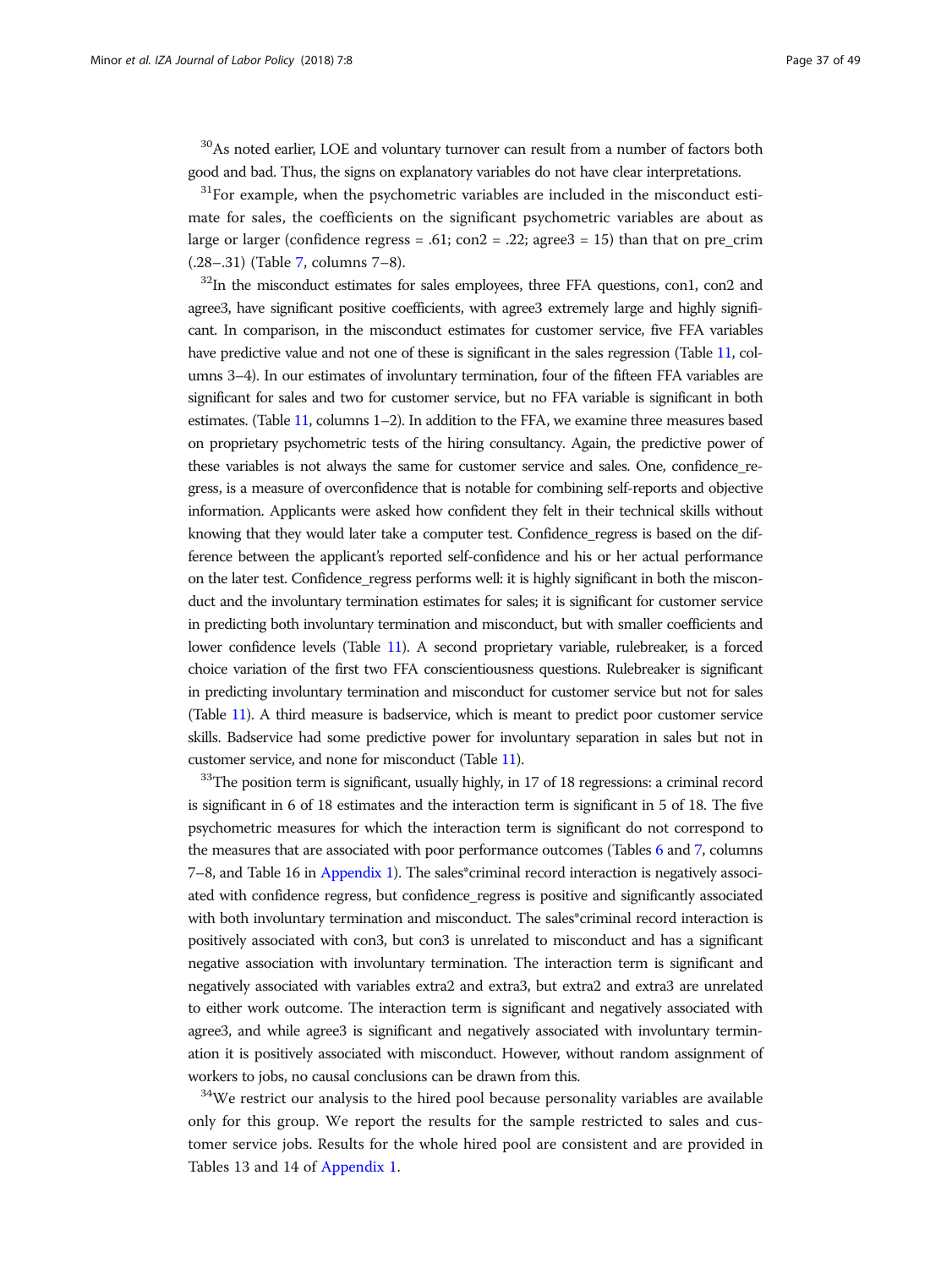[30]As noted earlier, LOE and voluntary turnover can result from a number of factors both good and bad. Thus, the signs on explanatory variables do not have clear interpretations.

[31]For example, when the psychometric variables are included in the misconduct estimate for sales, the coefficients on the significant psychometric variables are about as large or larger (confidence regress = .61; con2 = .22; agree3 = 15) than that on pre_crim (.28–.31) (Table 7, columns 7–8).

[32]In the misconduct estimates for sales employees, three FFA questions, con1, con2 and agree3, have significant positive coefficients, with agree3 extremely large and highly significant. In comparison, in the misconduct estimates for customer service, five FFA variables have predictive value and not one of these is significant in the sales regression (Table 11, columns 3–4). In our estimates of involuntary termination, four of the fifteen FFA variables are significant for sales and two for customer service, but no FFA variable is significant in both estimates. (Table 11, columns 1–2). In addition to the FFA, we examine three measures based on proprietary psychometric tests of the hiring consultancy. Again, the predictive power of these variables is not always the same for customer service and sales. One, confidence_regress, is a measure of overconfidence that is notable for combining self-reports and objective information. Applicants were asked how confident they felt in their technical skills without knowing that they would later take a computer test. Confidence_regress is based on the difference between the applicant's reported self-confidence and his or her actual performance on the later test. Confidence_regress performs well: it is highly significant in both the misconduct and the involuntary termination estimates for sales; it is significant for customer service in predicting both involuntary termination and misconduct, but with smaller coefficients and lower confidence levels (Table 11). A second proprietary variable, rulebreaker, is a forced choice variation of the first two FFA conscientiousness questions. Rulebreaker is significant in predicting involuntary termination and misconduct for customer service but not for sales (Table 11). A third measure is badservice, which is meant to predict poor customer service skills. Badservice had some predictive power for involuntary separation in sales but not in customer service, and none for misconduct (Table 11).

[33]The position term is significant, usually highly, in 17 of 18 regressions: a criminal record is significant in 6 of 18 estimates and the interaction term is significant in 5 of 18. The five psychometric measures for which the interaction term is significant do not correspond to the measures that are associated with poor performance outcomes (Tables 6 and 7, columns 7–8, and Table 16 in Appendix 1). The sales*criminal record interaction is negatively associated with confidence regress, but confidence_regress is positive and significantly associated with both involuntary termination and misconduct. The sales*criminal record interaction is positively associated with con3, but con3 is unrelated to misconduct and has a significant negative association with involuntary termination. The interaction term is significant and negatively associated with variables extra2 and extra3, but extra2 and extra3 are unrelated to either work outcome. The interaction term is significant and negatively associated with agree3, and while agree3 is significant and negatively associated with involuntary termination it is positively associated with misconduct. However, without random assignment of workers to jobs, no causal conclusions can be drawn from this.

[34]We restrict our analysis to the hired pool because personality variables are available only for this group. We report the results for the sample restricted to sales and customer service jobs. Results for the whole hired pool are consistent and are provided in Tables 13 and 14 of Appendix 1.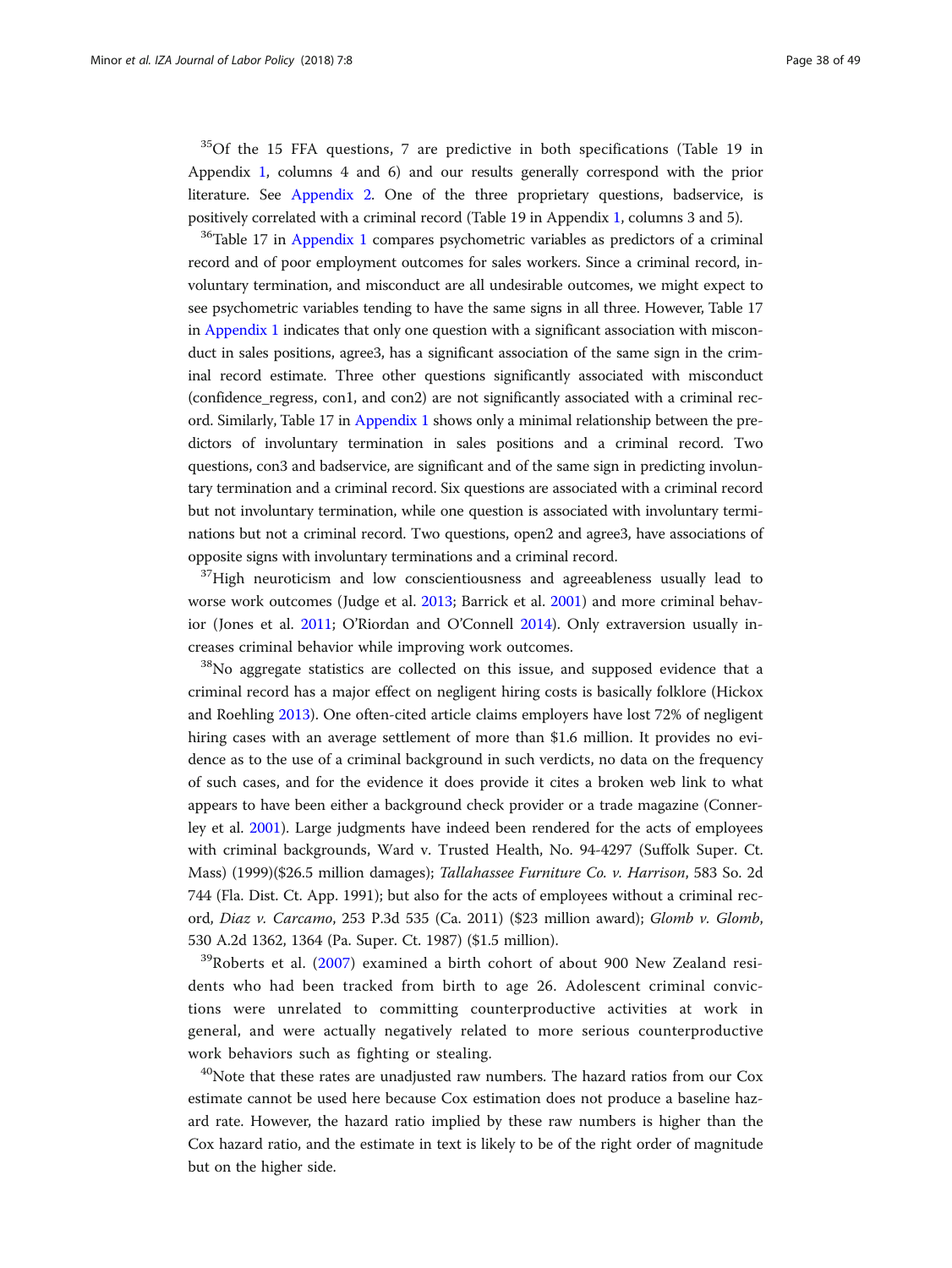[35]Of the 15 FFA questions, 7 are predictive in both specifications (Table 19 in Appendix 1, columns 4 and 6) and our results generally correspond with the prior literature. See Appendix 2. One of the three proprietary questions, badservice, is positively correlated with a criminal record (Table 19 in Appendix 1, columns 3 and 5).

[36]Table 17 in Appendix 1 compares psychometric variables as predictors of a criminal record and of poor employment outcomes for sales workers. Since a criminal record, involuntary termination, and misconduct are all undesirable outcomes, we might expect to see psychometric variables tending to have the same signs in all three. However, Table 17 in Appendix 1 indicates that only one question with a significant association with misconduct in sales positions, agree3, has a significant association of the same sign in the criminal record estimate. Three other questions significantly associated with misconduct (confidence_regress, con1, and con2) are not significantly associated with a criminal record. Similarly, Table 17 in Appendix 1 shows only a minimal relationship between the predictors of involuntary termination in sales positions and a criminal record. Two questions, con3 and badservice, are significant and of the same sign in predicting involuntary termination and a criminal record. Six questions are associated with a criminal record but not involuntary termination, while one question is associated with involuntary terminations but not a criminal record. Two questions, open2 and agree3, have associations of opposite signs with involuntary terminations and a criminal record.

[37]High neuroticism and low conscientiousness and agreeableness usually lead to worse work outcomes (Judge et al. 2013; Barrick et al. 2001) and more criminal behavior (Jones et al. 2011; O'Riordan and O'Connell 2014). Only extraversion usually increases criminal behavior while improving work outcomes.

[38]No aggregate statistics are collected on this issue, and supposed evidence that a criminal record has a major effect on negligent hiring costs is basically folklore (Hickox and Roehling 2013). One often-cited article claims employers have lost 72% of negligent hiring cases with an average settlement of more than $1.6 million. It provides no evidence as to the use of a criminal background in such verdicts, no data on the frequency of such cases, and for the evidence it does provide it cites a broken web link to what appears to have been either a background check provider or a trade magazine (Connerley et al. 2001). Large judgments have indeed been rendered for the acts of employees with criminal backgrounds, Ward v. Trusted Health, No. 94-4297 (Suffolk Super. Ct. Mass) (1999)($26.5 million damages); *Tallahassee Furniture Co. v. Harrison*, 583 So. 2d 744 (Fla. Dist. Ct. App. 1991); but also for the acts of employees without a criminal record, *Diaz v. Carcamo*, 253 P.3d 535 (Ca. 2011) ($23 million award); *Glomb v. Glomb*, 530 A.2d 1362, 1364 (Pa. Super. Ct. 1987) ($1.5 million).

[39]Roberts et al. (2007) examined a birth cohort of about 900 New Zealand residents who had been tracked from birth to age 26. Adolescent criminal convictions were unrelated to committing counterproductive activities at work in general, and were actually negatively related to more serious counterproductive work behaviors such as fighting or stealing.

[40]Note that these rates are unadjusted raw numbers. The hazard ratios from our Cox estimate cannot be used here because Cox estimation does not produce a baseline hazard rate. However, the hazard ratio implied by these raw numbers is higher than the Cox hazard ratio, and the estimate in text is likely to be of the right order of magnitude but on the higher side.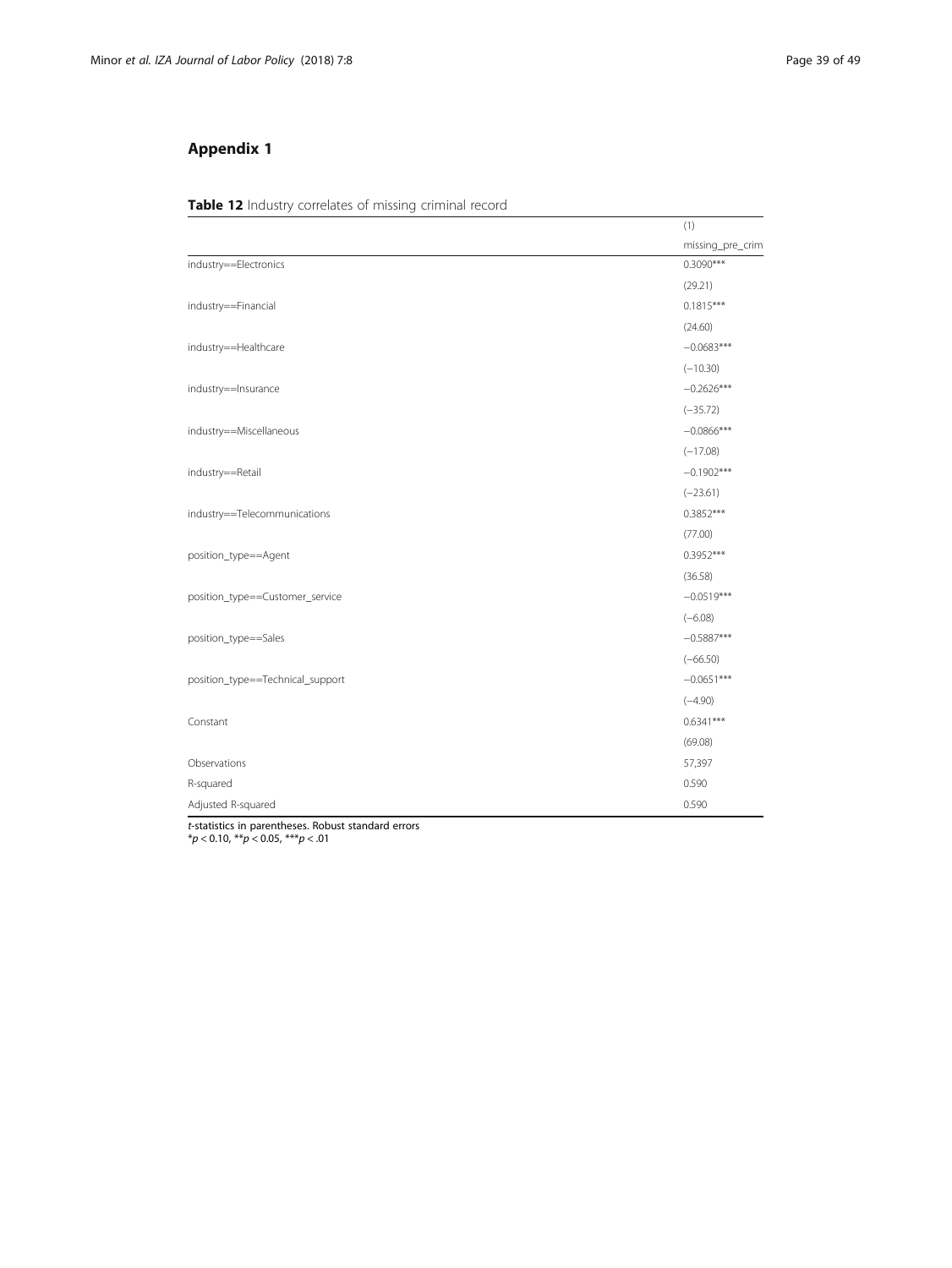## Appendix 1

**Table 12** Industry correlates of missing criminal record

| | (1) |
|---|---|
| | missing_pre_crim |
| industry==Electronics | 0.3090*** |
| | (29.21) |
| industry==Financial | 0.1815*** |
| | (24.60) |
| industry==Healthcare | −0.0683*** |
| | (−10.30) |
| industry==Insurance | −0.2626*** |
| | (−35.72) |
| industry==Miscellaneous | −0.0866*** |
| | (−17.08) |
| industry==Retail | −0.1902*** |
| | (−23.61) |
| industry==Telecommunications | 0.3852*** |
| | (77.00) |
| position_type==Agent | 0.3952*** |
| | (36.58) |
| position_type==Customer_service | −0.0519*** |
| | (−6.08) |
| position_type==Sales | −0.5887*** |
| | (−66.50) |
| position_type==Technical_support | −0.0651*** |
| | (−4.90) |
| Constant | 0.6341*** |
| | (69.08) |
| Observations | 57,397 |
| R-squared | 0.590 |
| Adjusted R-squared | 0.590 |

*t*-statistics in parentheses. Robust standard errors
*$p < 0.10$, **$p < 0.05$, ***$p < .01$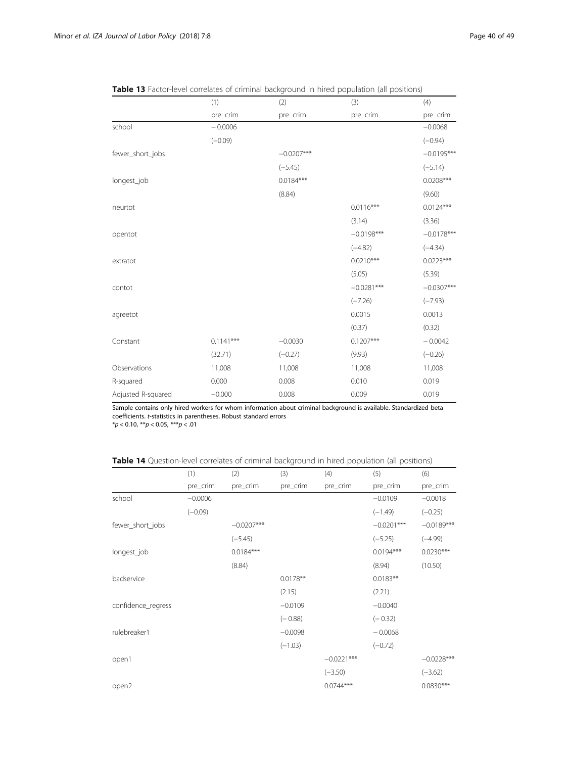**Table 13** Factor-level correlates of criminal background in hired population (all positions)

| | (1) | (2) | (3) | (4) |
|---|---|---|---|---|
| | pre_crim | pre_crim | pre_crim | pre_crim |
| school | −0.0006 | | | −0.0068 |
| | (−0.09) | | | (−0.94) |
| fewer_short_jobs | | −0.0207*** | | −0.0195*** |
| | | (−5.45) | | (−5.14) |
| longest_job | | 0.0184*** | | 0.0208*** |
| | | (8.84) | | (9.60) |
| neurtot | | | 0.0116*** | 0.0124*** |
| | | | (3.14) | (3.36) |
| opentot | | | −0.0198*** | −0.0178*** |
| | | | (−4.82) | (−4.34) |
| extratot | | | 0.0210*** | 0.0223*** |
| | | | (5.05) | (5.39) |
| contot | | | −0.0281*** | −0.0307*** |
| | | | (−7.26) | (−7.93) |
| agreetot | | | 0.0015 | 0.0013 |
| | | | (0.37) | (0.32) |
| Constant | 0.1141*** | −0.0030 | 0.1207*** | −0.0042 |
| | (32.71) | (−0.27) | (9.93) | (−0.26) |
| Observations | 11,008 | 11,008 | 11,008 | 11,008 |
| R-squared | 0.000 | 0.008 | 0.010 | 0.019 |
| Adjusted R-squared | −0.000 | 0.008 | 0.009 | 0.019 |

Sample contains only hired workers for whom information about criminal background is available. Standardized beta coefficients. *t*-statistics in parentheses. Robust standard errors
*$p < 0.10$, **$p < 0.05$, ***$p < .01$

**Table 14** Question-level correlates of criminal background in hired population (all positions)

| | (1) | (2) | (3) | (4) | (5) | (6) |
|---|---|---|---|---|---|---|
| | pre_crim | pre_crim | pre_crim | pre_crim | pre_crim | pre_crim |
| school | −0.0006 | | | | −0.0109 | −0.0018 |
| | (−0.09) | | | | (−1.49) | (−0.25) |
| fewer_short_jobs | | −0.0207*** | | | −0.0201*** | −0.0189*** |
| | | (−5.45) | | | (−5.25) | (−4.99) |
| longest_job | | 0.0184*** | | | 0.0194*** | 0.0230*** |
| | | (8.84) | | | (8.94) | (10.50) |
| badservice | | | 0.0178** | | 0.0183** | |
| | | | (2.15) | | (2.21) | |
| confidence_regress | | | −0.0109 | | −0.0040 | |
| | | | (− 0.88) | | (− 0.32) | |
| rulebreaker1 | | | −0.0098 | | − 0.0068 | |
| | | | (−1.03) | | (−0.72) | |
| open1 | | | | −0.0221*** | | −0.0228*** |
| | | | | (−3.50) | | (−3.62) |
| open2 | | | | 0.0744*** | | 0.0830*** |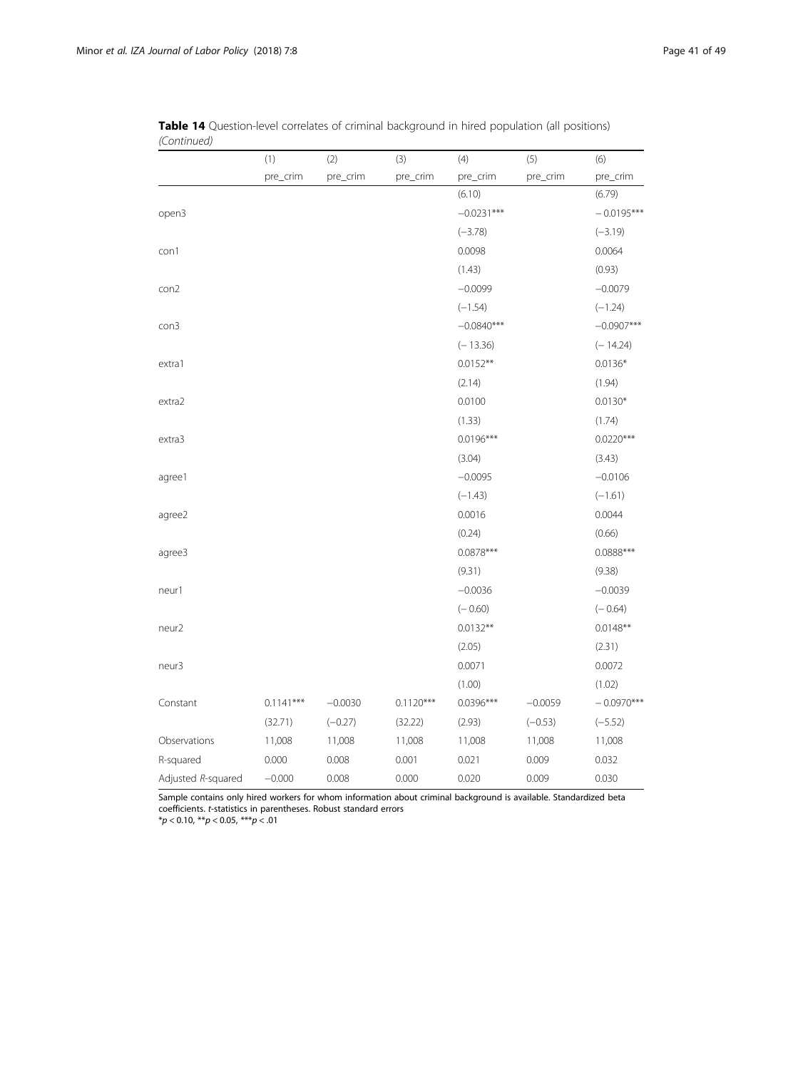**Table 14** Question-level correlates of criminal background in hired population (all positions) *(Continued)*

| | (1) | (2) | (3) | (4) | (5) | (6) |
|---|---|---|---|---|---|---|
| | pre_crim | pre_crim | pre_crim | pre_crim | pre_crim | pre_crim |
| | | | | (6.10) | | (6.79) |
| open3 | | | | −0.0231*** | | −0.0195*** |
| | | | | (−3.78) | | (−3.19) |
| con1 | | | | 0.0098 | | 0.0064 |
| | | | | (1.43) | | (0.93) |
| con2 | | | | −0.0099 | | −0.0079 |
| | | | | (−1.54) | | (−1.24) |
| con3 | | | | −0.0840*** | | −0.0907*** |
| | | | | (− 13.36) | | (− 14.24) |
| extra1 | | | | 0.0152** | | 0.0136* |
| | | | | (2.14) | | (1.94) |
| extra2 | | | | 0.0100 | | 0.0130* |
| | | | | (1.33) | | (1.74) |
| extra3 | | | | 0.0196*** | | 0.0220*** |
| | | | | (3.04) | | (3.43) |
| agree1 | | | | −0.0095 | | −0.0106 |
| | | | | (−1.43) | | (−1.61) |
| agree2 | | | | 0.0016 | | 0.0044 |
| | | | | (0.24) | | (0.66) |
| agree3 | | | | 0.0878*** | | 0.0888*** |
| | | | | (9.31) | | (9.38) |
| neur1 | | | | −0.0036 | | −0.0039 |
| | | | | (− 0.60) | | (− 0.64) |
| neur2 | | | | 0.0132** | | 0.0148** |
| | | | | (2.05) | | (2.31) |
| neur3 | | | | 0.0071 | | 0.0072 |
| | | | | (1.00) | | (1.02) |
| Constant | 0.1141*** | −0.0030 | 0.1120*** | 0.0396*** | −0.0059 | − 0.0970*** |
| | (32.71) | (−0.27) | (32.22) | (2.93) | (−0.53) | (−5.52) |
| Observations | 11,008 | 11,008 | 11,008 | 11,008 | 11,008 | 11,008 |
| R-squared | 0.000 | 0.008 | 0.001 | 0.021 | 0.009 | 0.032 |
| Adjusted *R*-squared | −0.000 | 0.008 | 0.000 | 0.020 | 0.009 | 0.030 |

Sample contains only hired workers for whom information about criminal background is available. Standardized beta coefficients. *t*-statistics in parentheses. Robust standard errors

*$p < 0.10$, **$p < 0.05$, ***$p < .01$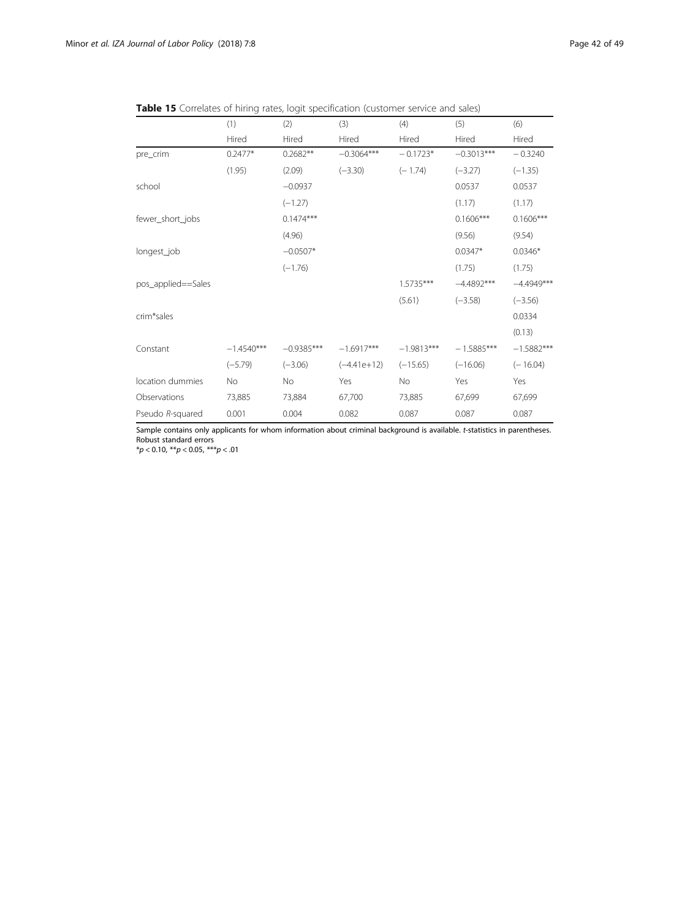**Table 15** Correlates of hiring rates, logit specification (customer service and sales)

| | (1) | (2) | (3) | (4) | (5) | (6) |
|---|---|---|---|---|---|---|
| | Hired | Hired | Hired | Hired | Hired | Hired |
| pre_crim | 0.2477* | 0.2682** | −0.3064*** | − 0.1723* | −0.3013*** | − 0.3240 |
| | (1.95) | (2.09) | (−3.30) | (− 1.74) | (−3.27) | (−1.35) |
| school | | −0.0937 | | | 0.0537 | 0.0537 |
| | | (−1.27) | | | (1.17) | (1.17) |
| fewer_short_jobs | | 0.1474*** | | | 0.1606*** | 0.1606*** |
| | | (4.96) | | | (9.56) | (9.54) |
| longest_job | | −0.0507* | | | 0.0347* | 0.0346* |
| | | (−1.76) | | | (1.75) | (1.75) |
| pos_applied==Sales | | | | 1.5735*** | −4.4892*** | −4.4949*** |
| | | | | (5.61) | (−3.58) | (−3.56) |
| crim*sales | | | | | | 0.0334 |
| | | | | | | (0.13) |
| Constant | −1.4540*** | −0.9385*** | −1.6917*** | −1.9813*** | − 1.5885*** | −1.5882*** |
| | (−5.79) | (−3.06) | (−4.41e+12) | (−15.65) | (−16.06) | (− 16.04) |
| location dummies | No | No | Yes | No | Yes | Yes |
| Observations | 73,885 | 73,884 | 67,700 | 73,885 | 67,699 | 67,699 |
| Pseudo *R*-squared | 0.001 | 0.004 | 0.082 | 0.087 | 0.087 | 0.087 |

Sample contains only applicants for whom information about criminal background is available. *t*-statistics in parentheses. Robust standard errors
$^{*}p < 0.10$, $^{**}p < 0.05$, $^{***}p < .01$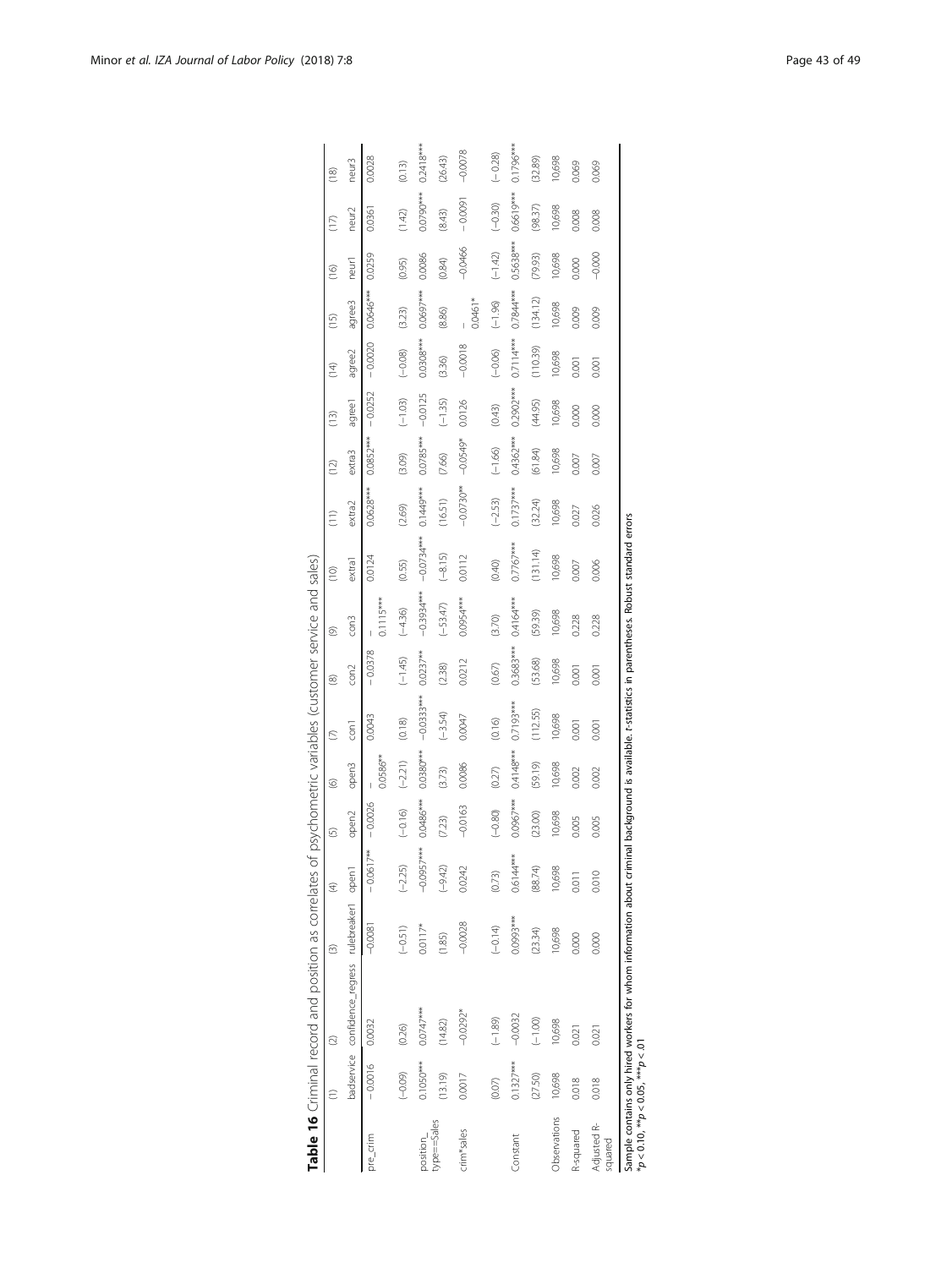**Table 16** Criminal record and position as correlates of psychometric variables (customer service and sales)

| | (1) | (2) | (3) | (4) | (5) | (6) | (7) | (8) | (9) | (10) | (11) | (12) | (13) | (14) | (15) | (16) | (17) | (18) |
|---|---|---|---|---|---|---|---|---|---|---|---|---|---|---|---|---|---|---|
| | badservice | confidence_regress | rulebreaker1 | open1 | open2 | open3 | con1 | con2 | con3 | extra1 | extra2 | extra3 | agree1 | agree2 | agree3 | neur1 | neur2 | neur3 |
| pre_crim | −0.0016 | 0.0032 | −0.0081 | −0.0617** | −0.0026 | −0.0586** | 0.0043 | −0.0378 | −0.1115*** | 0.0124 | 0.0628*** | 0.0852*** | −0.0252 | −0.0020 | 0.0646*** | 0.0259 | 0.0361 | 0.0028 |
| | (−0.09) | (0.26) | (−0.51) | (−2.25) | (−0.16) | (−2.21) | (0.18) | (−1.45) | (−4.36) | (0.55) | (2.69) | (3.09) | (−1.03) | (−0.08) | (3.23) | (0.95) | (1.42) | (0.13) |
| position_type==Sales | 0.1050*** | 0.0747*** | 0.0117* | −0.0957*** | 0.0486*** | 0.0380*** | −0.0333*** | 0.0237** | −0.3934*** | −0.0734*** | 0.1449*** | 0.0785*** | −0.0125 | 0.0308*** | 0.0697*** | 0.0086 | 0.0790*** | 0.2418*** |
| | (13.19) | (14.82) | (1.85) | (−9.42) | (7.23) | (3.73) | (−3.54) | (2.38) | (−53.47) | (−8.15) | (16.51) | (7.66) | (−1.35) | (3.36) | (8.86) | (0.84) | (8.43) | (26.43) |
| crim*sales | 0.0017 | −0.0292* | −0.0028 | 0.0242 | −0.0163 | 0.0086 | 0.0047 | 0.0212 | 0.0954*** | 0.0112 | −0.0730** | −0.0549* | 0.0126 | −0.0018 | −0.0461* | −0.0466 | −0.0091 | −0.0078 |
| | (0.07) | (−1.89) | (−0.14) | (0.73) | (−0.80) | (0.27) | (0.16) | (0.67) | (3.70) | (0.40) | (−2.53) | (−1.66) | (0.43) | (−0.06) | (−1.96) | (−1.42) | (−0.30) | (−0.28) |
| Constant | 0.1327*** | −0.0032 | 0.0993*** | 0.6144*** | 0.0967*** | 0.4148*** | 0.7193*** | 0.3683*** | 0.4164*** | 0.7767*** | 0.1737*** | 0.4362*** | 0.2902*** | 0.7114*** | 0.7844*** | 0.5638*** | 0.6619*** | 0.1796*** |
| | (27.50) | (−1.00) | (23.34) | (88.74) | (23.00) | (59.19) | (112.55) | (53.68) | (59.39) | (131.14) | (32.24) | (61.84) | (44.95) | (110.39) | (134.12) | (79.93) | (98.37) | (32.89) |
| Observations | 10,698 | 10,698 | 10,698 | 10,698 | 10,698 | 10,698 | 10,698 | 10,698 | 10,698 | 10,698 | 10,698 | 10,698 | 10,698 | 10,698 | 10,698 | 10,698 | 10,698 | 10,698 |
| R-squared | 0.018 | 0.021 | 0.000 | 0.011 | 0.005 | 0.002 | 0.001 | 0.001 | 0.228 | 0.007 | 0.027 | 0.007 | 0.000 | 0.001 | 0.009 | 0.000 | 0.008 | 0.069 |
| Adjusted R-squared | 0.018 | 0.021 | 0.000 | 0.010 | 0.005 | 0.002 | 0.001 | 0.001 | 0.228 | 0.006 | 0.026 | 0.007 | 0.000 | 0.001 | 0.009 | −0.000 | 0.008 | 0.069 |

Sample contains only hired workers for whom information about criminal background is available. *t*-statistics in parentheses. Robust standard errors
*$p < 0.10$, **$p < 0.05$, ***$p < .01$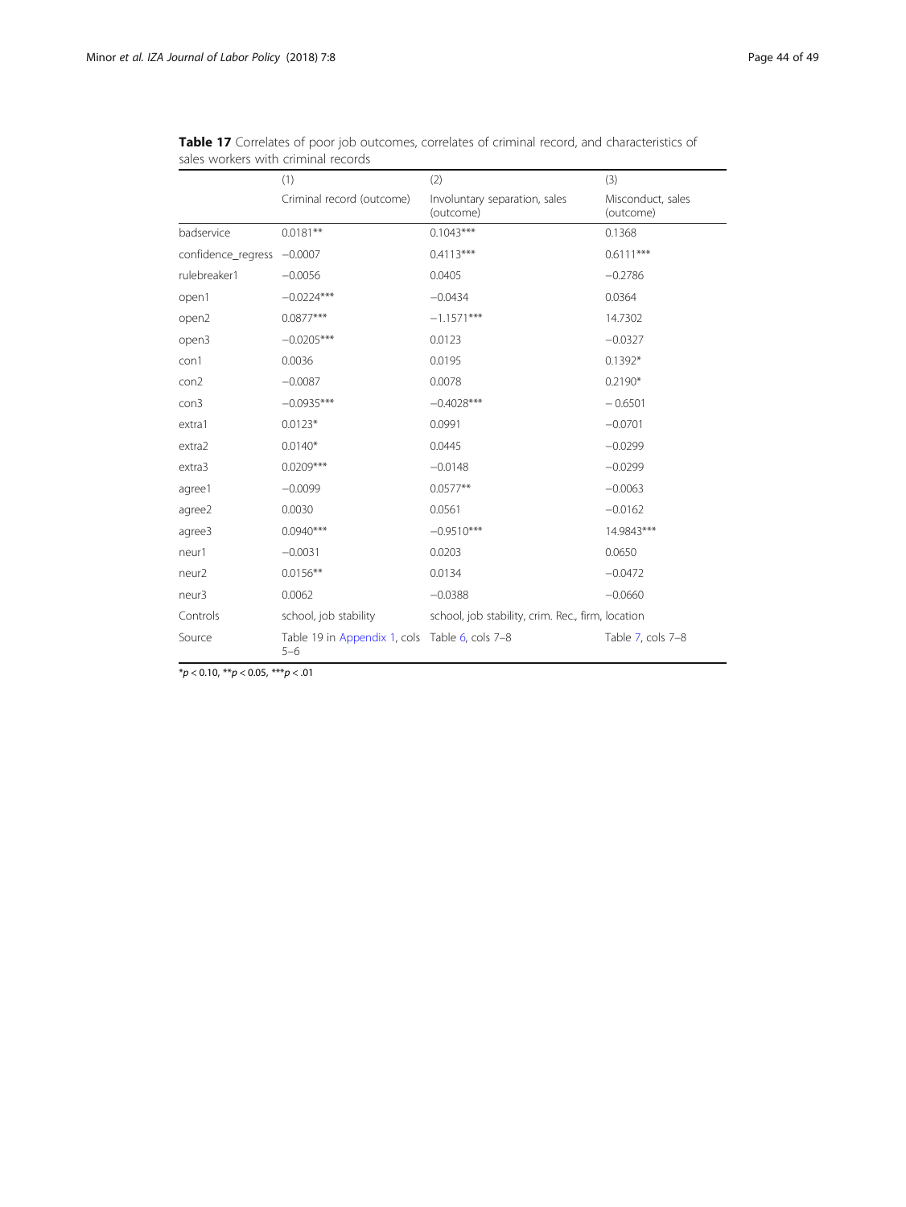**Table 17** Correlates of poor job outcomes, correlates of criminal record, and characteristics of sales workers with criminal records

| | (1) | (2) | (3) |
|---|---|---|---|
| | Criminal record (outcome) | Involuntary separation, sales (outcome) | Misconduct, sales (outcome) |
| badservice | 0.0181** | 0.1043*** | 0.1368 |
| confidence_regress | −0.0007 | 0.4113*** | 0.6111*** |
| rulebreaker1 | −0.0056 | 0.0405 | −0.2786 |
| open1 | −0.0224*** | −0.0434 | 0.0364 |
| open2 | 0.0877*** | −1.1571*** | 14.7302 |
| open3 | −0.0205*** | 0.0123 | −0.0327 |
| con1 | 0.0036 | 0.0195 | 0.1392* |
| con2 | −0.0087 | 0.0078 | 0.2190* |
| con3 | −0.0935*** | −0.4028*** | −0.6501 |
| extra1 | 0.0123* | 0.0991 | −0.0701 |
| extra2 | 0.0140* | 0.0445 | −0.0299 |
| extra3 | 0.0209*** | −0.0148 | −0.0299 |
| agree1 | −0.0099 | 0.0577** | −0.0063 |
| agree2 | 0.0030 | 0.0561 | −0.0162 |
| agree3 | 0.0940*** | −0.9510*** | 14.9843*** |
| neur1 | −0.0031 | 0.0203 | 0.0650 |
| neur2 | 0.0156** | 0.0134 | −0.0472 |
| neur3 | 0.0062 | −0.0388 | −0.0660 |
| Controls | school, job stability | school, job stability, crim. Rec., firm, location | |
| Source | Table 19 in Appendix 1, cols 5–6 | Table 6, cols 7–8 | Table 7, cols 7–8 |

*$p < 0.10$, **$p < 0.05$, ***$p < .01$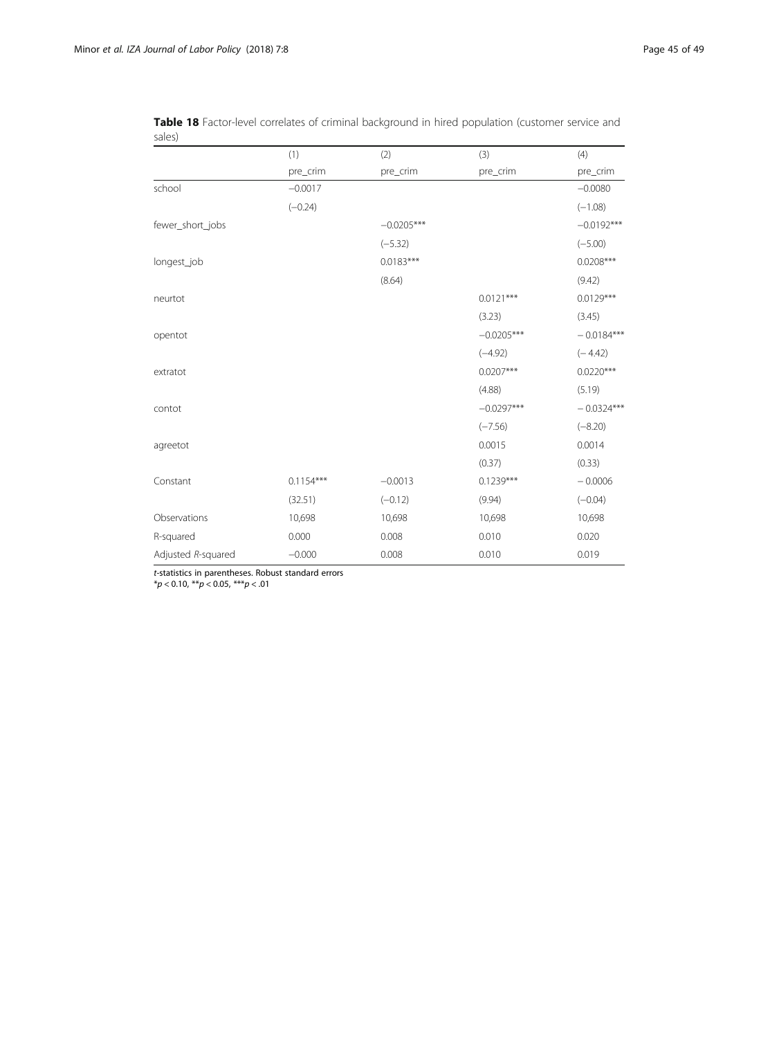**Table 18** Factor-level correlates of criminal background in hired population (customer service and sales)

| | (1) | (2) | (3) | (4) |
|---|---|---|---|---|
| | pre_crim | pre_crim | pre_crim | pre_crim |
| school | −0.0017 | | | −0.0080 |
| | (−0.24) | | | (−1.08) |
| fewer_short_jobs | | −0.0205*** | | −0.0192*** |
| | | (−5.32) | | (−5.00) |
| longest_job | | 0.0183*** | | 0.0208*** |
| | | (8.64) | | (9.42) |
| neurtot | | | 0.0121*** | 0.0129*** |
| | | | (3.23) | (3.45) |
| opentot | | | −0.0205*** | − 0.0184*** |
| | | | (−4.92) | (− 4.42) |
| extratot | | | 0.0207*** | 0.0220*** |
| | | | (4.88) | (5.19) |
| contot | | | −0.0297*** | − 0.0324*** |
| | | | (−7.56) | (−8.20) |
| agreetot | | | 0.0015 | 0.0014 |
| | | | (0.37) | (0.33) |
| Constant | 0.1154*** | −0.0013 | 0.1239*** | − 0.0006 |
| | (32.51) | (−0.12) | (9.94) | (−0.04) |
| Observations | 10,698 | 10,698 | 10,698 | 10,698 |
| R-squared | 0.000 | 0.008 | 0.010 | 0.020 |
| Adjusted *R*-squared | −0.000 | 0.008 | 0.010 | 0.019 |

*t*-statistics in parentheses. Robust standard errors
*$p < 0.10$, **$p < 0.05$, ***$p < .01$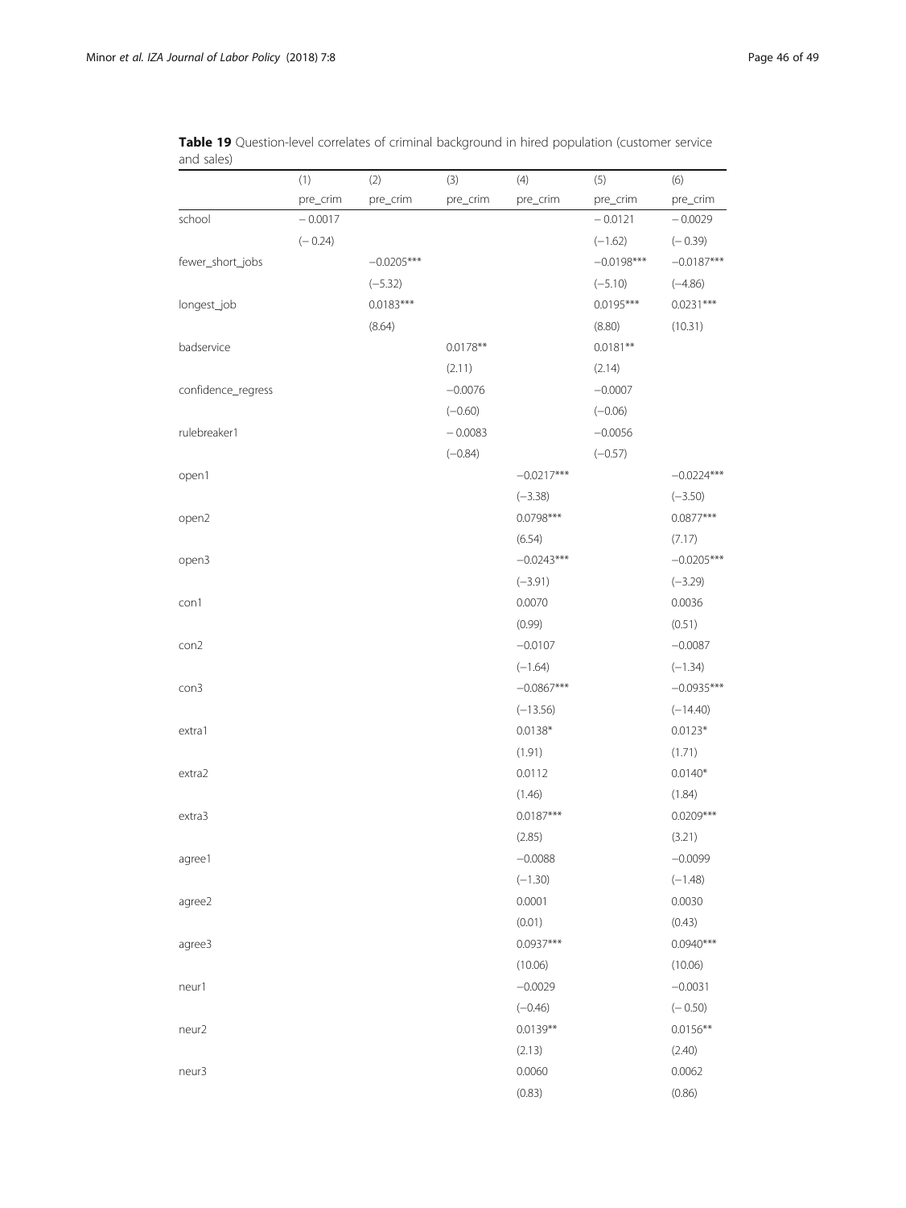**Table 19** Question-level correlates of criminal background in hired population (customer service and sales)

| | (1) | (2) | (3) | (4) | (5) | (6) |
|---|---|---|---|---|---|---|
| | pre_crim | pre_crim | pre_crim | pre_crim | pre_crim | pre_crim |
| school | − 0.0017 | | | | − 0.0121 | − 0.0029 |
| | (− 0.24) | | | | (−1.62) | (− 0.39) |
| fewer_short_jobs | | −0.0205*** | | | −0.0198*** | −0.0187*** |
| | | (−5.32) | | | (−5.10) | (−4.86) |
| longest_job | | 0.0183*** | | | 0.0195*** | 0.0231*** |
| | | (8.64) | | | (8.80) | (10.31) |
| badservice | | | 0.0178** | | 0.0181** | |
| | | | (2.11) | | (2.14) | |
| confidence_regress | | | −0.0076 | | −0.0007 | |
| | | | (−0.60) | | (−0.06) | |
| rulebreaker1 | | | − 0.0083 | | −0.0056 | |
| | | | (−0.84) | | (−0.57) | |
| open1 | | | | −0.0217*** | | −0.0224*** |
| | | | | (−3.38) | | (−3.50) |
| open2 | | | | 0.0798*** | | 0.0877*** |
| | | | | (6.54) | | (7.17) |
| open3 | | | | −0.0243*** | | −0.0205*** |
| | | | | (−3.91) | | (−3.29) |
| con1 | | | | 0.0070 | | 0.0036 |
| | | | | (0.99) | | (0.51) |
| con2 | | | | −0.0107 | | −0.0087 |
| | | | | (−1.64) | | (−1.34) |
| con3 | | | | −0.0867*** | | −0.0935*** |
| | | | | (−13.56) | | (−14.40) |
| extra1 | | | | 0.0138* | | 0.0123* |
| | | | | (1.91) | | (1.71) |
| extra2 | | | | 0.0112 | | 0.0140* |
| | | | | (1.46) | | (1.84) |
| extra3 | | | | 0.0187*** | | 0.0209*** |
| | | | | (2.85) | | (3.21) |
| agree1 | | | | −0.0088 | | −0.0099 |
| | | | | (−1.30) | | (−1.48) |
| agree2 | | | | 0.0001 | | 0.0030 |
| | | | | (0.01) | | (0.43) |
| agree3 | | | | 0.0937*** | | 0.0940*** |
| | | | | (10.06) | | (10.06) |
| neur1 | | | | −0.0029 | | −0.0031 |
| | | | | (−0.46) | | (− 0.50) |
| neur2 | | | | 0.0139** | | 0.0156** |
| | | | | (2.13) | | (2.40) |
| neur3 | | | | 0.0060 | | 0.0062 |
| | | | | (0.83) | | (0.86) |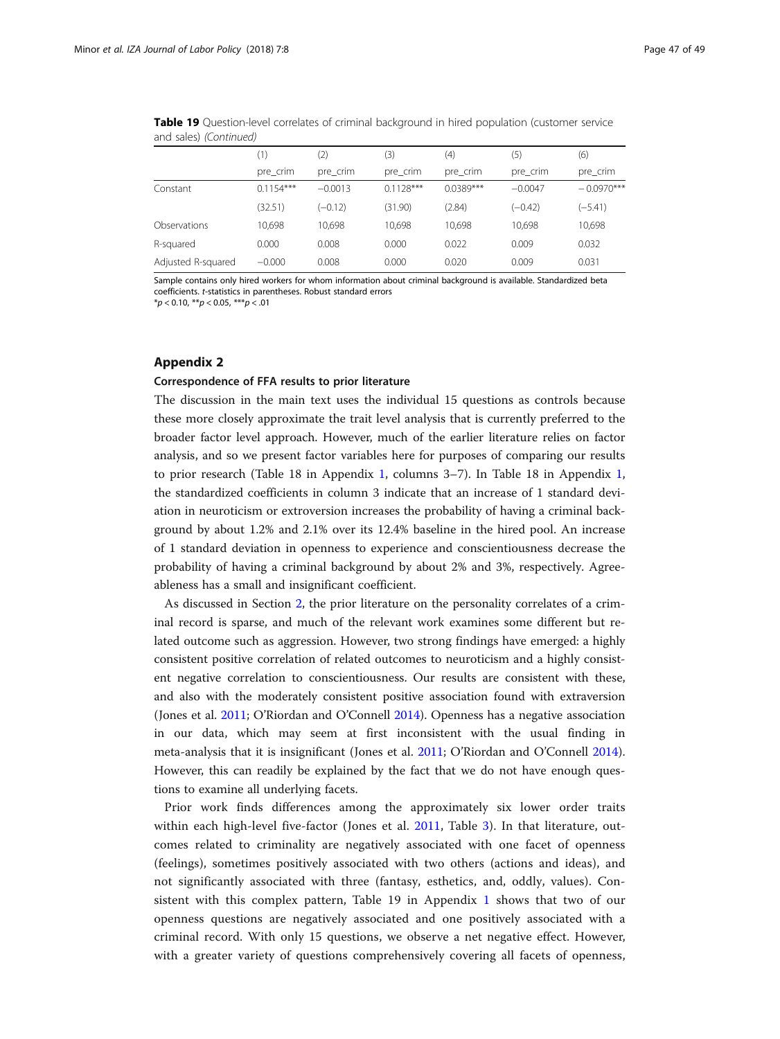**Table 19** Question-level correlates of criminal background in hired population (customer service and sales) *(Continued)*

| | (1) | (2) | (3) | (4) | (5) | (6) |
|---|---|---|---|---|---|---|
| | pre_crim | pre_crim | pre_crim | pre_crim | pre_crim | pre_crim |
| Constant | 0.1154*** | −0.0013 | 0.1128*** | 0.0389*** | −0.0047 | − 0.0970*** |
| | (32.51) | (−0.12) | (31.90) | (2.84) | (−0.42) | (−5.41) |
| Observations | 10,698 | 10,698 | 10,698 | 10,698 | 10,698 | 10,698 |
| R-squared | 0.000 | 0.008 | 0.000 | 0.022 | 0.009 | 0.032 |
| Adjusted R-squared | −0.000 | 0.008 | 0.000 | 0.020 | 0.009 | 0.031 |

Sample contains only hired workers for whom information about criminal background is available. Standardized beta coefficients. *t*-statistics in parentheses. Robust standard errors
*$p < 0.10$, **$p < 0.05$, ***$p < .01$

## Appendix 2

### Correspondence of FFA results to prior literature

The discussion in the main text uses the individual 15 questions as controls because these more closely approximate the trait level analysis that is currently preferred to the broader factor level approach. However, much of the earlier literature relies on factor analysis, and so we present factor variables here for purposes of comparing our results to prior research (Table 18 in Appendix 1, columns 3–7). In Table 18 in Appendix 1, the standardized coefficients in column 3 indicate that an increase of 1 standard deviation in neuroticism or extroversion increases the probability of having a criminal background by about 1.2% and 2.1% over its 12.4% baseline in the hired pool. An increase of 1 standard deviation in openness to experience and conscientiousness decrease the probability of having a criminal background by about 2% and 3%, respectively. Agreeableness has a small and insignificant coefficient.

As discussed in Section 2, the prior literature on the personality correlates of a criminal record is sparse, and much of the relevant work examines some different but related outcome such as aggression. However, two strong findings have emerged: a highly consistent positive correlation of related outcomes to neuroticism and a highly consistent negative correlation to conscientiousness. Our results are consistent with these, and also with the moderately consistent positive association found with extraversion (Jones et al. 2011; O'Riordan and O'Connell 2014). Openness has a negative association in our data, which may seem at first inconsistent with the usual finding in meta-analysis that it is insignificant (Jones et al. 2011; O'Riordan and O'Connell 2014). However, this can readily be explained by the fact that we do not have enough questions to examine all underlying facets.

Prior work finds differences among the approximately six lower order traits within each high-level five-factor (Jones et al. 2011, Table 3). In that literature, outcomes related to criminality are negatively associated with one facet of openness (feelings), sometimes positively associated with two others (actions and ideas), and not significantly associated with three (fantasy, esthetics, and, oddly, values). Consistent with this complex pattern, Table 19 in Appendix 1 shows that two of our openness questions are negatively associated and one positively associated with a criminal record. With only 15 questions, we observe a net negative effect. However, with a greater variety of questions comprehensively covering all facets of openness,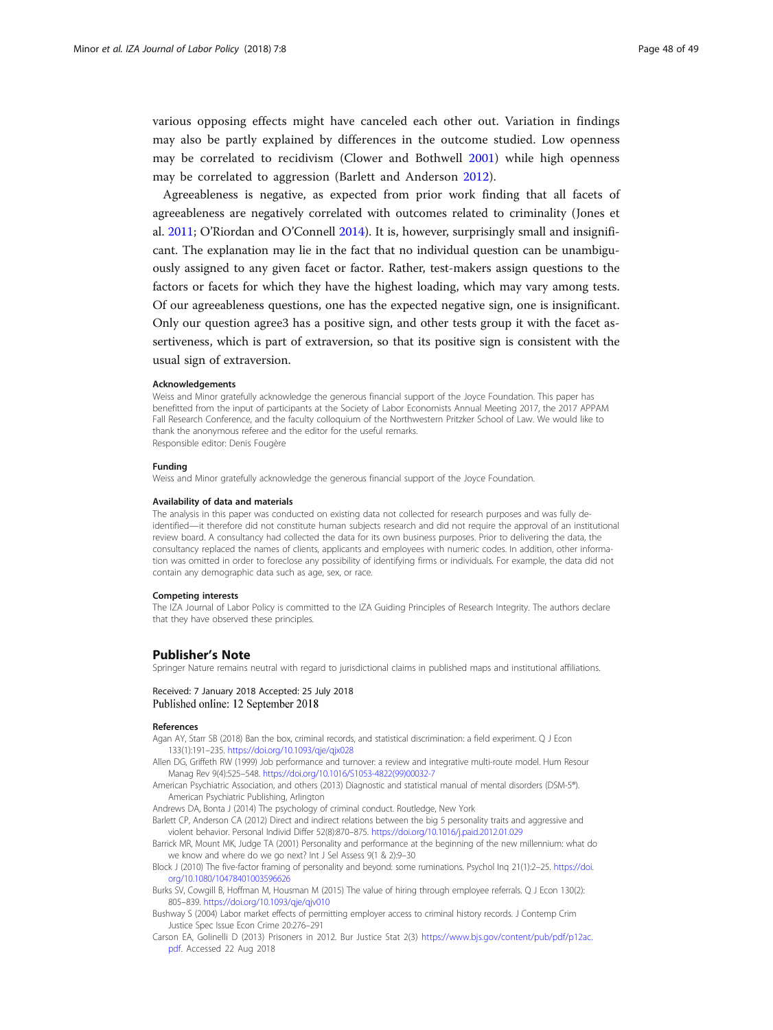various opposing effects might have canceled each other out. Variation in findings may also be partly explained by differences in the outcome studied. Low openness may be correlated to recidivism (Clower and Bothwell 2001) while high openness may be correlated to aggression (Barlett and Anderson 2012).

Agreeableness is negative, as expected from prior work finding that all facets of agreeableness are negatively correlated with outcomes related to criminality (Jones et al. 2011; O'Riordan and O'Connell 2014). It is, however, surprisingly small and insignificant. The explanation may lie in the fact that no individual question can be unambiguously assigned to any given facet or factor. Rather, test-makers assign questions to the factors or facets for which they have the highest loading, which may vary among tests. Of our agreeableness questions, one has the expected negative sign, one is insignificant. Only our question agree3 has a positive sign, and other tests group it with the facet assertiveness, which is part of extraversion, so that its positive sign is consistent with the usual sign of extraversion.

#### Acknowledgements

Weiss and Minor gratefully acknowledge the generous financial support of the Joyce Foundation. This paper has benefitted from the input of participants at the Society of Labor Economists Annual Meeting 2017, the 2017 APPAM Fall Research Conference, and the faculty colloquium of the Northwestern Pritzker School of Law. We would like to thank the anonymous referee and the editor for the useful remarks.
Responsible editor: Denis Fougère

#### Funding

Weiss and Minor gratefully acknowledge the generous financial support of the Joyce Foundation.

#### Availability of data and materials

The analysis in this paper was conducted on existing data not collected for research purposes and was fully de-identified—it therefore did not constitute human subjects research and did not require the approval of an institutional review board. A consultancy had collected the data for its own business purposes. Prior to delivering the data, the consultancy replaced the names of clients, applicants and employees with numeric codes. In addition, other information was omitted in order to foreclose any possibility of identifying firms or individuals. For example, the data did not contain any demographic data such as age, sex, or race.

#### Competing interests

The IZA Journal of Labor Policy is committed to the IZA Guiding Principles of Research Integrity. The authors declare that they have observed these principles.

## Publisher's Note

Springer Nature remains neutral with regard to jurisdictional claims in published maps and institutional affiliations.

Received: 7 January 2018 Accepted: 25 July 2018
Published online: 12 September 2018

#### References

Agan AY, Starr SB (2018) Ban the box, criminal records, and statistical discrimination: a field experiment. Q J Econ 133(1):191–235. https://doi.org/10.1093/qje/qjx028

Allen DG, Griffeth RW (1999) Job performance and turnover: a review and integrative multi-route model. Hum Resour Manag Rev 9(4):525–548. https://doi.org/10.1016/S1053-4822(99)00032-7

American Psychiatric Association, and others (2013) Diagnostic and statistical manual of mental disorders (DSM-5®). American Psychiatric Publishing, Arlington

Andrews DA, Bonta J (2014) The psychology of criminal conduct. Routledge, New York

Barlett CP, Anderson CA (2012) Direct and indirect relations between the big 5 personality traits and aggressive and violent behavior. Personal Individ Differ 52(8):870–875. https://doi.org/10.1016/j.paid.2012.01.029

Barrick MR, Mount MK, Judge TA (2001) Personality and performance at the beginning of the new millennium: what do we know and where do we go next? Int J Sel Assess 9(1 & 2):9–30

Block J (2010) The five-factor framing of personality and beyond: some ruminations. Psychol Inq 21(1):2–25. https://doi.org/10.1080/10478401003596626

Burks SV, Cowgill B, Hoffman M, Housman M (2015) The value of hiring through employee referrals. Q J Econ 130(2): 805–839. https://doi.org/10.1093/qje/qjv010

Bushway S (2004) Labor market effects of permitting employer access to criminal history records. J Contemp Crim Justice Spec Issue Econ Crime 20:276–291

Carson EA, Golinelli D (2013) Prisoners in 2012. Bur Justice Stat 2(3) https://www.bjs.gov/content/pub/pdf/p12ac.pdf. Accessed 22 Aug 2018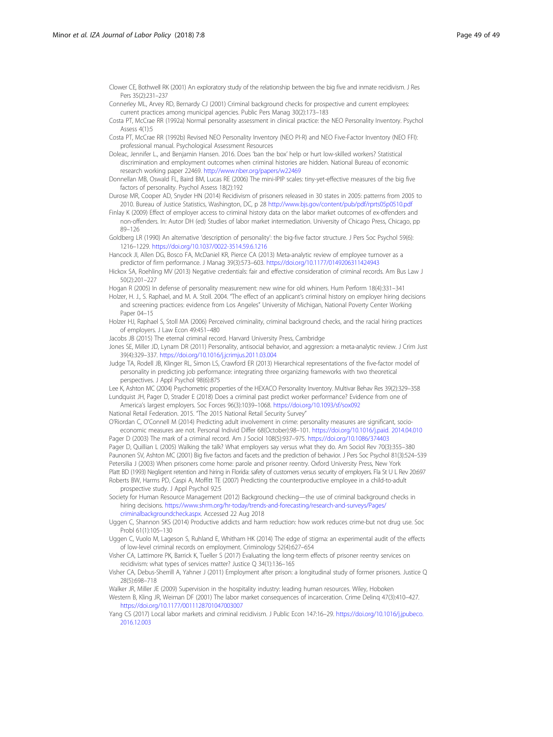Clower CE, Bothwell RK (2001) An exploratory study of the relationship between the big five and inmate recidivism. J Res Pers 35(2):231–237

Connerley ML, Arvey RD, Bernardy CJ (2001) Criminal background checks for prospective and current employees: current practices among municipal agencies. Public Pers Manag 30(2):173–183

Costa PT, McCrae RR (1992a) Normal personality assessment in clinical practice: the NEO Personality Inventory. Psychol Assess 4(1):5

Costa PT, McCrae RR (1992b) Revised NEO Personality Inventory (NEO PI-R) and NEO Five-Factor Inventory (NEO FFI): professional manual. Psychological Assessment Resources

Doleac, Jennifer L., and Benjamin Hansen. 2016. Does 'ban the box' help or hurt low-skilled workers? Statistical discrimination and employment outcomes when criminal histories are hidden. National Bureau of economic research working paper 22469. http://www.nber.org/papers/w22469

Donnellan MB, Oswald FL, Baird BM, Lucas RE (2006) The mini-IPIP scales: tiny-yet-effective measures of the big five factors of personality. Psychol Assess 18(2):192

Durose MR, Cooper AD, Snyder HN (2014) Recidivism of prisoners released in 30 states in 2005: patterns from 2005 to 2010. Bureau of Justice Statistics, Washington, DC, p 28 http://www.bjs.gov/content/pub/pdf/rprts05p0510.pdf

Finlay K (2009) Effect of employer access to criminal history data on the labor market outcomes of ex-offenders and non-offenders. In: Autor DH (ed) Studies of labor market intermediation. University of Chicago Press, Chicago, pp 89–126

Goldberg LR (1990) An alternative 'description of personality': the big-five factor structure. J Pers Soc Psychol 59(6): 1216–1229. https://doi.org/10.1037/0022-3514.59.6.1216

Hancock JI, Allen DG, Bosco FA, McDaniel KR, Pierce CA (2013) Meta-analytic review of employee turnover as a predictor of firm performance. J Manag 39(3):573–603. https://doi.org/10.1177/0149206311424943

Hickox SA, Roehling MV (2013) Negative credentials: fair and effective consideration of criminal records. Am Bus Law J 50(2):201–227

Hogan R (2005) In defense of personality measurement: new wine for old whiners. Hum Perform 18(4):331–341

Holzer, H. J., S. Raphael, and M. A. Stoll. 2004. "The effect of an applicant's criminal history on employer hiring decisions and screening practices: evidence from Los Angeles" University of Michigan, National Poverty Center Working Paper 04–15

Holzer HJ, Raphael S, Stoll MA (2006) Perceived criminality, criminal background checks, and the racial hiring practices of employers. J Law Econ 49:451–480

Jacobs JB (2015) The eternal criminal record. Harvard University Press, Cambridge

Jones SE, Miller JD, Lynam DR (2011) Personality, antisocial behavior, and aggression: a meta-analytic review. J Crim Just 39(4):329–337. https://doi.org/10.1016/j.jcrimjus.2011.03.004

Judge TA, Rodell JB, Klinger RL, Simon LS, Crawford ER (2013) Hierarchical representations of the five-factor model of personality in predicting job performance: integrating three organizing frameworks with two theoretical perspectives. J Appl Psychol 98(6):875

Lee K, Ashton MC (2004) Psychometric properties of the HEXACO Personality Inventory. Multivar Behav Res 39(2):329–358

Lundquist JH, Pager D, Strader E (2018) Does a criminal past predict worker performance? Evidence from one of America's largest employers. Soc Forces 96(3):1039–1068. https://doi.org/10.1093/sf/sox092

National Retail Federation. 2015. "The 2015 National Retail Security Survey"

O'Riordan C, O'Connell M (2014) Predicting adult involvement in crime: personality measures are significant, socio-economic measures are not. Personal Individ Differ 68(October):98–101. https://doi.org/10.1016/j.paid. 2014.04.010

Pager D (2003) The mark of a criminal record. Am J Sociol 108(5):937–975. https://doi.org/10.1086/374403

Pager D, Quillian L (2005) Walking the talk? What employers say versus what they do. Am Sociol Rev 70(3):355–380

Paunonen SV, Ashton MC (2001) Big five factors and facets and the prediction of behavior. J Pers Soc Psychol 81(3):524–539

Petersilia J (2003) When prisoners come home: parole and prisoner reentry. Oxford University Press, New York

Platt BD (1993) Negligent retention and hiring in Florida: safety of customers versus security of employers. Fla St U L Rev 20:697

Roberts BW, Harms PD, Caspi A, Moffitt TE (2007) Predicting the counterproductive employee in a child-to-adult prospective study. J Appl Psychol 92:5

Society for Human Resource Management (2012) Background checking—the use of criminal background checks in hiring decisions. https://www.shrm.org/hr-today/trends-and-forecasting/research-and-surveys/Pages/criminalbackgroundcheck.aspx. Accessed 22 Aug 2018

Uggen C, Shannon SKS (2014) Productive addicts and harm reduction: how work reduces crime-but not drug use. Soc Probl 61(1):105–130

Uggen C, Vuolo M, Lageson S, Ruhland E, Whitham HK (2014) The edge of stigma: an experimental audit of the effects of low-level criminal records on employment. Criminology 52(4):627–654

Visher CA, Lattimore PK, Barrick K, Tueller S (2017) Evaluating the long-term effects of prisoner reentry services on recidivism: what types of services matter? Justice Q 34(1):136–165

Visher CA, Debus-Sherrill A, Yahner J (2011) Employment after prison: a longitudinal study of former prisoners. Justice Q 28(5):698–718

Walker JR, Miller JE (2009) Supervision in the hospitality industry: leading human resources. Wiley, Hoboken

Western B, Kling JR, Weiman DF (2001) The labor market consequences of incarceration. Crime Delinq 47(3):410–427. https://doi.org/10.1177/0011128701047003007

Yang CS (2017) Local labor markets and criminal recidivism. J Public Econ 147:16–29. https://doi.org/10.1016/j.jpubeco.2016.12.003